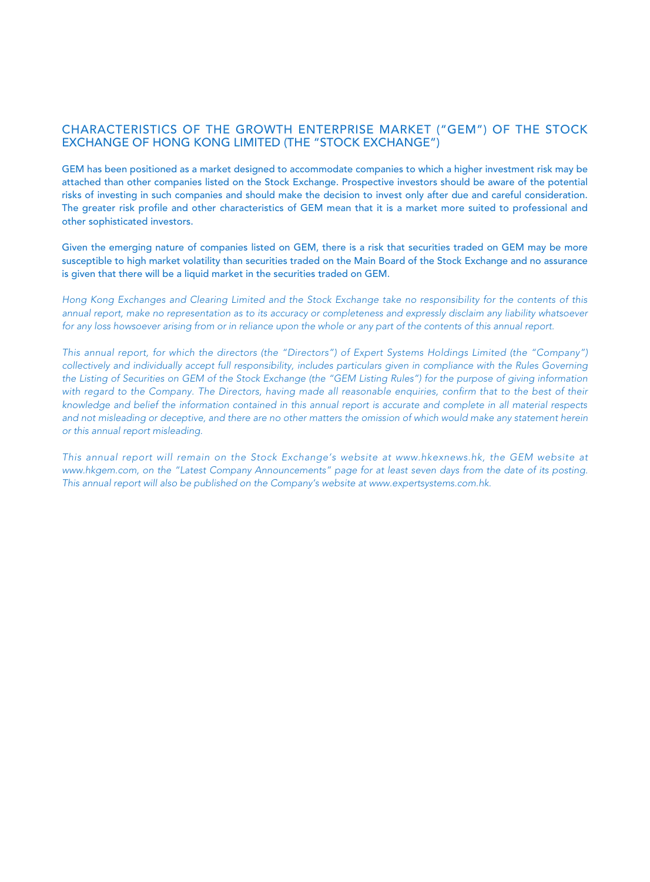## CHARACTERISTICS OF THE GROWTH ENTERPRISE MARKET ("GEM") OF THE STOCK EXCHANGE OF HONG KONG LIMITED (THE "STOCK EXCHANGE")

GEM has been positioned as a market designed to accommodate companies to which a higher investment risk may be attached than other companies listed on the Stock Exchange. Prospective investors should be aware of the potential risks of investing in such companies and should make the decision to invest only after due and careful consideration. The greater risk profile and other characteristics of GEM mean that it is a market more suited to professional and other sophisticated investors.

Given the emerging nature of companies listed on GEM, there is a risk that securities traded on GEM may be more susceptible to high market volatility than securities traded on the Main Board of the Stock Exchange and no assurance is given that there will be a liquid market in the securities traded on GEM.

*Hong Kong Exchanges and Clearing Limited and the Stock Exchange take no responsibility for the contents of this annual report, make no representation as to its accuracy or completeness and expressly disclaim any liability whatsoever for any loss howsoever arising from or in reliance upon the whole or any part of the contents of this annual report.*

*This annual report, for which the directors (the "Directors") of Expert Systems Holdings Limited (the "Company") collectively and individually accept full responsibility, includes particulars given in compliance with the Rules Governing the Listing of Securities on GEM of the Stock Exchange (the "GEM Listing Rules") for the purpose of giving information with regard to the Company. The Directors, having made all reasonable enquiries, confirm that to the best of their knowledge and belief the information contained in this annual report is accurate and complete in all material respects and not misleading or deceptive, and there are no other matters the omission of which would make any statement herein or this annual report misleading.*

*This annual report will remain on the Stock Exchange's website at www.hkexnews.hk, the GEM website at www.hkgem.com, on the "Latest Company Announcements" page for at least seven days from the date of its posting. This annual report will also be published on the Company's website at www.expertsystems.com.hk.*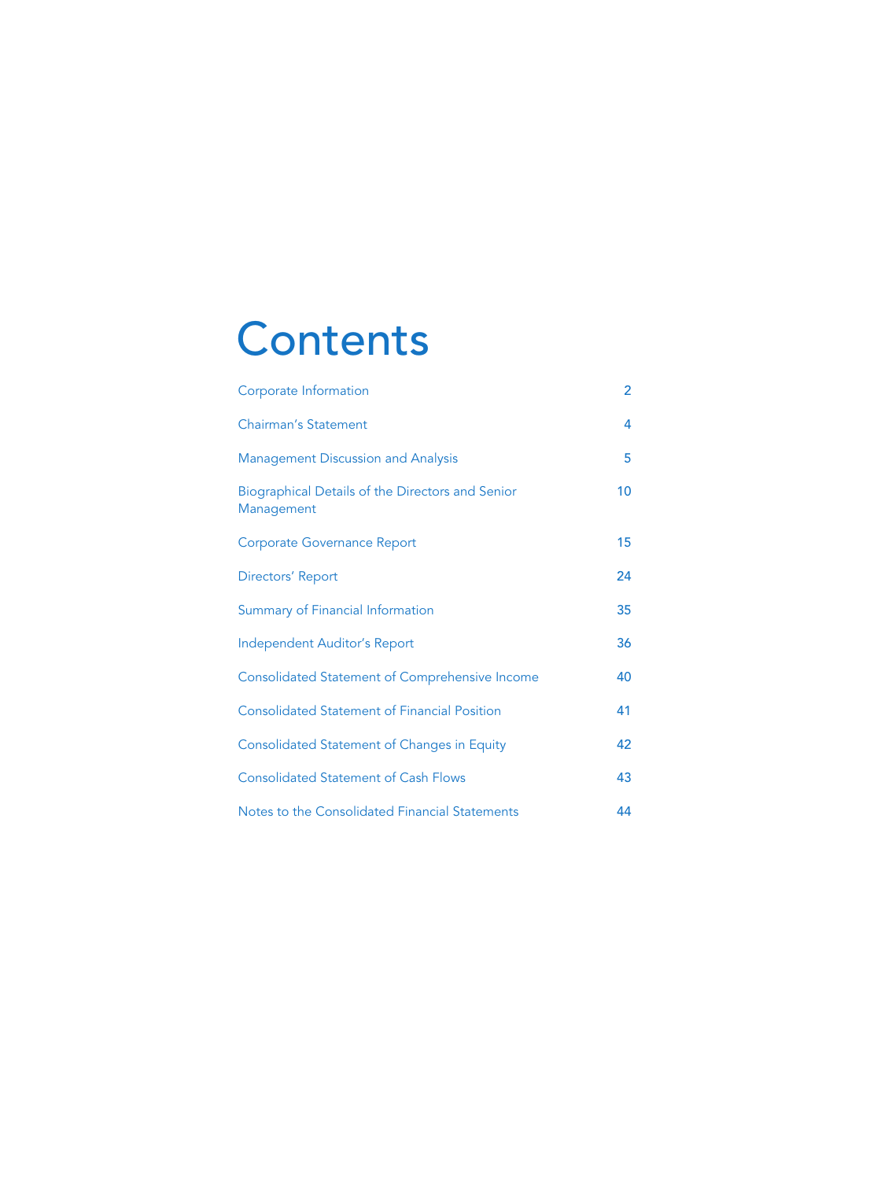# Contents

| | |
|---|---|
| Corporate Information | 2 |
| Chairman's Statement | 4 |
| Management Discussion and Analysis | 5 |
| Biographical Details of the Directors and Senior Management | 10 |
| Corporate Governance Report | 15 |
| Directors' Report | 24 |
| Summary of Financial Information | 35 |
| Independent Auditor's Report | 36 |
| Consolidated Statement of Comprehensive Income | 40 |
| Consolidated Statement of Financial Position | 41 |
| Consolidated Statement of Changes in Equity | 42 |
| Consolidated Statement of Cash Flows | 43 |
| Notes to the Consolidated Financial Statements | 44 |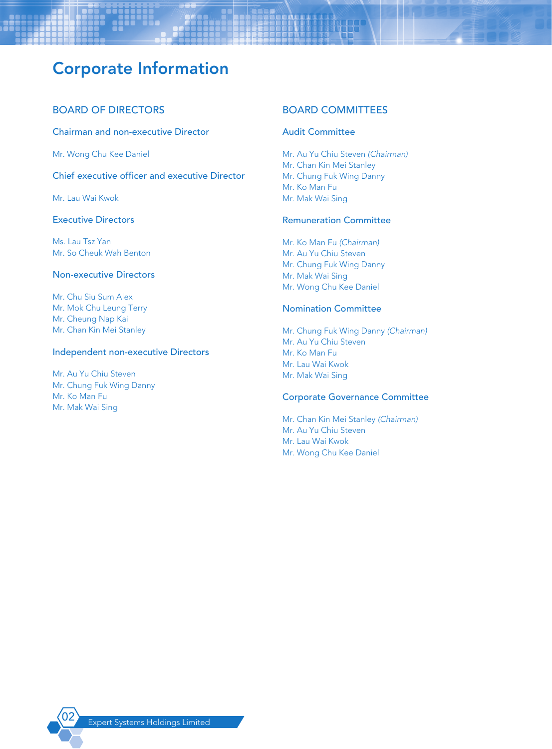# Corporate Information

## BOARD OF DIRECTORS

### Chairman and non-executive Director

Mr. Wong Chu Kee Daniel

### Chief executive officer and executive Director

Mr. Lau Wai Kwok

### Executive Directors

Ms. Lau Tsz Yan
Mr. So Cheuk Wah Benton

### Non-executive Directors

Mr. Chu Siu Sum Alex
Mr. Mok Chu Leung Terry
Mr. Cheung Nap Kai
Mr. Chan Kin Mei Stanley

### Independent non-executive Directors

Mr. Au Yu Chiu Steven
Mr. Chung Fuk Wing Danny
Mr. Ko Man Fu
Mr. Mak Wai Sing

## BOARD COMMITTEES

### Audit Committee

Mr. Au Yu Chiu Steven *(Chairman)*
Mr. Chan Kin Mei Stanley
Mr. Chung Fuk Wing Danny
Mr. Ko Man Fu
Mr. Mak Wai Sing

### Remuneration Committee

Mr. Ko Man Fu *(Chairman)*
Mr. Au Yu Chiu Steven
Mr. Chung Fuk Wing Danny
Mr. Mak Wai Sing
Mr. Wong Chu Kee Daniel

### Nomination Committee

Mr. Chung Fuk Wing Danny *(Chairman)*
Mr. Au Yu Chiu Steven
Mr. Ko Man Fu
Mr. Lau Wai Kwok
Mr. Mak Wai Sing

### Corporate Governance Committee

Mr. Chan Kin Mei Stanley *(Chairman)*
Mr. Au Yu Chiu Steven
Mr. Lau Wai Kwok
Mr. Wong Chu Kee Daniel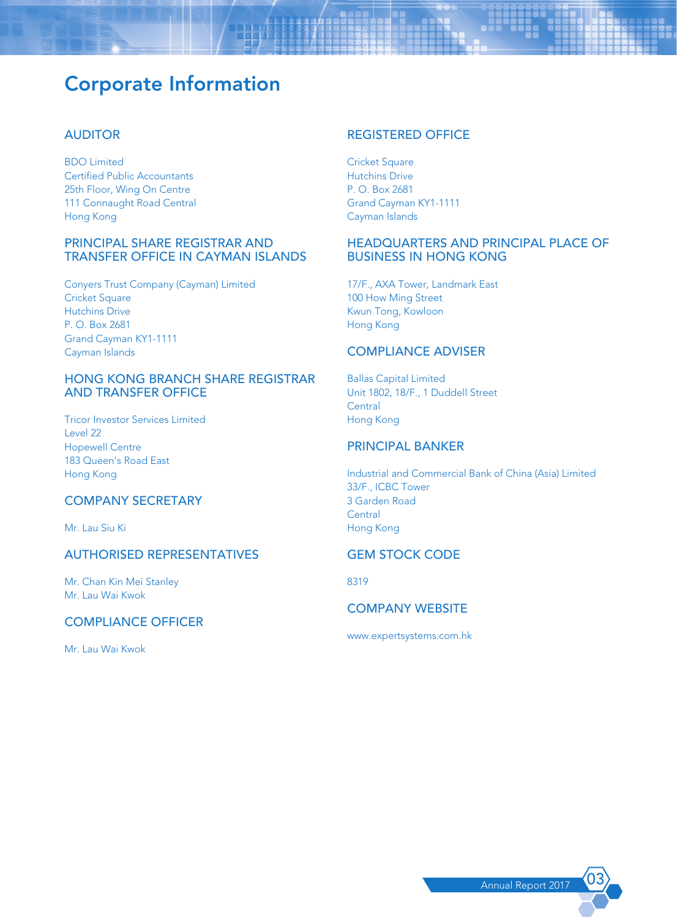# Corporate Information

## AUDITOR

BDO Limited
Certified Public Accountants
25th Floor, Wing On Centre
111 Connaught Road Central
Hong Kong

## PRINCIPAL SHARE REGISTRAR AND TRANSFER OFFICE IN CAYMAN ISLANDS

Conyers Trust Company (Cayman) Limited
Cricket Square
Hutchins Drive
P. O. Box 2681
Grand Cayman KY1-1111
Cayman Islands

## HONG KONG BRANCH SHARE REGISTRAR AND TRANSFER OFFICE

Tricor Investor Services Limited
Level 22
Hopewell Centre
183 Queen's Road East
Hong Kong

## COMPANY SECRETARY

Mr. Lau Siu Ki

## AUTHORISED REPRESENTATIVES

Mr. Chan Kin Mei Stanley
Mr. Lau Wai Kwok

## COMPLIANCE OFFICER

Mr. Lau Wai Kwok

## REGISTERED OFFICE

Cricket Square
Hutchins Drive
P. O. Box 2681
Grand Cayman KY1-1111
Cayman Islands

## HEADQUARTERS AND PRINCIPAL PLACE OF BUSINESS IN HONG KONG

17/F., AXA Tower, Landmark East
100 How Ming Street
Kwun Tong, Kowloon
Hong Kong

## COMPLIANCE ADVISER

Ballas Capital Limited
Unit 1802, 18/F., 1 Duddell Street
Central
Hong Kong

## PRINCIPAL BANKER

Industrial and Commercial Bank of China (Asia) Limited
33/F., ICBC Tower
3 Garden Road
Central
Hong Kong

## GEM STOCK CODE

8319

## COMPANY WEBSITE

www.expertsystems.com.hk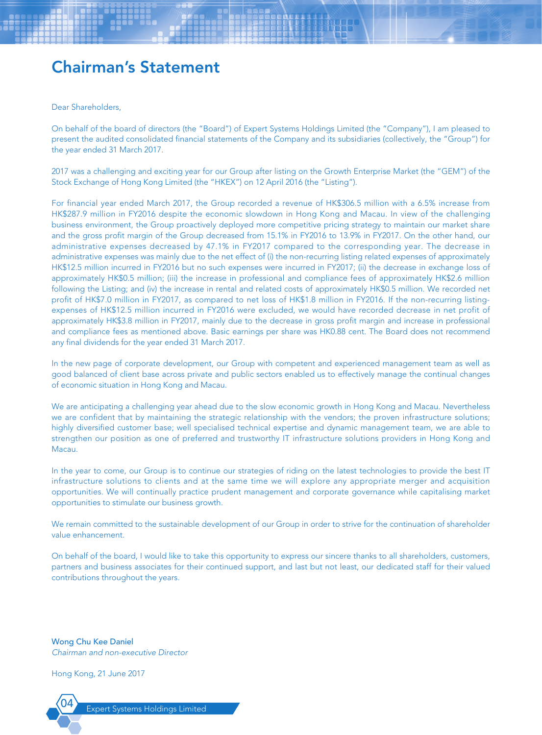# Chairman's Statement

Dear Shareholders,

On behalf of the board of directors (the "Board") of Expert Systems Holdings Limited (the "Company"), I am pleased to present the audited consolidated financial statements of the Company and its subsidiaries (collectively, the "Group") for the year ended 31 March 2017.

2017 was a challenging and exciting year for our Group after listing on the Growth Enterprise Market (the "GEM") of the Stock Exchange of Hong Kong Limited (the "HKEX") on 12 April 2016 (the "Listing").

For financial year ended March 2017, the Group recorded a revenue of HK$306.5 million with a 6.5% increase from HK$287.9 million in FY2016 despite the economic slowdown in Hong Kong and Macau. In view of the challenging business environment, the Group proactively deployed more competitive pricing strategy to maintain our market share and the gross profit margin of the Group decreased from 15.1% in FY2016 to 13.9% in FY2017. On the other hand, our administrative expenses decreased by 47.1% in FY2017 compared to the corresponding year. The decrease in administrative expenses was mainly due to the net effect of (i) the non-recurring listing related expenses of approximately HK$12.5 million incurred in FY2016 but no such expenses were incurred in FY2017; (ii) the decrease in exchange loss of approximately HK$0.5 million; (iii) the increase in professional and compliance fees of approximately HK$2.6 million following the Listing; and (iv) the increase in rental and related costs of approximately HK$0.5 million. We recorded net profit of HK$7.0 million in FY2017, as compared to net loss of HK$1.8 million in FY2016. If the non-recurring listing-expenses of HK$12.5 million incurred in FY2016 were excluded, we would have recorded decrease in net profit of approximately HK$3.8 million in FY2017, mainly due to the decrease in gross profit margin and increase in professional and compliance fees as mentioned above. Basic earnings per share was HK0.88 cent. The Board does not recommend any final dividends for the year ended 31 March 2017.

In the new page of corporate development, our Group with competent and experienced management team as well as good balanced of client base across private and public sectors enabled us to effectively manage the continual changes of economic situation in Hong Kong and Macau.

We are anticipating a challenging year ahead due to the slow economic growth in Hong Kong and Macau. Nevertheless we are confident that by maintaining the strategic relationship with the vendors; the proven infrastructure solutions; highly diversified customer base; well specialised technical expertise and dynamic management team, we are able to strengthen our position as one of preferred and trustworthy IT infrastructure solutions providers in Hong Kong and Macau.

In the year to come, our Group is to continue our strategies of riding on the latest technologies to provide the best IT infrastructure solutions to clients and at the same time we will explore any appropriate merger and acquisition opportunities. We will continually practice prudent management and corporate governance while capitalising market opportunities to stimulate our business growth.

We remain committed to the sustainable development of our Group in order to strive for the continuation of shareholder value enhancement.

On behalf of the board, I would like to take this opportunity to express our sincere thanks to all shareholders, customers, partners and business associates for their continued support, and last but not least, our dedicated staff for their valued contributions throughout the years.

**Wong Chu Kee Daniel**
*Chairman and non-executive Director*

Hong Kong, 21 June 2017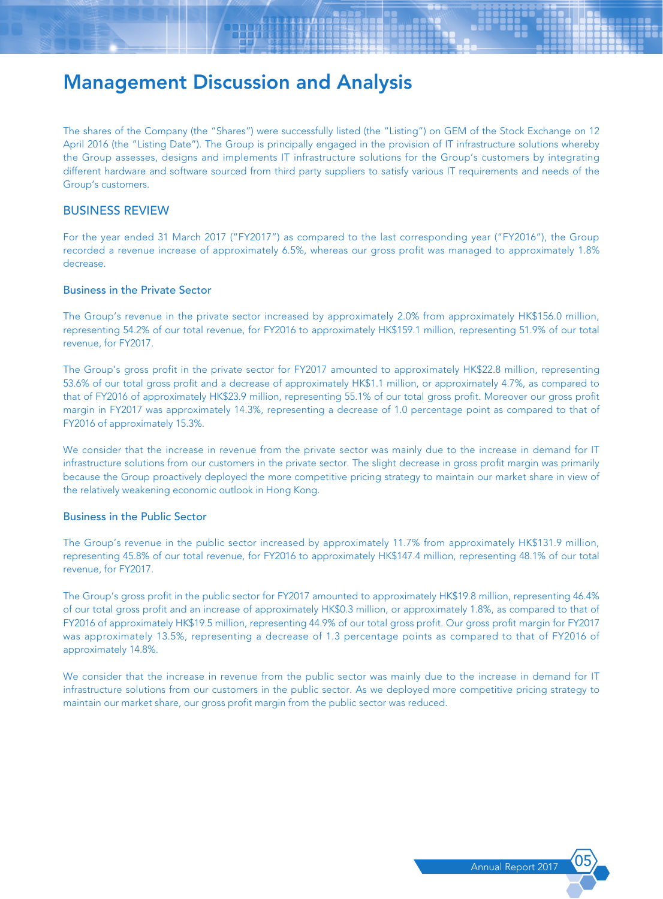# Management Discussion and Analysis

The shares of the Company (the "Shares") were successfully listed (the "Listing") on GEM of the Stock Exchange on 12 April 2016 (the "Listing Date"). The Group is principally engaged in the provision of IT infrastructure solutions whereby the Group assesses, designs and implements IT infrastructure solutions for the Group's customers by integrating different hardware and software sourced from third party suppliers to satisfy various IT requirements and needs of the Group's customers.

## BUSINESS REVIEW

For the year ended 31 March 2017 ("FY2017") as compared to the last corresponding year ("FY2016"), the Group recorded a revenue increase of approximately 6.5%, whereas our gross profit was managed to approximately 1.8% decrease.

### Business in the Private Sector

The Group's revenue in the private sector increased by approximately 2.0% from approximately HK$156.0 million, representing 54.2% of our total revenue, for FY2016 to approximately HK$159.1 million, representing 51.9% of our total revenue, for FY2017.

The Group's gross profit in the private sector for FY2017 amounted to approximately HK$22.8 million, representing 53.6% of our total gross profit and a decrease of approximately HK$1.1 million, or approximately 4.7%, as compared to that of FY2016 of approximately HK$23.9 million, representing 55.1% of our total gross profit. Moreover our gross profit margin in FY2017 was approximately 14.3%, representing a decrease of 1.0 percentage point as compared to that of FY2016 of approximately 15.3%.

We consider that the increase in revenue from the private sector was mainly due to the increase in demand for IT infrastructure solutions from our customers in the private sector. The slight decrease in gross profit margin was primarily because the Group proactively deployed the more competitive pricing strategy to maintain our market share in view of the relatively weakening economic outlook in Hong Kong.

### Business in the Public Sector

The Group's revenue in the public sector increased by approximately 11.7% from approximately HK$131.9 million, representing 45.8% of our total revenue, for FY2016 to approximately HK$147.4 million, representing 48.1% of our total revenue, for FY2017.

The Group's gross profit in the public sector for FY2017 amounted to approximately HK$19.8 million, representing 46.4% of our total gross profit and an increase of approximately HK$0.3 million, or approximately 1.8%, as compared to that of FY2016 of approximately HK$19.5 million, representing 44.9% of our total gross profit. Our gross profit margin for FY2017 was approximately 13.5%, representing a decrease of 1.3 percentage points as compared to that of FY2016 of approximately 14.8%.

We consider that the increase in revenue from the public sector was mainly due to the increase in demand for IT infrastructure solutions from our customers in the public sector. As we deployed more competitive pricing strategy to maintain our market share, our gross profit margin from the public sector was reduced.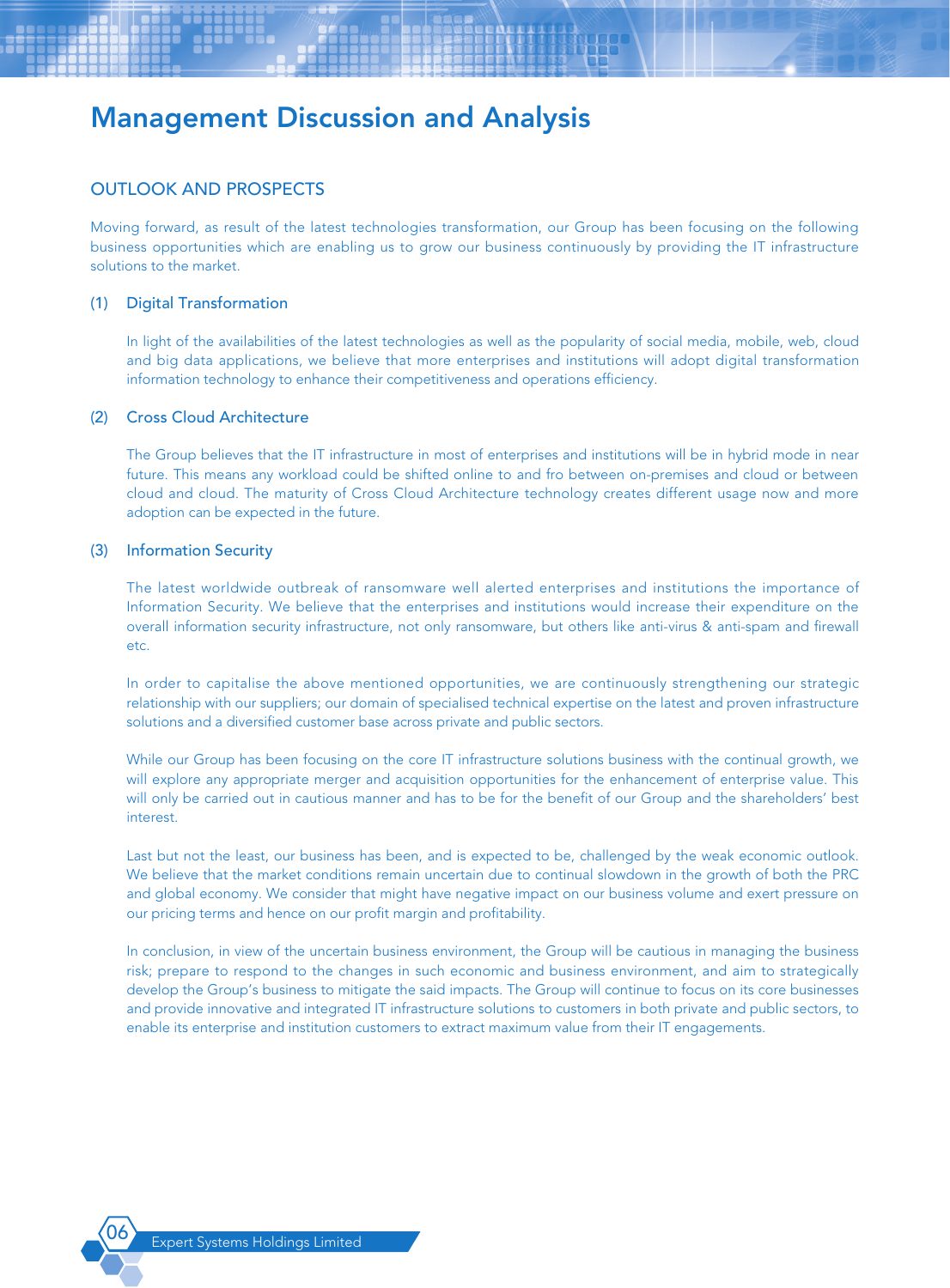# Management Discussion and Analysis

## OUTLOOK AND PROSPECTS

Moving forward, as result of the latest technologies transformation, our Group has been focusing on the following business opportunities which are enabling us to grow our business continuously by providing the IT infrastructure solutions to the market.

### (1) Digital Transformation

In light of the availabilities of the latest technologies as well as the popularity of social media, mobile, web, cloud and big data applications, we believe that more enterprises and institutions will adopt digital transformation information technology to enhance their competitiveness and operations efficiency.

### (2) Cross Cloud Architecture

The Group believes that the IT infrastructure in most of enterprises and institutions will be in hybrid mode in near future. This means any workload could be shifted online to and fro between on-premises and cloud or between cloud and cloud. The maturity of Cross Cloud Architecture technology creates different usage now and more adoption can be expected in the future.

### (3) Information Security

The latest worldwide outbreak of ransomware well alerted enterprises and institutions the importance of Information Security. We believe that the enterprises and institutions would increase their expenditure on the overall information security infrastructure, not only ransomware, but others like anti-virus & anti-spam and firewall etc.

In order to capitalise the above mentioned opportunities, we are continuously strengthening our strategic relationship with our suppliers; our domain of specialised technical expertise on the latest and proven infrastructure solutions and a diversified customer base across private and public sectors.

While our Group has been focusing on the core IT infrastructure solutions business with the continual growth, we will explore any appropriate merger and acquisition opportunities for the enhancement of enterprise value. This will only be carried out in cautious manner and has to be for the benefit of our Group and the shareholders' best interest.

Last but not the least, our business has been, and is expected to be, challenged by the weak economic outlook. We believe that the market conditions remain uncertain due to continual slowdown in the growth of both the PRC and global economy. We consider that might have negative impact on our business volume and exert pressure on our pricing terms and hence on our profit margin and profitability.

In conclusion, in view of the uncertain business environment, the Group will be cautious in managing the business risk; prepare to respond to the changes in such economic and business environment, and aim to strategically develop the Group's business to mitigate the said impacts. The Group will continue to focus on its core businesses and provide innovative and integrated IT infrastructure solutions to customers in both private and public sectors, to enable its enterprise and institution customers to extract maximum value from their IT engagements.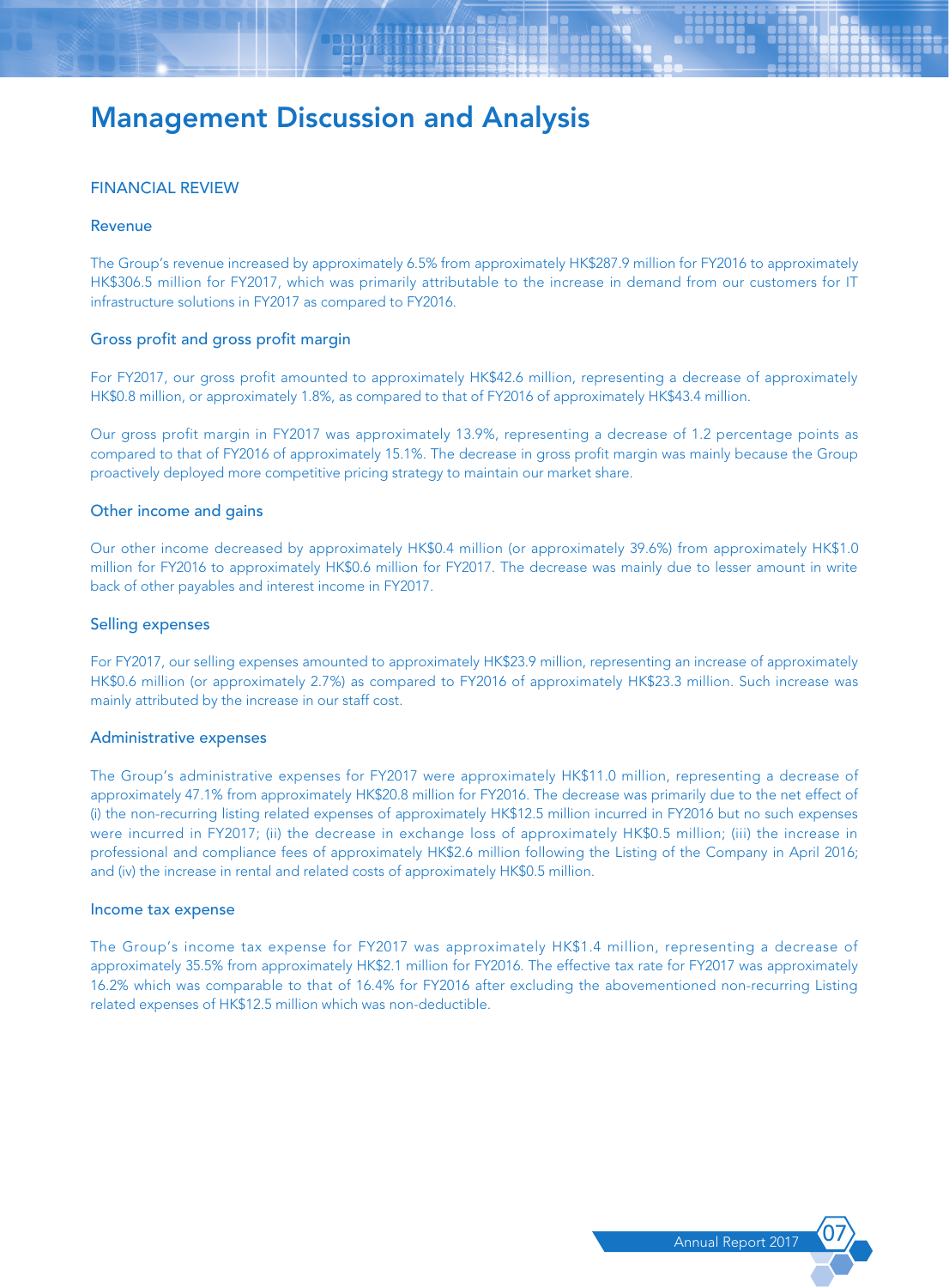# Management Discussion and Analysis

## FINANCIAL REVIEW

### Revenue

The Group's revenue increased by approximately 6.5% from approximately HK$287.9 million for FY2016 to approximately HK$306.5 million for FY2017, which was primarily attributable to the increase in demand from our customers for IT infrastructure solutions in FY2017 as compared to FY2016.

### Gross profit and gross profit margin

For FY2017, our gross profit amounted to approximately HK$42.6 million, representing a decrease of approximately HK$0.8 million, or approximately 1.8%, as compared to that of FY2016 of approximately HK$43.4 million.

Our gross profit margin in FY2017 was approximately 13.9%, representing a decrease of 1.2 percentage points as compared to that of FY2016 of approximately 15.1%. The decrease in gross profit margin was mainly because the Group proactively deployed more competitive pricing strategy to maintain our market share.

### Other income and gains

Our other income decreased by approximately HK$0.4 million (or approximately 39.6%) from approximately HK$1.0 million for FY2016 to approximately HK$0.6 million for FY2017. The decrease was mainly due to lesser amount in write back of other payables and interest income in FY2017.

### Selling expenses

For FY2017, our selling expenses amounted to approximately HK$23.9 million, representing an increase of approximately HK$0.6 million (or approximately 2.7%) as compared to FY2016 of approximately HK$23.3 million. Such increase was mainly attributed by the increase in our staff cost.

### Administrative expenses

The Group's administrative expenses for FY2017 were approximately HK$11.0 million, representing a decrease of approximately 47.1% from approximately HK$20.8 million for FY2016. The decrease was primarily due to the net effect of (i) the non-recurring listing related expenses of approximately HK$12.5 million incurred in FY2016 but no such expenses were incurred in FY2017; (ii) the decrease in exchange loss of approximately HK$0.5 million; (iii) the increase in professional and compliance fees of approximately HK$2.6 million following the Listing of the Company in April 2016; and (iv) the increase in rental and related costs of approximately HK$0.5 million.

### Income tax expense

The Group's income tax expense for FY2017 was approximately HK$1.4 million, representing a decrease of approximately 35.5% from approximately HK$2.1 million for FY2016. The effective tax rate for FY2017 was approximately 16.2% which was comparable to that of 16.4% for FY2016 after excluding the abovementioned non-recurring Listing related expenses of HK$12.5 million which was non-deductible.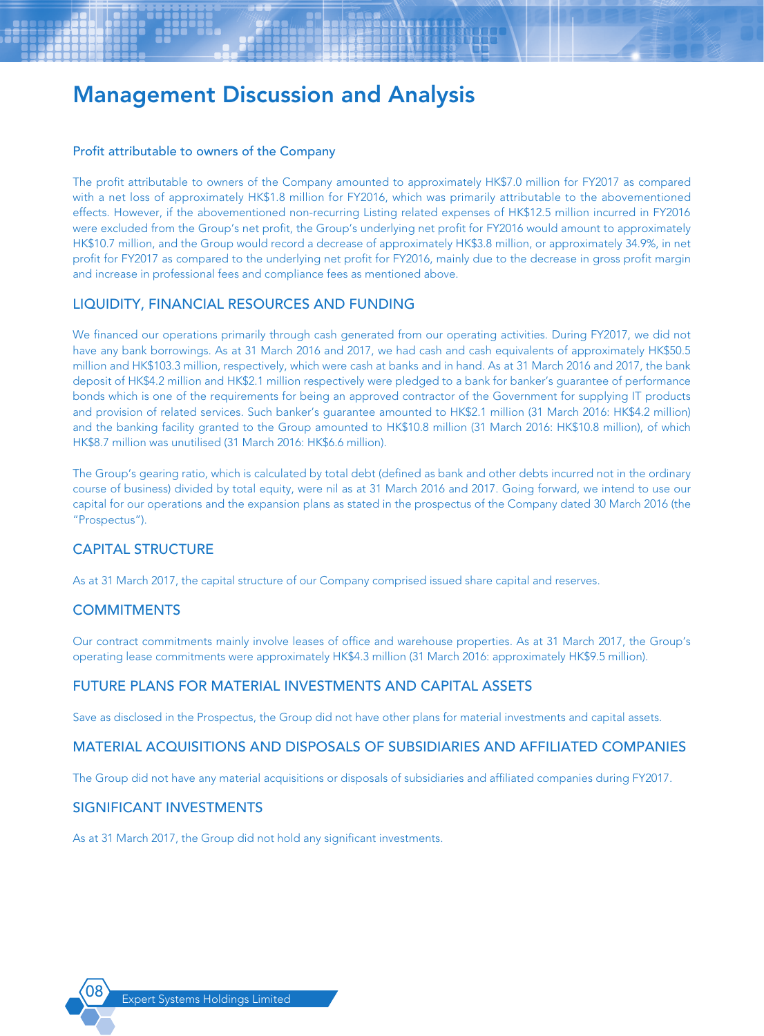# Management Discussion and Analysis

### Profit attributable to owners of the Company

The profit attributable to owners of the Company amounted to approximately HK$7.0 million for FY2017 as compared with a net loss of approximately HK$1.8 million for FY2016, which was primarily attributable to the abovementioned effects. However, if the abovementioned non-recurring Listing related expenses of HK$12.5 million incurred in FY2016 were excluded from the Group's net profit, the Group's underlying net profit for FY2016 would amount to approximately HK$10.7 million, and the Group would record a decrease of approximately HK$3.8 million, or approximately 34.9%, in net profit for FY2017 as compared to the underlying net profit for FY2016, mainly due to the decrease in gross profit margin and increase in professional fees and compliance fees as mentioned above.

## LIQUIDITY, FINANCIAL RESOURCES AND FUNDING

We financed our operations primarily through cash generated from our operating activities. During FY2017, we did not have any bank borrowings. As at 31 March 2016 and 2017, we had cash and cash equivalents of approximately HK$50.5 million and HK$103.3 million, respectively, which were cash at banks and in hand. As at 31 March 2016 and 2017, the bank deposit of HK$4.2 million and HK$2.1 million respectively were pledged to a bank for banker's guarantee of performance bonds which is one of the requirements for being an approved contractor of the Government for supplying IT products and provision of related services. Such banker's guarantee amounted to HK$2.1 million (31 March 2016: HK$4.2 million) and the banking facility granted to the Group amounted to HK$10.8 million (31 March 2016: HK$10.8 million), of which HK$8.7 million was unutilised (31 March 2016: HK$6.6 million).

The Group's gearing ratio, which is calculated by total debt (defined as bank and other debts incurred not in the ordinary course of business) divided by total equity, were nil as at 31 March 2016 and 2017. Going forward, we intend to use our capital for our operations and the expansion plans as stated in the prospectus of the Company dated 30 March 2016 (the "Prospectus").

## CAPITAL STRUCTURE

As at 31 March 2017, the capital structure of our Company comprised issued share capital and reserves.

## COMMITMENTS

Our contract commitments mainly involve leases of office and warehouse properties. As at 31 March 2017, the Group's operating lease commitments were approximately HK$4.3 million (31 March 2016: approximately HK$9.5 million).

## FUTURE PLANS FOR MATERIAL INVESTMENTS AND CAPITAL ASSETS

Save as disclosed in the Prospectus, the Group did not have other plans for material investments and capital assets.

## MATERIAL ACQUISITIONS AND DISPOSALS OF SUBSIDIARIES AND AFFILIATED COMPANIES

The Group did not have any material acquisitions or disposals of subsidiaries and affiliated companies during FY2017.

## SIGNIFICANT INVESTMENTS

As at 31 March 2017, the Group did not hold any significant investments.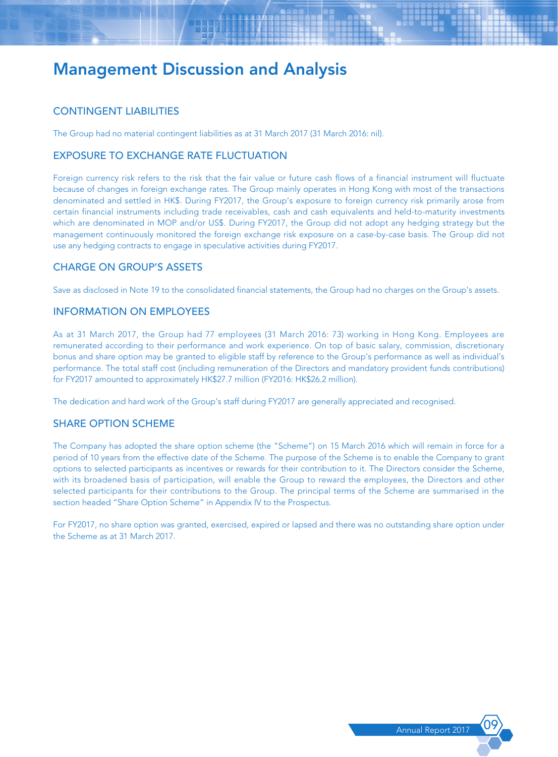# Management Discussion and Analysis

## CONTINGENT LIABILITIES

The Group had no material contingent liabilities as at 31 March 2017 (31 March 2016: nil).

## EXPOSURE TO EXCHANGE RATE FLUCTUATION

Foreign currency risk refers to the risk that the fair value or future cash flows of a financial instrument will fluctuate because of changes in foreign exchange rates. The Group mainly operates in Hong Kong with most of the transactions denominated and settled in HK$. During FY2017, the Group's exposure to foreign currency risk primarily arose from certain financial instruments including trade receivables, cash and cash equivalents and held-to-maturity investments which are denominated in MOP and/or US$. During FY2017, the Group did not adopt any hedging strategy but the management continuously monitored the foreign exchange risk exposure on a case-by-case basis. The Group did not use any hedging contracts to engage in speculative activities during FY2017.

## CHARGE ON GROUP'S ASSETS

Save as disclosed in Note 19 to the consolidated financial statements, the Group had no charges on the Group's assets.

## INFORMATION ON EMPLOYEES

As at 31 March 2017, the Group had 77 employees (31 March 2016: 73) working in Hong Kong. Employees are remunerated according to their performance and work experience. On top of basic salary, commission, discretionary bonus and share option may be granted to eligible staff by reference to the Group's performance as well as individual's performance. The total staff cost (including remuneration of the Directors and mandatory provident funds contributions) for FY2017 amounted to approximately HK$27.7 million (FY2016: HK$26.2 million).

The dedication and hard work of the Group's staff during FY2017 are generally appreciated and recognised.

## SHARE OPTION SCHEME

The Company has adopted the share option scheme (the "Scheme") on 15 March 2016 which will remain in force for a period of 10 years from the effective date of the Scheme. The purpose of the Scheme is to enable the Company to grant options to selected participants as incentives or rewards for their contribution to it. The Directors consider the Scheme, with its broadened basis of participation, will enable the Group to reward the employees, the Directors and other selected participants for their contributions to the Group. The principal terms of the Scheme are summarised in the section headed "Share Option Scheme" in Appendix IV to the Prospectus.

For FY2017, no share option was granted, exercised, expired or lapsed and there was no outstanding share option under the Scheme as at 31 March 2017.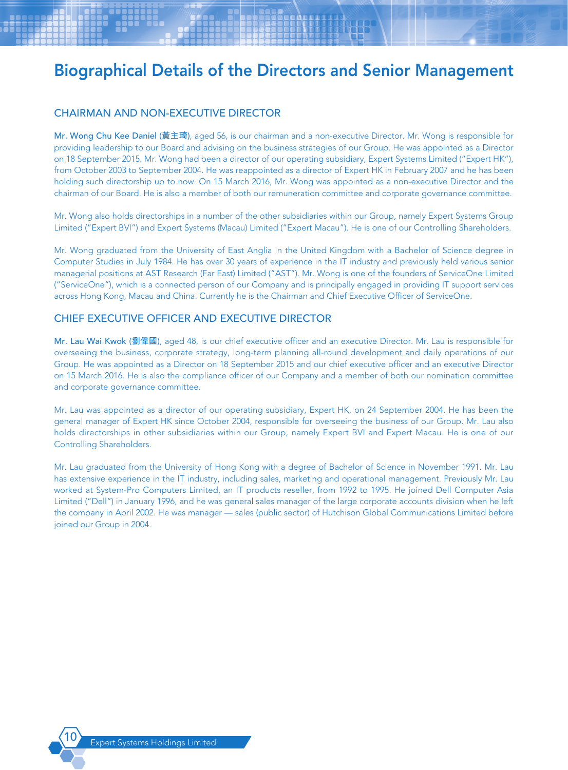# Biographical Details of the Directors and Senior Management

## CHAIRMAN AND NON-EXECUTIVE DIRECTOR

**Mr. Wong Chu Kee Daniel (黃主琦)**, aged 56, is our chairman and a non-executive Director. Mr. Wong is responsible for providing leadership to our Board and advising on the business strategies of our Group. He was appointed as a Director on 18 September 2015. Mr. Wong had been a director of our operating subsidiary, Expert Systems Limited ("Expert HK"), from October 2003 to September 2004. He was reappointed as a director of Expert HK in February 2007 and he has been holding such directorship up to now. On 15 March 2016, Mr. Wong was appointed as a non-executive Director and the chairman of our Board. He is also a member of both our remuneration committee and corporate governance committee.

Mr. Wong also holds directorships in a number of the other subsidiaries within our Group, namely Expert Systems Group Limited ("Expert BVI") and Expert Systems (Macau) Limited ("Expert Macau"). He is one of our Controlling Shareholders.

Mr. Wong graduated from the University of East Anglia in the United Kingdom with a Bachelor of Science degree in Computer Studies in July 1984. He has over 30 years of experience in the IT industry and previously held various senior managerial positions at AST Research (Far East) Limited ("AST"). Mr. Wong is one of the founders of ServiceOne Limited ("ServiceOne"), which is a connected person of our Company and is principally engaged in providing IT support services across Hong Kong, Macau and China. Currently he is the Chairman and Chief Executive Officer of ServiceOne.

## CHIEF EXECUTIVE OFFICER AND EXECUTIVE DIRECTOR

**Mr. Lau Wai Kwok (劉偉國)**, aged 48, is our chief executive officer and an executive Director. Mr. Lau is responsible for overseeing the business, corporate strategy, long-term planning all-round development and daily operations of our Group. He was appointed as a Director on 18 September 2015 and our chief executive officer and an executive Director on 15 March 2016. He is also the compliance officer of our Company and a member of both our nomination committee and corporate governance committee.

Mr. Lau was appointed as a director of our operating subsidiary, Expert HK, on 24 September 2004. He has been the general manager of Expert HK since October 2004, responsible for overseeing the business of our Group. Mr. Lau also holds directorships in other subsidiaries within our Group, namely Expert BVI and Expert Macau. He is one of our Controlling Shareholders.

Mr. Lau graduated from the University of Hong Kong with a degree of Bachelor of Science in November 1991. Mr. Lau has extensive experience in the IT industry, including sales, marketing and operational management. Previously Mr. Lau worked at System-Pro Computers Limited, an IT products reseller, from 1992 to 1995. He joined Dell Computer Asia Limited ("Dell") in January 1996, and he was general sales manager of the large corporate accounts division when he left the company in April 2002. He was manager — sales (public sector) of Hutchison Global Communications Limited before joined our Group in 2004.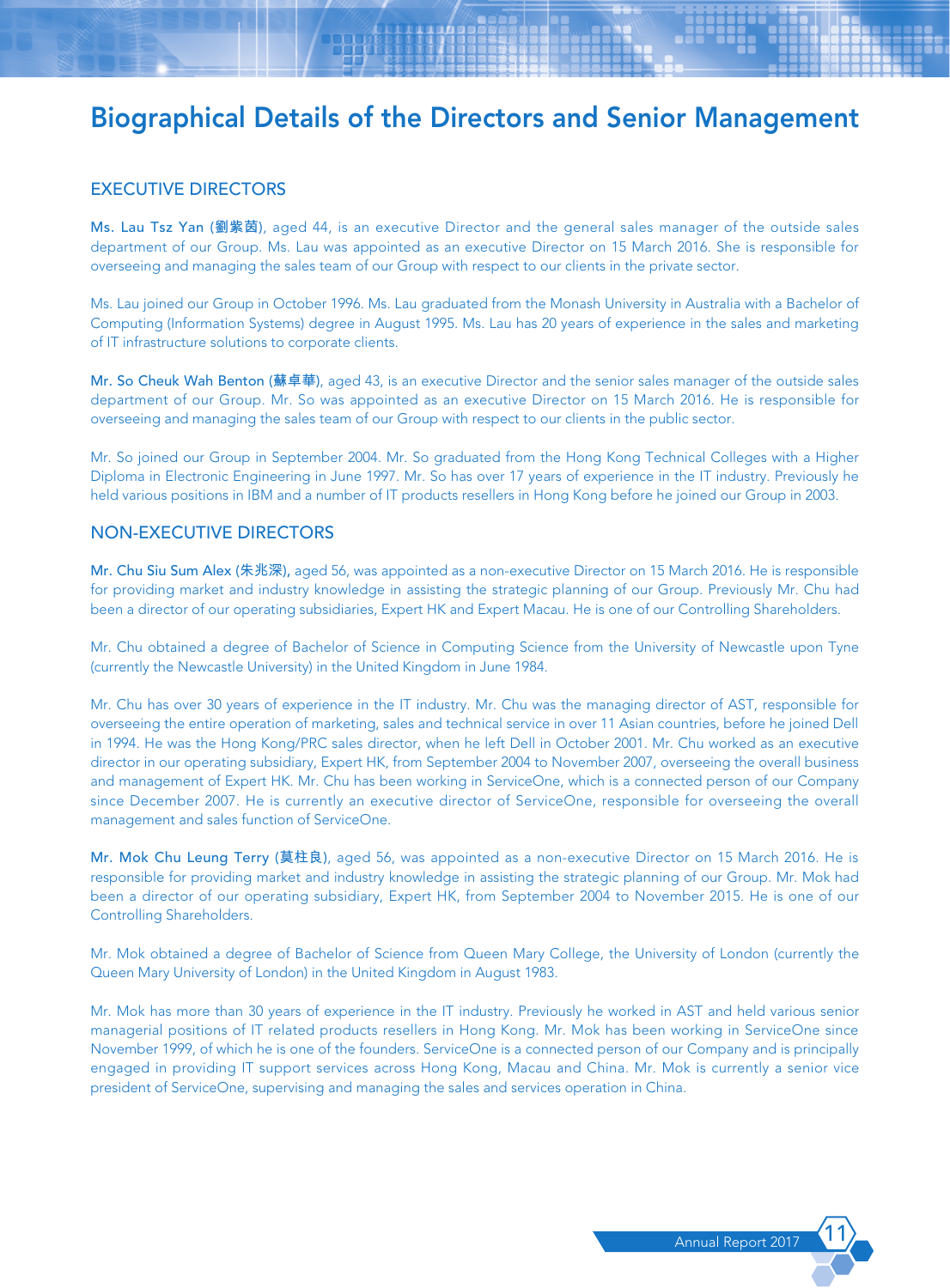# Biographical Details of the Directors and Senior Management

## EXECUTIVE DIRECTORS

**Ms. Lau Tsz Yan (劉紫茵)**, aged 44, is an executive Director and the general sales manager of the outside sales department of our Group. Ms. Lau was appointed as an executive Director on 15 March 2016. She is responsible for overseeing and managing the sales team of our Group with respect to our clients in the private sector.

Ms. Lau joined our Group in October 1996. Ms. Lau graduated from the Monash University in Australia with a Bachelor of Computing (Information Systems) degree in August 1995. Ms. Lau has 20 years of experience in the sales and marketing of IT infrastructure solutions to corporate clients.

**Mr. So Cheuk Wah Benton (蘇卓華)**, aged 43, is an executive Director and the senior sales manager of the outside sales department of our Group. Mr. So was appointed as an executive Director on 15 March 2016. He is responsible for overseeing and managing the sales team of our Group with respect to our clients in the public sector.

Mr. So joined our Group in September 2004. Mr. So graduated from the Hong Kong Technical Colleges with a Higher Diploma in Electronic Engineering in June 1997. Mr. So has over 17 years of experience in the IT industry. Previously he held various positions in IBM and a number of IT products resellers in Hong Kong before he joined our Group in 2003.

## NON-EXECUTIVE DIRECTORS

**Mr. Chu Siu Sum Alex (朱兆深),** aged 56, was appointed as a non-executive Director on 15 March 2016. He is responsible for providing market and industry knowledge in assisting the strategic planning of our Group. Previously Mr. Chu had been a director of our operating subsidiaries, Expert HK and Expert Macau. He is one of our Controlling Shareholders.

Mr. Chu obtained a degree of Bachelor of Science in Computing Science from the University of Newcastle upon Tyne (currently the Newcastle University) in the United Kingdom in June 1984.

Mr. Chu has over 30 years of experience in the IT industry. Mr. Chu was the managing director of AST, responsible for overseeing the entire operation of marketing, sales and technical service in over 11 Asian countries, before he joined Dell in 1994. He was the Hong Kong/PRC sales director, when he left Dell in October 2001. Mr. Chu worked as an executive director in our operating subsidiary, Expert HK, from September 2004 to November 2007, overseeing the overall business and management of Expert HK. Mr. Chu has been working in ServiceOne, which is a connected person of our Company since December 2007. He is currently an executive director of ServiceOne, responsible for overseeing the overall management and sales function of ServiceOne.

**Mr. Mok Chu Leung Terry (莫柱良)**, aged 56, was appointed as a non-executive Director on 15 March 2016. He is responsible for providing market and industry knowledge in assisting the strategic planning of our Group. Mr. Mok had been a director of our operating subsidiary, Expert HK, from September 2004 to November 2015. He is one of our Controlling Shareholders.

Mr. Mok obtained a degree of Bachelor of Science from Queen Mary College, the University of London (currently the Queen Mary University of London) in the United Kingdom in August 1983.

Mr. Mok has more than 30 years of experience in the IT industry. Previously he worked in AST and held various senior managerial positions of IT related products resellers in Hong Kong. Mr. Mok has been working in ServiceOne since November 1999, of which he is one of the founders. ServiceOne is a connected person of our Company and is principally engaged in providing IT support services across Hong Kong, Macau and China. Mr. Mok is currently a senior vice president of ServiceOne, supervising and managing the sales and services operation in China.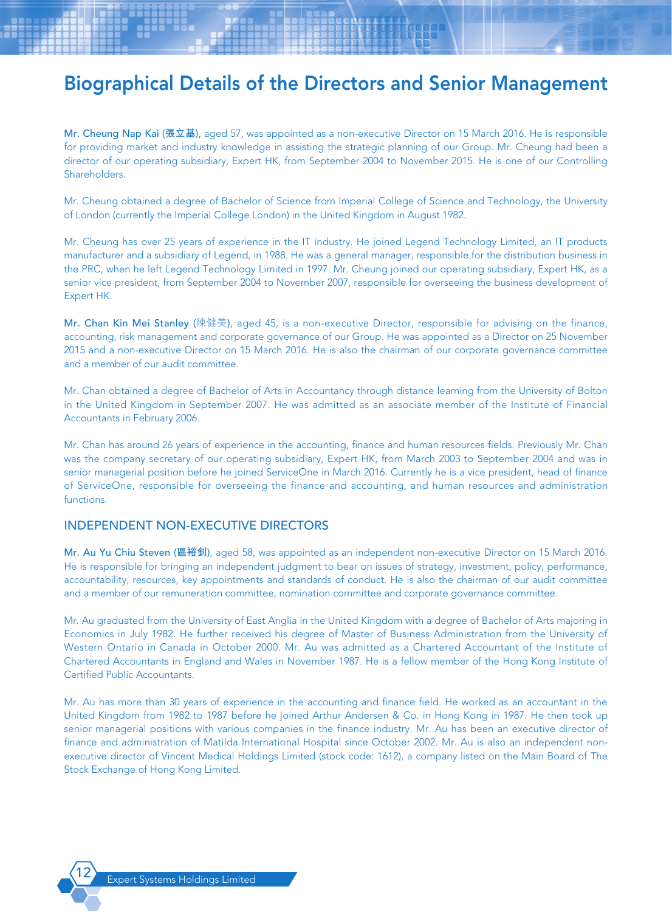# Biographical Details of the Directors and Senior Management

**Mr. Cheung Nap Kai (張立基)**, aged 57, was appointed as a non-executive Director on 15 March 2016. He is responsible for providing market and industry knowledge in assisting the strategic planning of our Group. Mr. Cheung had been a director of our operating subsidiary, Expert HK, from September 2004 to November 2015. He is one of our Controlling Shareholders.

Mr. Cheung obtained a degree of Bachelor of Science from Imperial College of Science and Technology, the University of London (currently the Imperial College London) in the United Kingdom in August 1982.

Mr. Cheung has over 25 years of experience in the IT industry. He joined Legend Technology Limited, an IT products manufacturer and a subsidiary of Legend, in 1988. He was a general manager, responsible for the distribution business in the PRC, when he left Legend Technology Limited in 1997. Mr. Cheung joined our operating subsidiary, Expert HK, as a senior vice president, from September 2004 to November 2007, responsible for overseeing the business development of Expert HK.

**Mr. Chan Kin Mei Stanley (陳健美)**, aged 45, is a non-executive Director, responsible for advising on the finance, accounting, risk management and corporate governance of our Group. He was appointed as a Director on 25 November 2015 and a non-executive Director on 15 March 2016. He is also the chairman of our corporate governance committee and a member of our audit committee.

Mr. Chan obtained a degree of Bachelor of Arts in Accountancy through distance learning from the University of Bolton in the United Kingdom in September 2007. He was admitted as an associate member of the Institute of Financial Accountants in February 2006.

Mr. Chan has around 26 years of experience in the accounting, finance and human resources fields. Previously Mr. Chan was the company secretary of our operating subsidiary, Expert HK, from March 2003 to September 2004 and was in senior managerial position before he joined ServiceOne in March 2016. Currently he is a vice president, head of finance of ServiceOne, responsible for overseeing the finance and accounting, and human resources and administration functions.

## INDEPENDENT NON-EXECUTIVE DIRECTORS

**Mr. Au Yu Chiu Steven (區裕釗)**, aged 58, was appointed as an independent non-executive Director on 15 March 2016. He is responsible for bringing an independent judgment to bear on issues of strategy, investment, policy, performance, accountability, resources, key appointments and standards of conduct. He is also the chairman of our audit committee and a member of our remuneration committee, nomination committee and corporate governance committee.

Mr. Au graduated from the University of East Anglia in the United Kingdom with a degree of Bachelor of Arts majoring in Economics in July 1982. He further received his degree of Master of Business Administration from the University of Western Ontario in Canada in October 2000. Mr. Au was admitted as a Chartered Accountant of the Institute of Chartered Accountants in England and Wales in November 1987. He is a fellow member of the Hong Kong Institute of Certified Public Accountants.

Mr. Au has more than 30 years of experience in the accounting and finance field. He worked as an accountant in the United Kingdom from 1982 to 1987 before he joined Arthur Andersen & Co. in Hong Kong in 1987. He then took up senior managerial positions with various companies in the finance industry. Mr. Au has been an executive director of finance and administration of Matilda International Hospital since October 2002. Mr. Au is also an independent non-executive director of Vincent Medical Holdings Limited (stock code: 1612), a company listed on the Main Board of The Stock Exchange of Hong Kong Limited.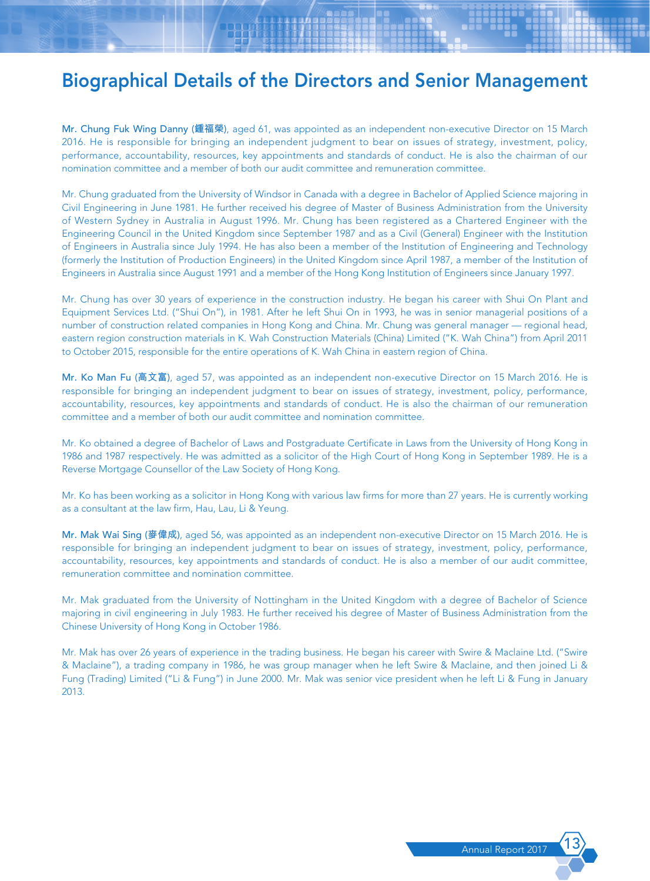# Biographical Details of the Directors and Senior Management

**Mr. Chung Fuk Wing Danny (鍾福榮)**, aged 61, was appointed as an independent non-executive Director on 15 March 2016. He is responsible for bringing an independent judgment to bear on issues of strategy, investment, policy, performance, accountability, resources, key appointments and standards of conduct. He is also the chairman of our nomination committee and a member of both our audit committee and remuneration committee.

Mr. Chung graduated from the University of Windsor in Canada with a degree in Bachelor of Applied Science majoring in Civil Engineering in June 1981. He further received his degree of Master of Business Administration from the University of Western Sydney in Australia in August 1996. Mr. Chung has been registered as a Chartered Engineer with the Engineering Council in the United Kingdom since September 1987 and as a Civil (General) Engineer with the Institution of Engineers in Australia since July 1994. He has also been a member of the Institution of Engineering and Technology (formerly the Institution of Production Engineers) in the United Kingdom since April 1987, a member of the Institution of Engineers in Australia since August 1991 and a member of the Hong Kong Institution of Engineers since January 1997.

Mr. Chung has over 30 years of experience in the construction industry. He began his career with Shui On Plant and Equipment Services Ltd. ("Shui On"), in 1981. After he left Shui On in 1993, he was in senior managerial positions of a number of construction related companies in Hong Kong and China. Mr. Chung was general manager — regional head, eastern region construction materials in K. Wah Construction Materials (China) Limited ("K. Wah China") from April 2011 to October 2015, responsible for the entire operations of K. Wah China in eastern region of China.

**Mr. Ko Man Fu (高文富)**, aged 57, was appointed as an independent non-executive Director on 15 March 2016. He is responsible for bringing an independent judgment to bear on issues of strategy, investment, policy, performance, accountability, resources, key appointments and standards of conduct. He is also the chairman of our remuneration committee and a member of both our audit committee and nomination committee.

Mr. Ko obtained a degree of Bachelor of Laws and Postgraduate Certificate in Laws from the University of Hong Kong in 1986 and 1987 respectively. He was admitted as a solicitor of the High Court of Hong Kong in September 1989. He is a Reverse Mortgage Counsellor of the Law Society of Hong Kong.

Mr. Ko has been working as a solicitor in Hong Kong with various law firms for more than 27 years. He is currently working as a consultant at the law firm, Hau, Lau, Li & Yeung.

**Mr. Mak Wai Sing (麥偉成)**, aged 56, was appointed as an independent non-executive Director on 15 March 2016. He is responsible for bringing an independent judgment to bear on issues of strategy, investment, policy, performance, accountability, resources, key appointments and standards of conduct. He is also a member of our audit committee, remuneration committee and nomination committee.

Mr. Mak graduated from the University of Nottingham in the United Kingdom with a degree of Bachelor of Science majoring in civil engineering in July 1983. He further received his degree of Master of Business Administration from the Chinese University of Hong Kong in October 1986.

Mr. Mak has over 26 years of experience in the trading business. He began his career with Swire & Maclaine Ltd. ("Swire & Maclaine"), a trading company in 1986, he was group manager when he left Swire & Maclaine, and then joined Li & Fung (Trading) Limited ("Li & Fung") in June 2000. Mr. Mak was senior vice president when he left Li & Fung in January 2013.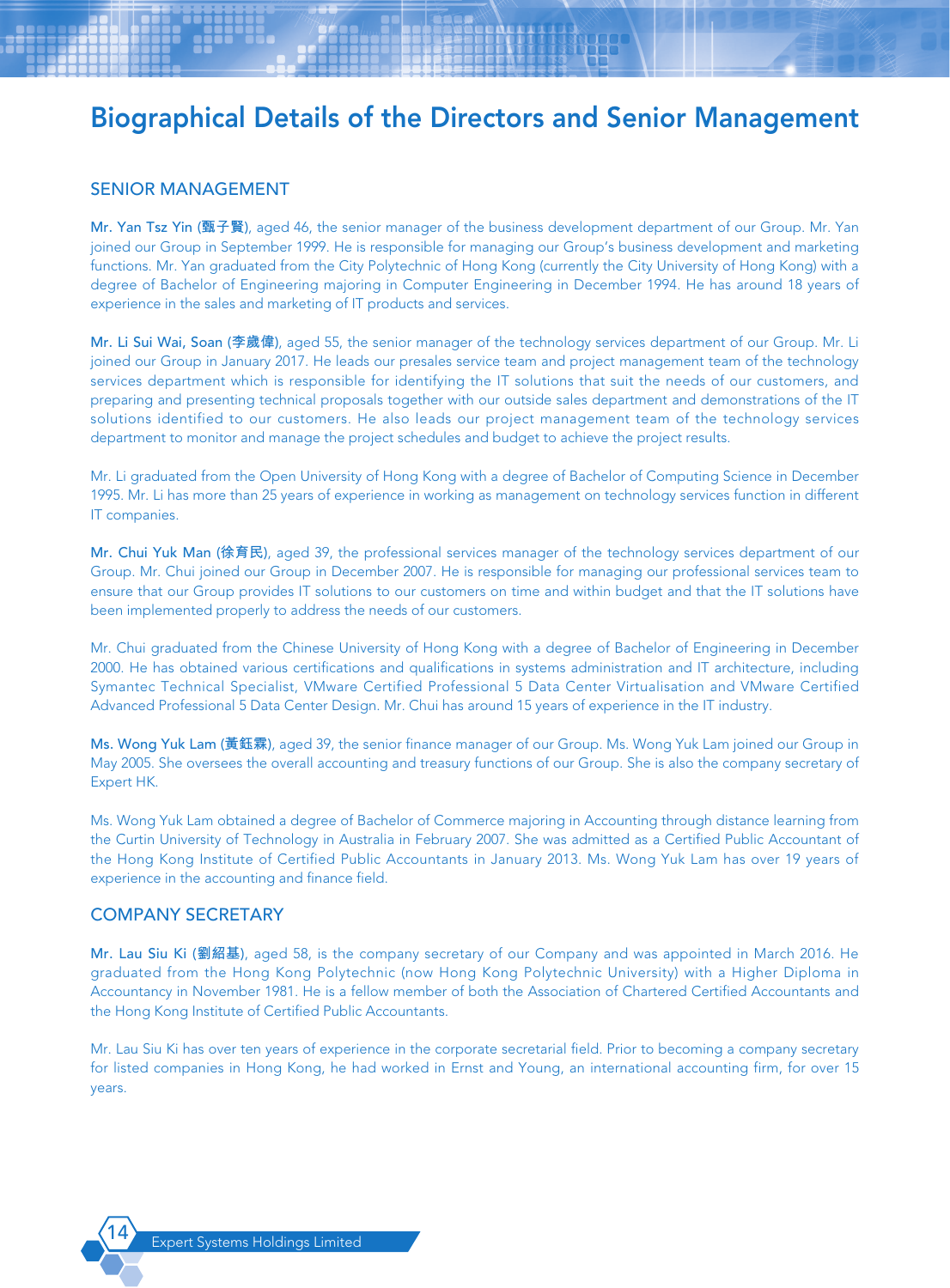# Biographical Details of the Directors and Senior Management

## SENIOR MANAGEMENT

**Mr. Yan Tsz Yin (甄子賢)**, aged 46, the senior manager of the business development department of our Group. Mr. Yan joined our Group in September 1999. He is responsible for managing our Group's business development and marketing functions. Mr. Yan graduated from the City Polytechnic of Hong Kong (currently the City University of Hong Kong) with a degree of Bachelor of Engineering majoring in Computer Engineering in December 1994. He has around 18 years of experience in the sales and marketing of IT products and services.

**Mr. Li Sui Wai, Soan (李歲偉)**, aged 55, the senior manager of the technology services department of our Group. Mr. Li joined our Group in January 2017. He leads our presales service team and project management team of the technology services department which is responsible for identifying the IT solutions that suit the needs of our customers, and preparing and presenting technical proposals together with our outside sales department and demonstrations of the IT solutions identified to our customers. He also leads our project management team of the technology services department to monitor and manage the project schedules and budget to achieve the project results.

Mr. Li graduated from the Open University of Hong Kong with a degree of Bachelor of Computing Science in December 1995. Mr. Li has more than 25 years of experience in working as management on technology services function in different IT companies.

**Mr. Chui Yuk Man (徐育民)**, aged 39, the professional services manager of the technology services department of our Group. Mr. Chui joined our Group in December 2007. He is responsible for managing our professional services team to ensure that our Group provides IT solutions to our customers on time and within budget and that the IT solutions have been implemented properly to address the needs of our customers.

Mr. Chui graduated from the Chinese University of Hong Kong with a degree of Bachelor of Engineering in December 2000. He has obtained various certifications and qualifications in systems administration and IT architecture, including Symantec Technical Specialist, VMware Certified Professional 5 Data Center Virtualisation and VMware Certified Advanced Professional 5 Data Center Design. Mr. Chui has around 15 years of experience in the IT industry.

**Ms. Wong Yuk Lam (黃鈺霖)**, aged 39, the senior finance manager of our Group. Ms. Wong Yuk Lam joined our Group in May 2005. She oversees the overall accounting and treasury functions of our Group. She is also the company secretary of Expert HK.

Ms. Wong Yuk Lam obtained a degree of Bachelor of Commerce majoring in Accounting through distance learning from the Curtin University of Technology in Australia in February 2007. She was admitted as a Certified Public Accountant of the Hong Kong Institute of Certified Public Accountants in January 2013. Ms. Wong Yuk Lam has over 19 years of experience in the accounting and finance field.

## COMPANY SECRETARY

**Mr. Lau Siu Ki (劉紹基)**, aged 58, is the company secretary of our Company and was appointed in March 2016. He graduated from the Hong Kong Polytechnic (now Hong Kong Polytechnic University) with a Higher Diploma in Accountancy in November 1981. He is a fellow member of both the Association of Chartered Certified Accountants and the Hong Kong Institute of Certified Public Accountants.

Mr. Lau Siu Ki has over ten years of experience in the corporate secretarial field. Prior to becoming a company secretary for listed companies in Hong Kong, he had worked in Ernst and Young, an international accounting firm, for over 15 years.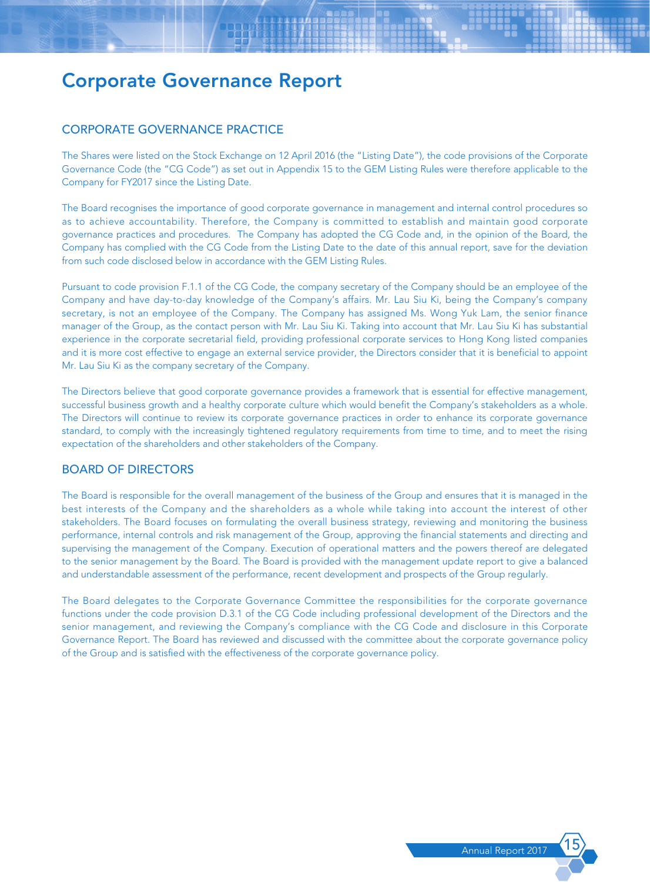# Corporate Governance Report

## CORPORATE GOVERNANCE PRACTICE

The Shares were listed on the Stock Exchange on 12 April 2016 (the "Listing Date"), the code provisions of the Corporate Governance Code (the "CG Code") as set out in Appendix 15 to the GEM Listing Rules were therefore applicable to the Company for FY2017 since the Listing Date.

The Board recognises the importance of good corporate governance in management and internal control procedures so as to achieve accountability. Therefore, the Company is committed to establish and maintain good corporate governance practices and procedures. The Company has adopted the CG Code and, in the opinion of the Board, the Company has complied with the CG Code from the Listing Date to the date of this annual report, save for the deviation from such code disclosed below in accordance with the GEM Listing Rules.

Pursuant to code provision F.1.1 of the CG Code, the company secretary of the Company should be an employee of the Company and have day-to-day knowledge of the Company's affairs. Mr. Lau Siu Ki, being the Company's company secretary, is not an employee of the Company. The Company has assigned Ms. Wong Yuk Lam, the senior finance manager of the Group, as the contact person with Mr. Lau Siu Ki. Taking into account that Mr. Lau Siu Ki has substantial experience in the corporate secretarial field, providing professional corporate services to Hong Kong listed companies and it is more cost effective to engage an external service provider, the Directors consider that it is beneficial to appoint Mr. Lau Siu Ki as the company secretary of the Company.

The Directors believe that good corporate governance provides a framework that is essential for effective management, successful business growth and a healthy corporate culture which would benefit the Company's stakeholders as a whole. The Directors will continue to review its corporate governance practices in order to enhance its corporate governance standard, to comply with the increasingly tightened regulatory requirements from time to time, and to meet the rising expectation of the shareholders and other stakeholders of the Company.

## BOARD OF DIRECTORS

The Board is responsible for the overall management of the business of the Group and ensures that it is managed in the best interests of the Company and the shareholders as a whole while taking into account the interest of other stakeholders. The Board focuses on formulating the overall business strategy, reviewing and monitoring the business performance, internal controls and risk management of the Group, approving the financial statements and directing and supervising the management of the Company. Execution of operational matters and the powers thereof are delegated to the senior management by the Board. The Board is provided with the management update report to give a balanced and understandable assessment of the performance, recent development and prospects of the Group regularly.

The Board delegates to the Corporate Governance Committee the responsibilities for the corporate governance functions under the code provision D.3.1 of the CG Code including professional development of the Directors and the senior management, and reviewing the Company's compliance with the CG Code and disclosure in this Corporate Governance Report. The Board has reviewed and discussed with the committee about the corporate governance policy of the Group and is satisfied with the effectiveness of the corporate governance policy.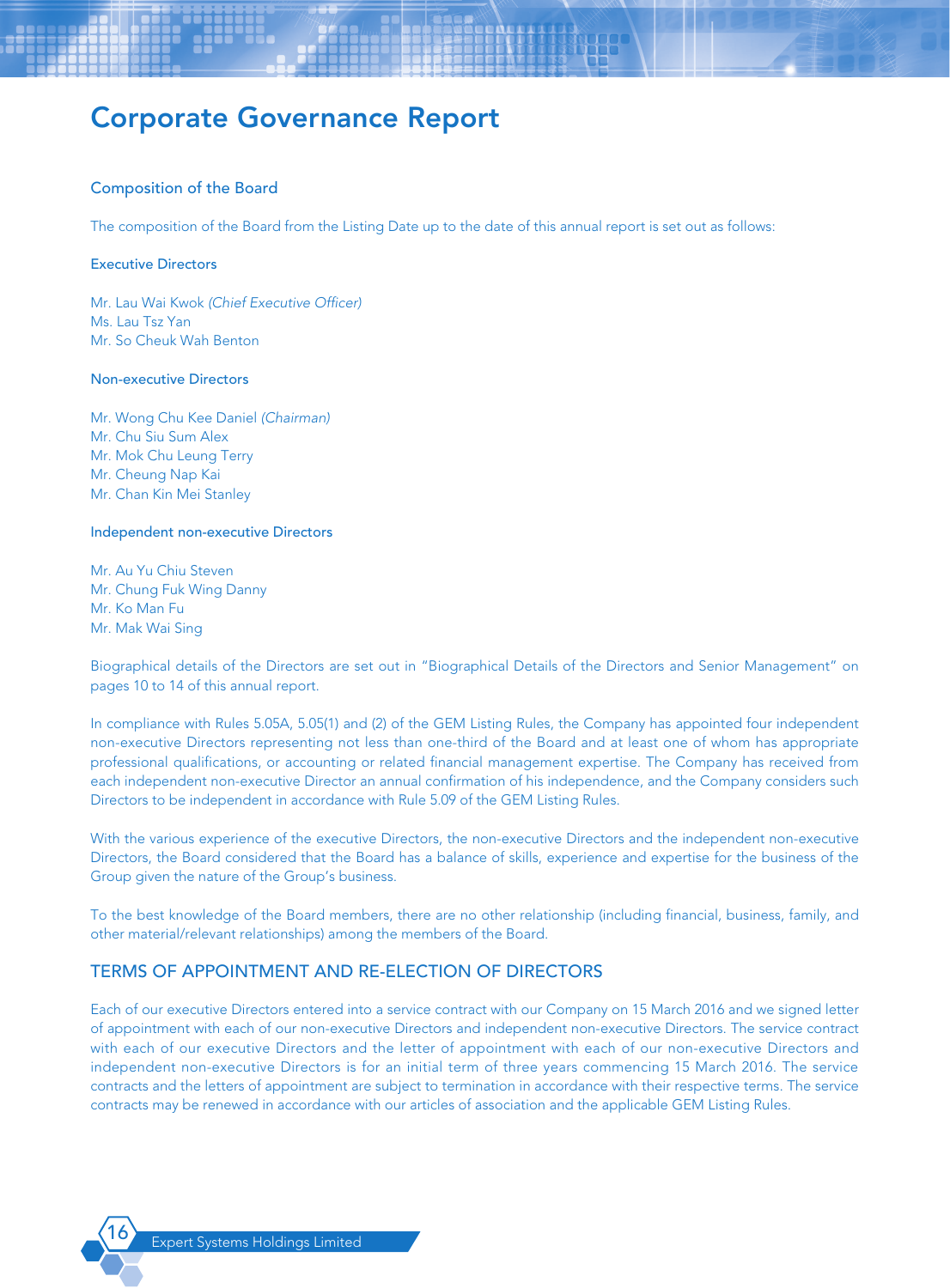# Corporate Governance Report

## Composition of the Board

The composition of the Board from the Listing Date up to the date of this annual report is set out as follows:

### Executive Directors

Mr. Lau Wai Kwok *(Chief Executive Officer)*
Ms. Lau Tsz Yan
Mr. So Cheuk Wah Benton

### Non-executive Directors

Mr. Wong Chu Kee Daniel *(Chairman)*
Mr. Chu Siu Sum Alex
Mr. Mok Chu Leung Terry
Mr. Cheung Nap Kai
Mr. Chan Kin Mei Stanley

### Independent non-executive Directors

Mr. Au Yu Chiu Steven
Mr. Chung Fuk Wing Danny
Mr. Ko Man Fu
Mr. Mak Wai Sing

Biographical details of the Directors are set out in "Biographical Details of the Directors and Senior Management" on pages 10 to 14 of this annual report.

In compliance with Rules 5.05A, 5.05(1) and (2) of the GEM Listing Rules, the Company has appointed four independent non-executive Directors representing not less than one-third of the Board and at least one of whom has appropriate professional qualifications, or accounting or related financial management expertise. The Company has received from each independent non-executive Director an annual confirmation of his independence, and the Company considers such Directors to be independent in accordance with Rule 5.09 of the GEM Listing Rules.

With the various experience of the executive Directors, the non-executive Directors and the independent non-executive Directors, the Board considered that the Board has a balance of skills, experience and expertise for the business of the Group given the nature of the Group's business.

To the best knowledge of the Board members, there are no other relationship (including financial, business, family, and other material/relevant relationships) among the members of the Board.

## TERMS OF APPOINTMENT AND RE-ELECTION OF DIRECTORS

Each of our executive Directors entered into a service contract with our Company on 15 March 2016 and we signed letter of appointment with each of our non-executive Directors and independent non-executive Directors. The service contract with each of our executive Directors and the letter of appointment with each of our non-executive Directors and independent non-executive Directors is for an initial term of three years commencing 15 March 2016. The service contracts and the letters of appointment are subject to termination in accordance with their respective terms. The service contracts may be renewed in accordance with our articles of association and the applicable GEM Listing Rules.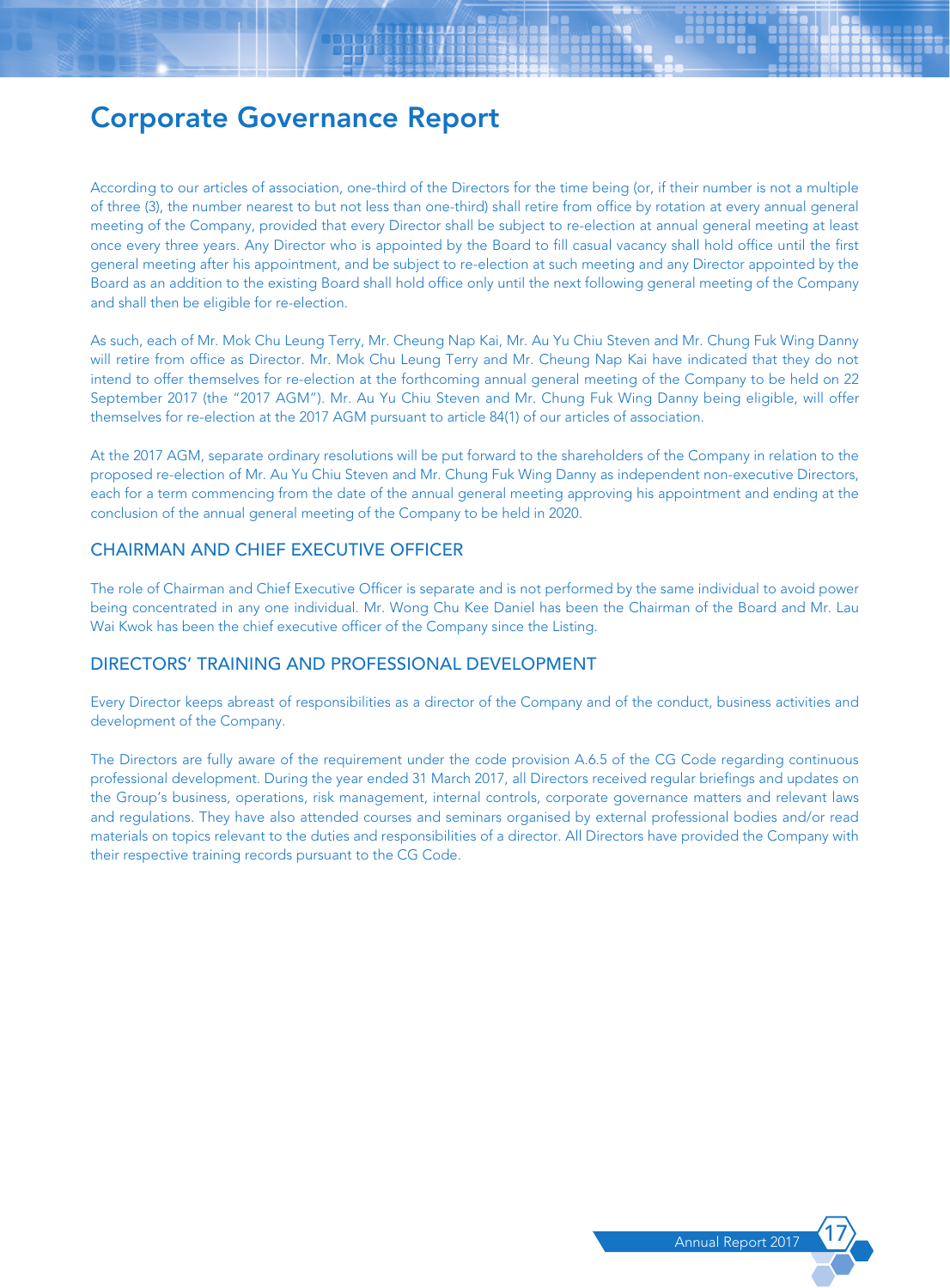# Corporate Governance Report

According to our articles of association, one-third of the Directors for the time being (or, if their number is not a multiple of three (3), the number nearest to but not less than one-third) shall retire from office by rotation at every annual general meeting of the Company, provided that every Director shall be subject to re-election at annual general meeting at least once every three years. Any Director who is appointed by the Board to fill casual vacancy shall hold office until the first general meeting after his appointment, and be subject to re-election at such meeting and any Director appointed by the Board as an addition to the existing Board shall hold office only until the next following general meeting of the Company and shall then be eligible for re-election.

As such, each of Mr. Mok Chu Leung Terry, Mr. Cheung Nap Kai, Mr. Au Yu Chiu Steven and Mr. Chung Fuk Wing Danny will retire from office as Director. Mr. Mok Chu Leung Terry and Mr. Cheung Nap Kai have indicated that they do not intend to offer themselves for re-election at the forthcoming annual general meeting of the Company to be held on 22 September 2017 (the "2017 AGM"). Mr. Au Yu Chiu Steven and Mr. Chung Fuk Wing Danny being eligible, will offer themselves for re-election at the 2017 AGM pursuant to article 84(1) of our articles of association.

At the 2017 AGM, separate ordinary resolutions will be put forward to the shareholders of the Company in relation to the proposed re-election of Mr. Au Yu Chiu Steven and Mr. Chung Fuk Wing Danny as independent non-executive Directors, each for a term commencing from the date of the annual general meeting approving his appointment and ending at the conclusion of the annual general meeting of the Company to be held in 2020.

## CHAIRMAN AND CHIEF EXECUTIVE OFFICER

The role of Chairman and Chief Executive Officer is separate and is not performed by the same individual to avoid power being concentrated in any one individual. Mr. Wong Chu Kee Daniel has been the Chairman of the Board and Mr. Lau Wai Kwok has been the chief executive officer of the Company since the Listing.

## DIRECTORS' TRAINING AND PROFESSIONAL DEVELOPMENT

Every Director keeps abreast of responsibilities as a director of the Company and of the conduct, business activities and development of the Company.

The Directors are fully aware of the requirement under the code provision A.6.5 of the CG Code regarding continuous professional development. During the year ended 31 March 2017, all Directors received regular briefings and updates on the Group's business, operations, risk management, internal controls, corporate governance matters and relevant laws and regulations. They have also attended courses and seminars organised by external professional bodies and/or read materials on topics relevant to the duties and responsibilities of a director. All Directors have provided the Company with their respective training records pursuant to the CG Code.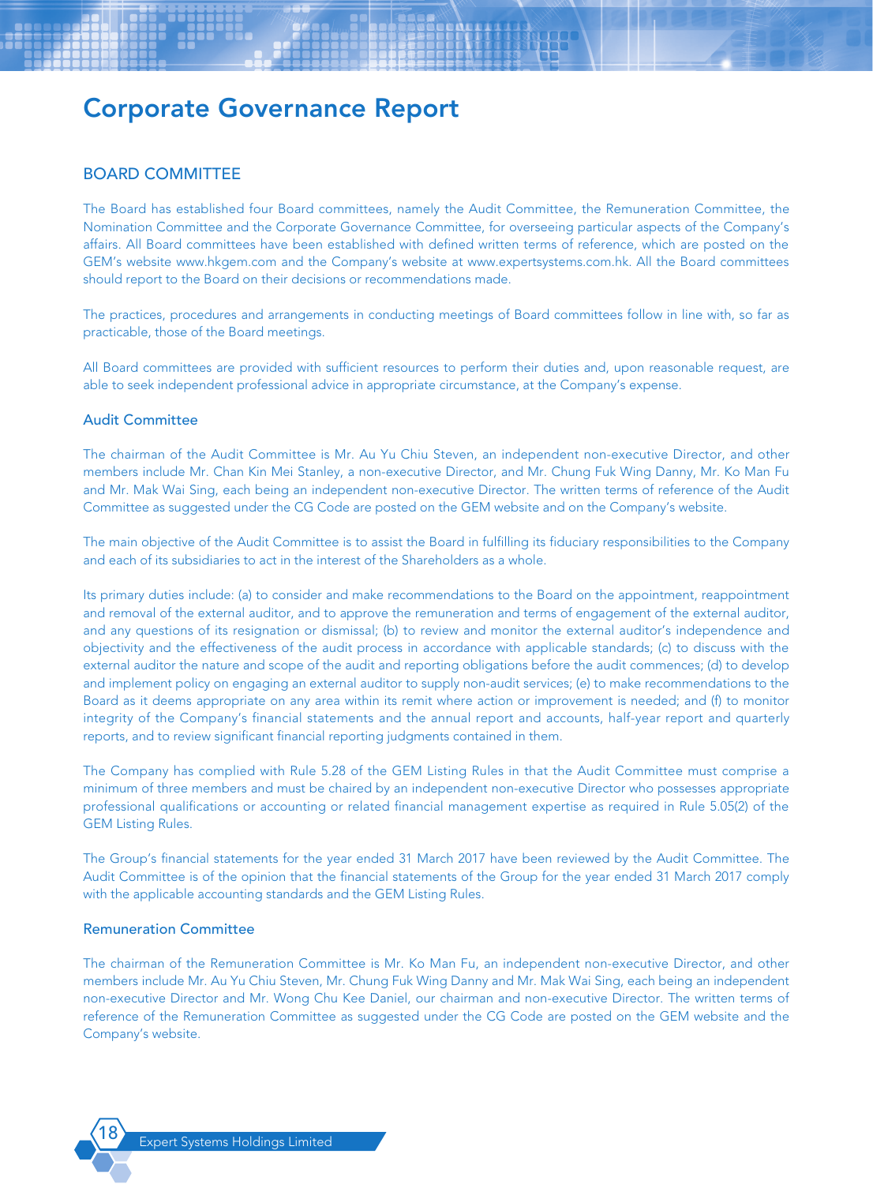# Corporate Governance Report

## BOARD COMMITTEE

The Board has established four Board committees, namely the Audit Committee, the Remuneration Committee, the Nomination Committee and the Corporate Governance Committee, for overseeing particular aspects of the Company's affairs. All Board committees have been established with defined written terms of reference, which are posted on the GEM's website www.hkgem.com and the Company's website at www.expertsystems.com.hk. All the Board committees should report to the Board on their decisions or recommendations made.

The practices, procedures and arrangements in conducting meetings of Board committees follow in line with, so far as practicable, those of the Board meetings.

All Board committees are provided with sufficient resources to perform their duties and, upon reasonable request, are able to seek independent professional advice in appropriate circumstance, at the Company's expense.

### Audit Committee

The chairman of the Audit Committee is Mr. Au Yu Chiu Steven, an independent non-executive Director, and other members include Mr. Chan Kin Mei Stanley, a non-executive Director, and Mr. Chung Fuk Wing Danny, Mr. Ko Man Fu and Mr. Mak Wai Sing, each being an independent non-executive Director. The written terms of reference of the Audit Committee as suggested under the CG Code are posted on the GEM website and on the Company's website.

The main objective of the Audit Committee is to assist the Board in fulfilling its fiduciary responsibilities to the Company and each of its subsidiaries to act in the interest of the Shareholders as a whole.

Its primary duties include: (a) to consider and make recommendations to the Board on the appointment, reappointment and removal of the external auditor, and to approve the remuneration and terms of engagement of the external auditor, and any questions of its resignation or dismissal; (b) to review and monitor the external auditor's independence and objectivity and the effectiveness of the audit process in accordance with applicable standards; (c) to discuss with the external auditor the nature and scope of the audit and reporting obligations before the audit commences; (d) to develop and implement policy on engaging an external auditor to supply non-audit services; (e) to make recommendations to the Board as it deems appropriate on any area within its remit where action or improvement is needed; and (f) to monitor integrity of the Company's financial statements and the annual report and accounts, half-year report and quarterly reports, and to review significant financial reporting judgments contained in them.

The Company has complied with Rule 5.28 of the GEM Listing Rules in that the Audit Committee must comprise a minimum of three members and must be chaired by an independent non-executive Director who possesses appropriate professional qualifications or accounting or related financial management expertise as required in Rule 5.05(2) of the GEM Listing Rules.

The Group's financial statements for the year ended 31 March 2017 have been reviewed by the Audit Committee. The Audit Committee is of the opinion that the financial statements of the Group for the year ended 31 March 2017 comply with the applicable accounting standards and the GEM Listing Rules.

### Remuneration Committee

The chairman of the Remuneration Committee is Mr. Ko Man Fu, an independent non-executive Director, and other members include Mr. Au Yu Chiu Steven, Mr. Chung Fuk Wing Danny and Mr. Mak Wai Sing, each being an independent non-executive Director and Mr. Wong Chu Kee Daniel, our chairman and non-executive Director. The written terms of reference of the Remuneration Committee as suggested under the CG Code are posted on the GEM website and the Company's website.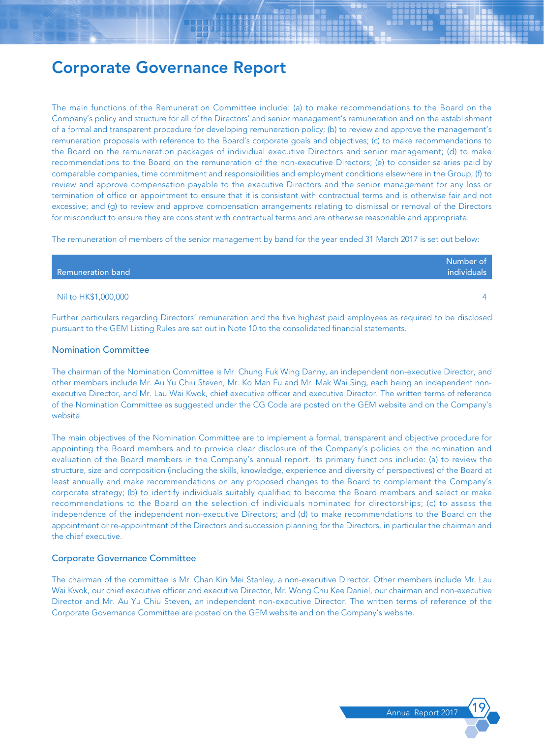The main functions of the Remuneration Committee include: (a) to make recommendations to the Board on the Company's policy and structure for all of the Directors' and senior management's remuneration and on the establishment of a formal and transparent procedure for developing remuneration policy; (b) to review and approve the management's remuneration proposals with reference to the Board's corporate goals and objectives; (c) to make recommendations to the Board on the remuneration packages of individual executive Directors and senior management; (d) to make recommendations to the Board on the remuneration of the non-executive Directors; (e) to consider salaries paid by comparable companies, time commitment and responsibilities and employment conditions elsewhere in the Group; (f) to review and approve compensation payable to the executive Directors and the senior management for any loss or termination of office or appointment to ensure that it is consistent with contractual terms and is otherwise fair and not excessive; and (g) to review and approve compensation arrangements relating to dismissal or removal of the Directors for misconduct to ensure they are consistent with contractual terms and are otherwise reasonable and appropriate.

The remuneration of members of the senior management by band for the year ended 31 March 2017 is set out below:

| Remuneration band | Number of individuals |
|---|---|
| Nil to HK$1,000,000 | 4 |

Further particulars regarding Directors' remuneration and the five highest paid employees as required to be disclosed pursuant to the GEM Listing Rules are set out in Note 10 to the consolidated financial statements.

### Nomination Committee

The chairman of the Nomination Committee is Mr. Chung Fuk Wing Danny, an independent non-executive Director, and other members include Mr. Au Yu Chiu Steven, Mr. Ko Man Fu and Mr. Mak Wai Sing, each being an independent non-executive Director, and Mr. Lau Wai Kwok, chief executive officer and executive Director. The written terms of reference of the Nomination Committee as suggested under the CG Code are posted on the GEM website and on the Company's website.

The main objectives of the Nomination Committee are to implement a formal, transparent and objective procedure for appointing the Board members and to provide clear disclosure of the Company's policies on the nomination and evaluation of the Board members in the Company's annual report. Its primary functions include: (a) to review the structure, size and composition (including the skills, knowledge, experience and diversity of perspectives) of the Board at least annually and make recommendations on any proposed changes to the Board to complement the Company's corporate strategy; (b) to identify individuals suitably qualified to become the Board members and select or make recommendations to the Board on the selection of individuals nominated for directorships; (c) to assess the independence of the independent non-executive Directors; and (d) to make recommendations to the Board on the appointment or re-appointment of the Directors and succession planning for the Directors, in particular the chairman and the chief executive.

### Corporate Governance Committee

The chairman of the committee is Mr. Chan Kin Mei Stanley, a non-executive Director. Other members include Mr. Lau Wai Kwok, our chief executive officer and executive Director, Mr. Wong Chu Kee Daniel, our chairman and non-executive Director and Mr. Au Yu Chiu Steven, an independent non-executive Director. The written terms of reference of the Corporate Governance Committee are posted on the GEM website and on the Company's website.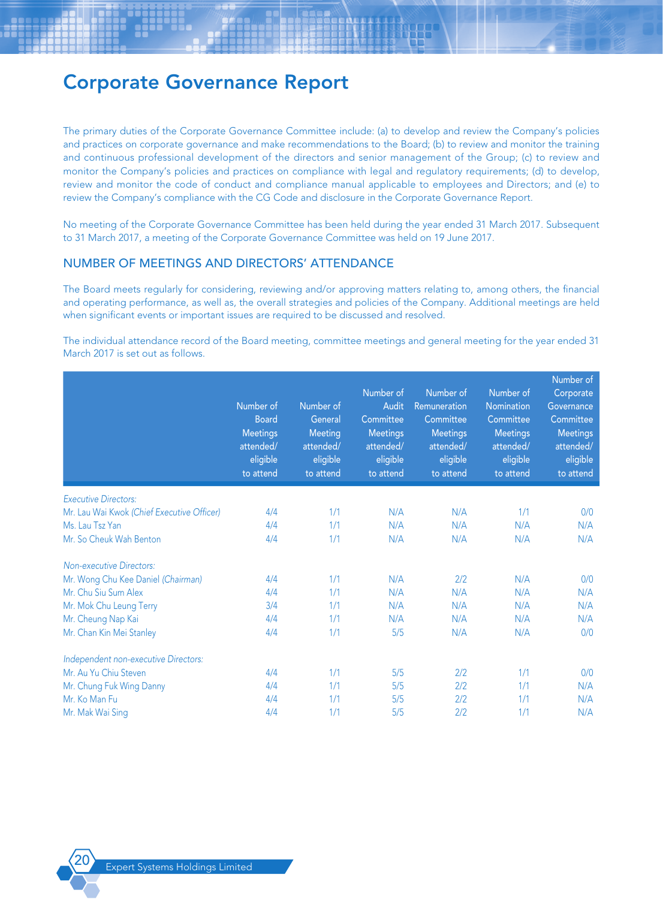# Corporate Governance Report

The primary duties of the Corporate Governance Committee include: (a) to develop and review the Company's policies and practices on corporate governance and make recommendations to the Board; (b) to review and monitor the training and continuous professional development of the directors and senior management of the Group; (c) to review and monitor the Company's policies and practices on compliance with legal and regulatory requirements; (d) to develop, review and monitor the code of conduct and compliance manual applicable to employees and Directors; and (e) to review the Company's compliance with the CG Code and disclosure in the Corporate Governance Report.

No meeting of the Corporate Governance Committee has been held during the year ended 31 March 2017. Subsequent to 31 March 2017, a meeting of the Corporate Governance Committee was held on 19 June 2017.

## NUMBER OF MEETINGS AND DIRECTORS' ATTENDANCE

The Board meets regularly for considering, reviewing and/or approving matters relating to, among others, the financial and operating performance, as well as, the overall strategies and policies of the Company. Additional meetings are held when significant events or important issues are required to be discussed and resolved.

The individual attendance record of the Board meeting, committee meetings and general meeting for the year ended 31 March 2017 is set out as follows.

| | Number of Board Meetings attended/ eligible to attend | Number of General Meeting attended/ eligible to attend | Number of Audit Committee Meetings attended/ eligible to attend | Number of Remuneration Committee Meetings attended/ eligible to attend | Number of Nomination Committee Meetings attended/ eligible to attend | Number of Corporate Governance Committee Meetings attended/ eligible to attend |
|---|---|---|---|---|---|---|
| *Executive Directors:* | | | | | | |
| Mr. Lau Wai Kwok *(Chief Executive Officer)* | 4/4 | 1/1 | N/A | N/A | 1/1 | 0/0 |
| Ms. Lau Tsz Yan | 4/4 | 1/1 | N/A | N/A | N/A | N/A |
| Mr. So Cheuk Wah Benton | 4/4 | 1/1 | N/A | N/A | N/A | N/A |
| *Non-executive Directors:* | | | | | | |
| Mr. Wong Chu Kee Daniel *(Chairman)* | 4/4 | 1/1 | N/A | 2/2 | N/A | 0/0 |
| Mr. Chu Siu Sum Alex | 4/4 | 1/1 | N/A | N/A | N/A | N/A |
| Mr. Mok Chu Leung Terry | 3/4 | 1/1 | N/A | N/A | N/A | N/A |
| Mr. Cheung Nap Kai | 4/4 | 1/1 | N/A | N/A | N/A | N/A |
| Mr. Chan Kin Mei Stanley | 4/4 | 1/1 | 5/5 | N/A | N/A | 0/0 |
| *Independent non-executive Directors:* | | | | | | |
| Mr. Au Yu Chiu Steven | 4/4 | 1/1 | 5/5 | 2/2 | 1/1 | 0/0 |
| Mr. Chung Fuk Wing Danny | 4/4 | 1/1 | 5/5 | 2/2 | 1/1 | N/A |
| Mr. Ko Man Fu | 4/4 | 1/1 | 5/5 | 2/2 | 1/1 | N/A |
| Mr. Mak Wai Sing | 4/4 | 1/1 | 5/5 | 2/2 | 1/1 | N/A |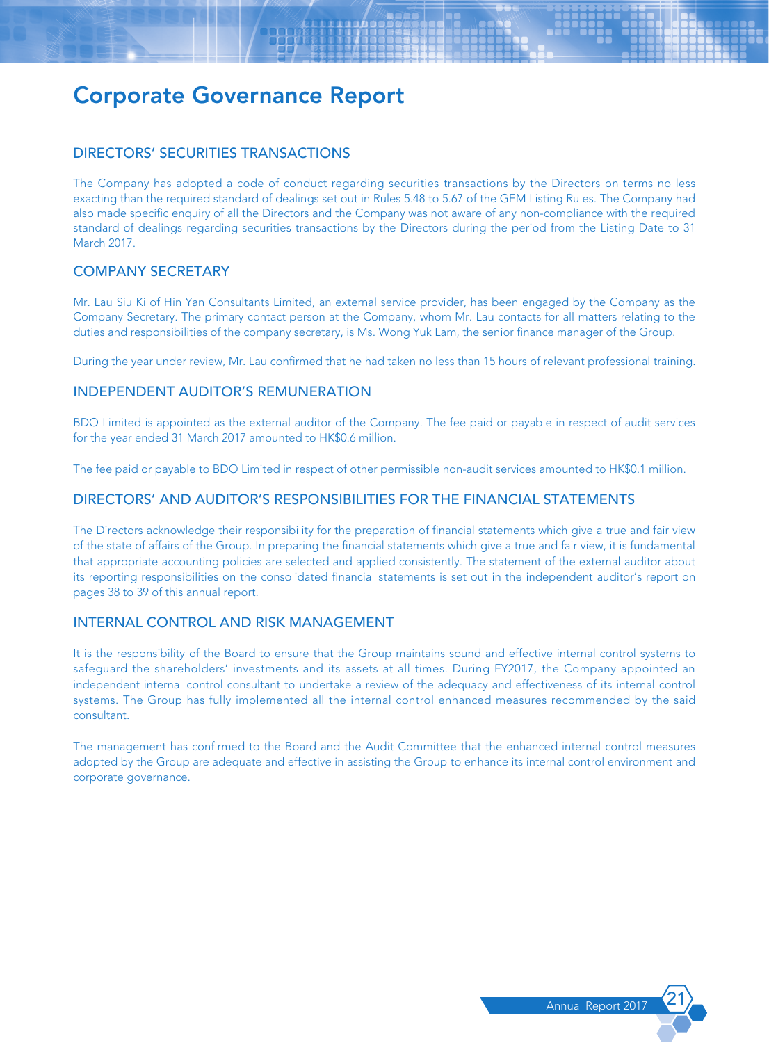# Corporate Governance Report

## DIRECTORS' SECURITIES TRANSACTIONS

The Company has adopted a code of conduct regarding securities transactions by the Directors on terms no less exacting than the required standard of dealings set out in Rules 5.48 to 5.67 of the GEM Listing Rules. The Company had also made specific enquiry of all the Directors and the Company was not aware of any non-compliance with the required standard of dealings regarding securities transactions by the Directors during the period from the Listing Date to 31 March 2017.

## COMPANY SECRETARY

Mr. Lau Siu Ki of Hin Yan Consultants Limited, an external service provider, has been engaged by the Company as the Company Secretary. The primary contact person at the Company, whom Mr. Lau contacts for all matters relating to the duties and responsibilities of the company secretary, is Ms. Wong Yuk Lam, the senior finance manager of the Group.

During the year under review, Mr. Lau confirmed that he had taken no less than 15 hours of relevant professional training.

## INDEPENDENT AUDITOR'S REMUNERATION

BDO Limited is appointed as the external auditor of the Company. The fee paid or payable in respect of audit services for the year ended 31 March 2017 amounted to HK$0.6 million.

The fee paid or payable to BDO Limited in respect of other permissible non-audit services amounted to HK$0.1 million.

## DIRECTORS' AND AUDITOR'S RESPONSIBILITIES FOR THE FINANCIAL STATEMENTS

The Directors acknowledge their responsibility for the preparation of financial statements which give a true and fair view of the state of affairs of the Group. In preparing the financial statements which give a true and fair view, it is fundamental that appropriate accounting policies are selected and applied consistently. The statement of the external auditor about its reporting responsibilities on the consolidated financial statements is set out in the independent auditor's report on pages 38 to 39 of this annual report.

## INTERNAL CONTROL AND RISK MANAGEMENT

It is the responsibility of the Board to ensure that the Group maintains sound and effective internal control systems to safeguard the shareholders' investments and its assets at all times. During FY2017, the Company appointed an independent internal control consultant to undertake a review of the adequacy and effectiveness of its internal control systems. The Group has fully implemented all the internal control enhanced measures recommended by the said consultant.

The management has confirmed to the Board and the Audit Committee that the enhanced internal control measures adopted by the Group are adequate and effective in assisting the Group to enhance its internal control environment and corporate governance.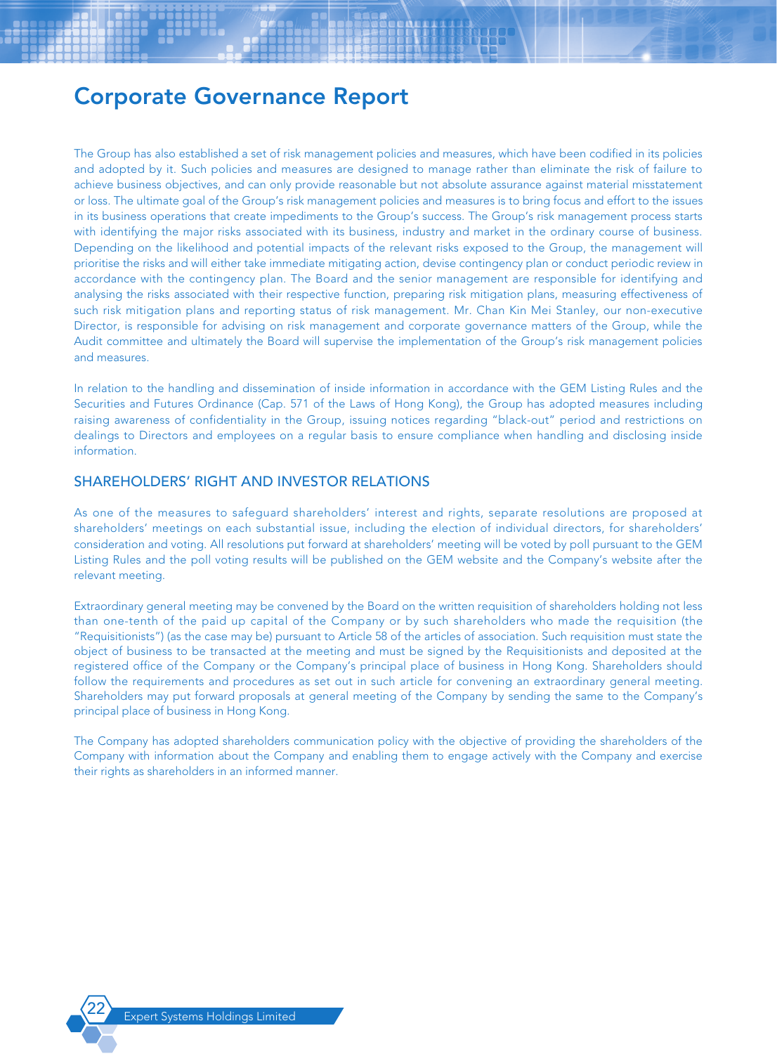# Corporate Governance Report

The Group has also established a set of risk management policies and measures, which have been codified in its policies and adopted by it. Such policies and measures are designed to manage rather than eliminate the risk of failure to achieve business objectives, and can only provide reasonable but not absolute assurance against material misstatement or loss. The ultimate goal of the Group's risk management policies and measures is to bring focus and effort to the issues in its business operations that create impediments to the Group's success. The Group's risk management process starts with identifying the major risks associated with its business, industry and market in the ordinary course of business. Depending on the likelihood and potential impacts of the relevant risks exposed to the Group, the management will prioritise the risks and will either take immediate mitigating action, devise contingency plan or conduct periodic review in accordance with the contingency plan. The Board and the senior management are responsible for identifying and analysing the risks associated with their respective function, preparing risk mitigation plans, measuring effectiveness of such risk mitigation plans and reporting status of risk management. Mr. Chan Kin Mei Stanley, our non-executive Director, is responsible for advising on risk management and corporate governance matters of the Group, while the Audit committee and ultimately the Board will supervise the implementation of the Group's risk management policies and measures.

In relation to the handling and dissemination of inside information in accordance with the GEM Listing Rules and the Securities and Futures Ordinance (Cap. 571 of the Laws of Hong Kong), the Group has adopted measures including raising awareness of confidentiality in the Group, issuing notices regarding "black-out" period and restrictions on dealings to Directors and employees on a regular basis to ensure compliance when handling and disclosing inside information.

## SHAREHOLDERS' RIGHT AND INVESTOR RELATIONS

As one of the measures to safeguard shareholders' interest and rights, separate resolutions are proposed at shareholders' meetings on each substantial issue, including the election of individual directors, for shareholders' consideration and voting. All resolutions put forward at shareholders' meeting will be voted by poll pursuant to the GEM Listing Rules and the poll voting results will be published on the GEM website and the Company's website after the relevant meeting.

Extraordinary general meeting may be convened by the Board on the written requisition of shareholders holding not less than one-tenth of the paid up capital of the Company or by such shareholders who made the requisition (the "Requisitionists") (as the case may be) pursuant to Article 58 of the articles of association. Such requisition must state the object of business to be transacted at the meeting and must be signed by the Requisitionists and deposited at the registered office of the Company or the Company's principal place of business in Hong Kong. Shareholders should follow the requirements and procedures as set out in such article for convening an extraordinary general meeting. Shareholders may put forward proposals at general meeting of the Company by sending the same to the Company's principal place of business in Hong Kong.

The Company has adopted shareholders communication policy with the objective of providing the shareholders of the Company with information about the Company and enabling them to engage actively with the Company and exercise their rights as shareholders in an informed manner.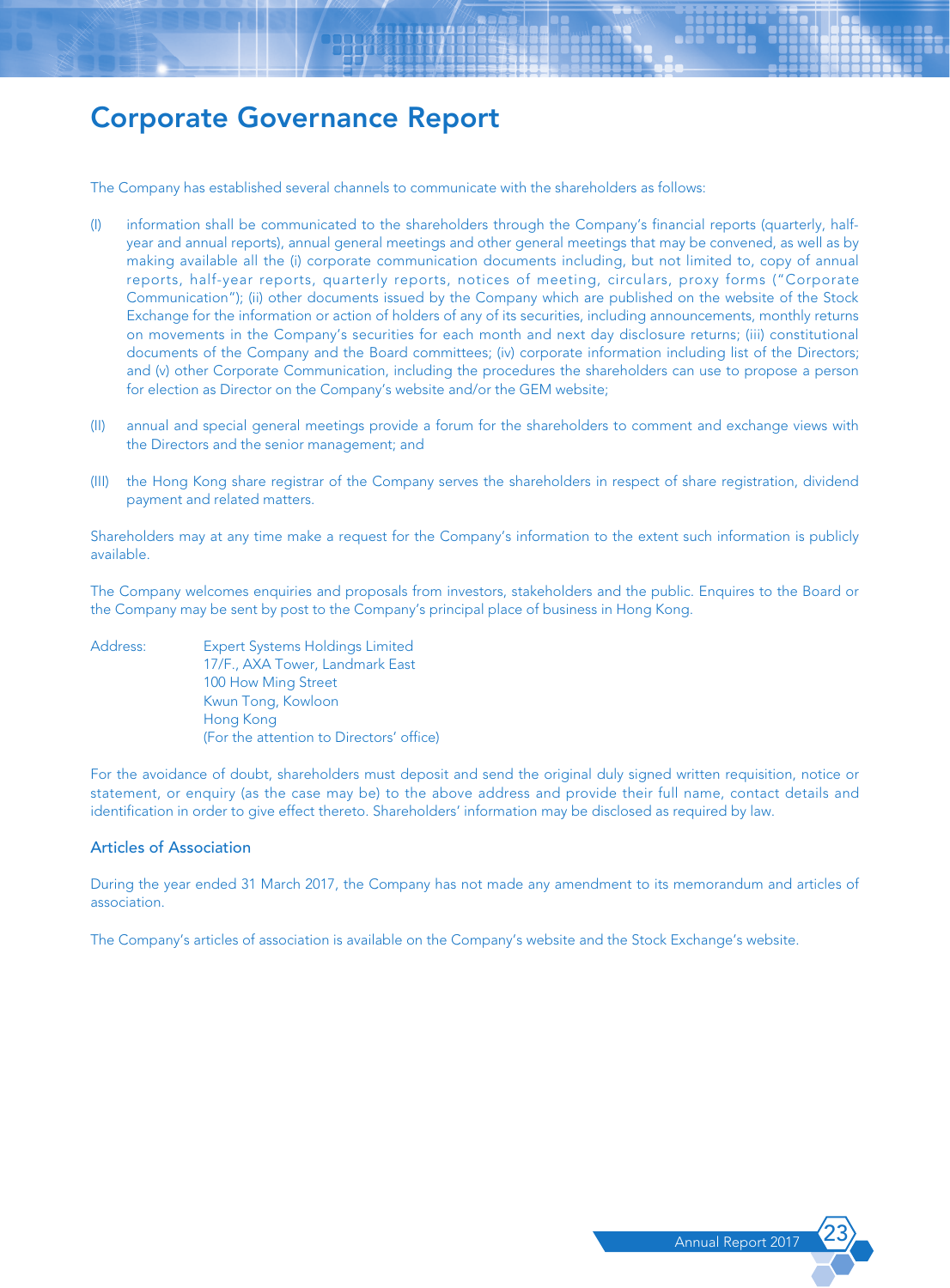# Corporate Governance Report

The Company has established several channels to communicate with the shareholders as follows:

(I) information shall be communicated to the shareholders through the Company's financial reports (quarterly, half-year and annual reports), annual general meetings and other general meetings that may be convened, as well as by making available all the (i) corporate communication documents including, but not limited to, copy of annual reports, half-year reports, quarterly reports, notices of meeting, circulars, proxy forms ("Corporate Communication"); (ii) other documents issued by the Company which are published on the website of the Stock Exchange for the information or action of holders of any of its securities, including announcements, monthly returns on movements in the Company's securities for each month and next day disclosure returns; (iii) constitutional documents of the Company and the Board committees; (iv) corporate information including list of the Directors; and (v) other Corporate Communication, including the procedures the shareholders can use to propose a person for election as Director on the Company's website and/or the GEM website;

(II) annual and special general meetings provide a forum for the shareholders to comment and exchange views with the Directors and the senior management; and

(III) the Hong Kong share registrar of the Company serves the shareholders in respect of share registration, dividend payment and related matters.

Shareholders may at any time make a request for the Company's information to the extent such information is publicly available.

The Company welcomes enquiries and proposals from investors, stakeholders and the public. Enquires to the Board or the Company may be sent by post to the Company's principal place of business in Hong Kong.

Address: Expert Systems Holdings Limited
17/F., AXA Tower, Landmark East
100 How Ming Street
Kwun Tong, Kowloon
Hong Kong
(For the attention to Directors' office)

For the avoidance of doubt, shareholders must deposit and send the original duly signed written requisition, notice or statement, or enquiry (as the case may be) to the above address and provide their full name, contact details and identification in order to give effect thereto. Shareholders' information may be disclosed as required by law.

## Articles of Association

During the year ended 31 March 2017, the Company has not made any amendment to its memorandum and articles of association.

The Company's articles of association is available on the Company's website and the Stock Exchange's website.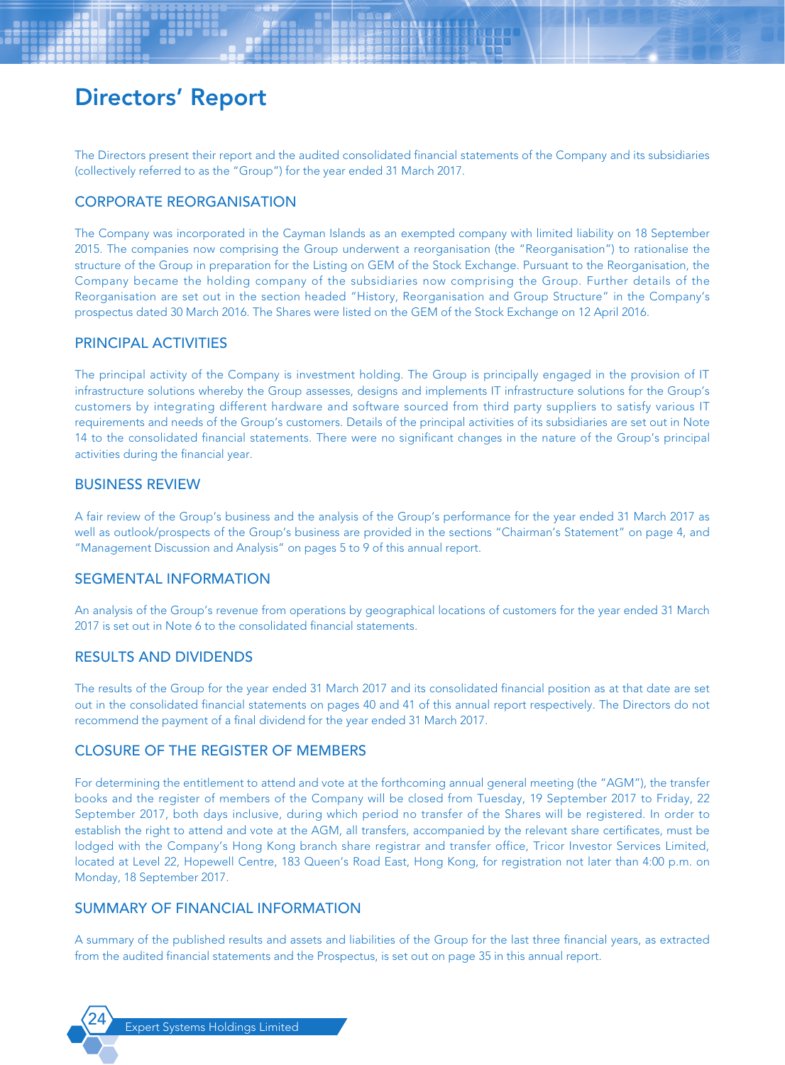# Directors' Report

The Directors present their report and the audited consolidated financial statements of the Company and its subsidiaries (collectively referred to as the "Group") for the year ended 31 March 2017.

## CORPORATE REORGANISATION

The Company was incorporated in the Cayman Islands as an exempted company with limited liability on 18 September 2015. The companies now comprising the Group underwent a reorganisation (the "Reorganisation") to rationalise the structure of the Group in preparation for the Listing on GEM of the Stock Exchange. Pursuant to the Reorganisation, the Company became the holding company of the subsidiaries now comprising the Group. Further details of the Reorganisation are set out in the section headed "History, Reorganisation and Group Structure" in the Company's prospectus dated 30 March 2016. The Shares were listed on the GEM of the Stock Exchange on 12 April 2016.

## PRINCIPAL ACTIVITIES

The principal activity of the Company is investment holding. The Group is principally engaged in the provision of IT infrastructure solutions whereby the Group assesses, designs and implements IT infrastructure solutions for the Group's customers by integrating different hardware and software sourced from third party suppliers to satisfy various IT requirements and needs of the Group's customers. Details of the principal activities of its subsidiaries are set out in Note 14 to the consolidated financial statements. There were no significant changes in the nature of the Group's principal activities during the financial year.

## BUSINESS REVIEW

A fair review of the Group's business and the analysis of the Group's performance for the year ended 31 March 2017 as well as outlook/prospects of the Group's business are provided in the sections "Chairman's Statement" on page 4, and "Management Discussion and Analysis" on pages 5 to 9 of this annual report.

## SEGMENTAL INFORMATION

An analysis of the Group's revenue from operations by geographical locations of customers for the year ended 31 March 2017 is set out in Note 6 to the consolidated financial statements.

## RESULTS AND DIVIDENDS

The results of the Group for the year ended 31 March 2017 and its consolidated financial position as at that date are set out in the consolidated financial statements on pages 40 and 41 of this annual report respectively. The Directors do not recommend the payment of a final dividend for the year ended 31 March 2017.

## CLOSURE OF THE REGISTER OF MEMBERS

For determining the entitlement to attend and vote at the forthcoming annual general meeting (the "AGM"), the transfer books and the register of members of the Company will be closed from Tuesday, 19 September 2017 to Friday, 22 September 2017, both days inclusive, during which period no transfer of the Shares will be registered. In order to establish the right to attend and vote at the AGM, all transfers, accompanied by the relevant share certificates, must be lodged with the Company's Hong Kong branch share registrar and transfer office, Tricor Investor Services Limited, located at Level 22, Hopewell Centre, 183 Queen's Road East, Hong Kong, for registration not later than 4:00 p.m. on Monday, 18 September 2017.

## SUMMARY OF FINANCIAL INFORMATION

A summary of the published results and assets and liabilities of the Group for the last three financial years, as extracted from the audited financial statements and the Prospectus, is set out on page 35 in this annual report.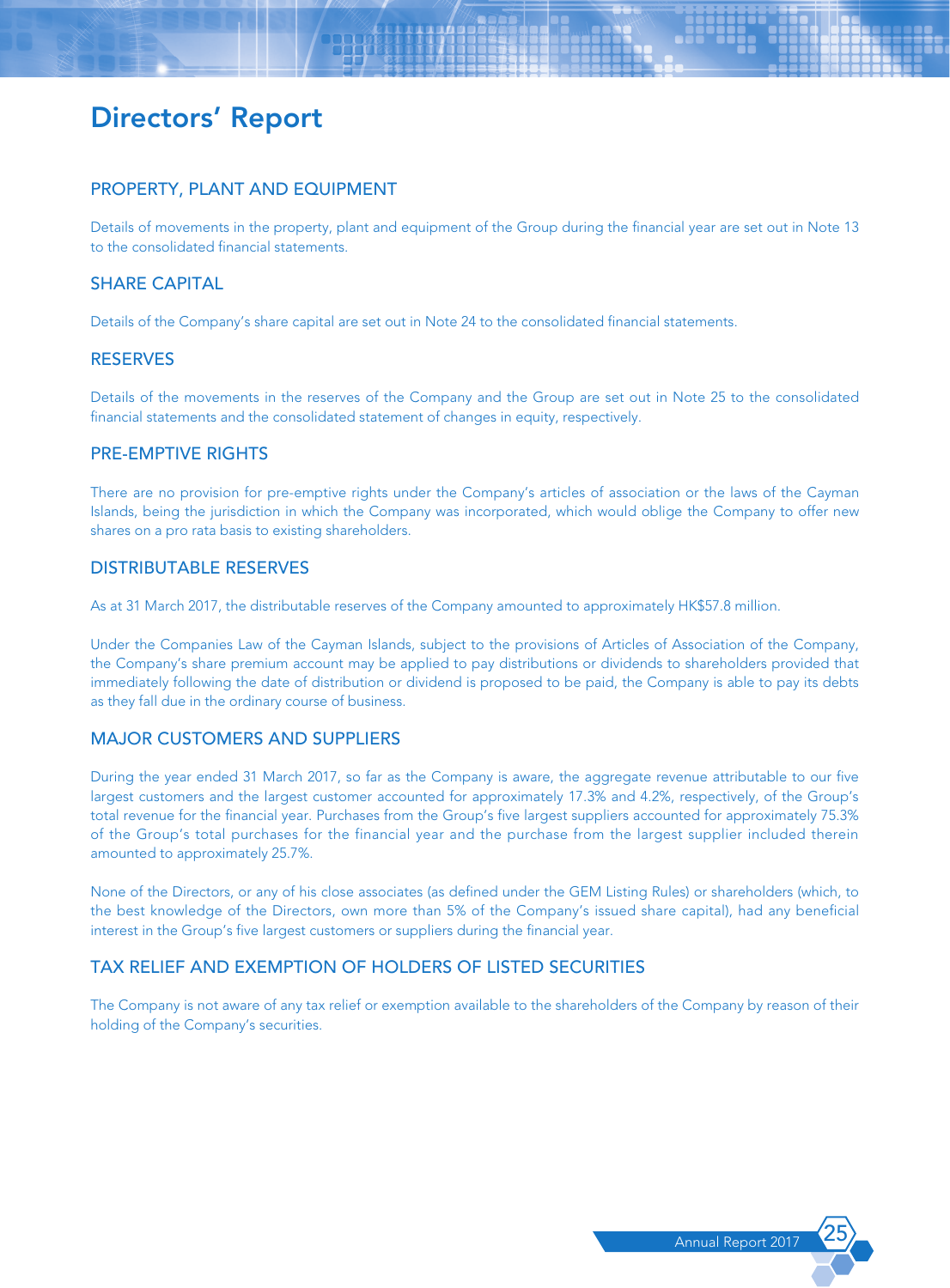# Directors' Report

## PROPERTY, PLANT AND EQUIPMENT

Details of movements in the property, plant and equipment of the Group during the financial year are set out in Note 13 to the consolidated financial statements.

## SHARE CAPITAL

Details of the Company's share capital are set out in Note 24 to the consolidated financial statements.

## RESERVES

Details of the movements in the reserves of the Company and the Group are set out in Note 25 to the consolidated financial statements and the consolidated statement of changes in equity, respectively.

## PRE-EMPTIVE RIGHTS

There are no provision for pre-emptive rights under the Company's articles of association or the laws of the Cayman Islands, being the jurisdiction in which the Company was incorporated, which would oblige the Company to offer new shares on a pro rata basis to existing shareholders.

## DISTRIBUTABLE RESERVES

As at 31 March 2017, the distributable reserves of the Company amounted to approximately HK$57.8 million.

Under the Companies Law of the Cayman Islands, subject to the provisions of Articles of Association of the Company, the Company's share premium account may be applied to pay distributions or dividends to shareholders provided that immediately following the date of distribution or dividend is proposed to be paid, the Company is able to pay its debts as they fall due in the ordinary course of business.

## MAJOR CUSTOMERS AND SUPPLIERS

During the year ended 31 March 2017, so far as the Company is aware, the aggregate revenue attributable to our five largest customers and the largest customer accounted for approximately 17.3% and 4.2%, respectively, of the Group's total revenue for the financial year. Purchases from the Group's five largest suppliers accounted for approximately 75.3% of the Group's total purchases for the financial year and the purchase from the largest supplier included therein amounted to approximately 25.7%.

None of the Directors, or any of his close associates (as defined under the GEM Listing Rules) or shareholders (which, to the best knowledge of the Directors, own more than 5% of the Company's issued share capital), had any beneficial interest in the Group's five largest customers or suppliers during the financial year.

## TAX RELIEF AND EXEMPTION OF HOLDERS OF LISTED SECURITIES

The Company is not aware of any tax relief or exemption available to the shareholders of the Company by reason of their holding of the Company's securities.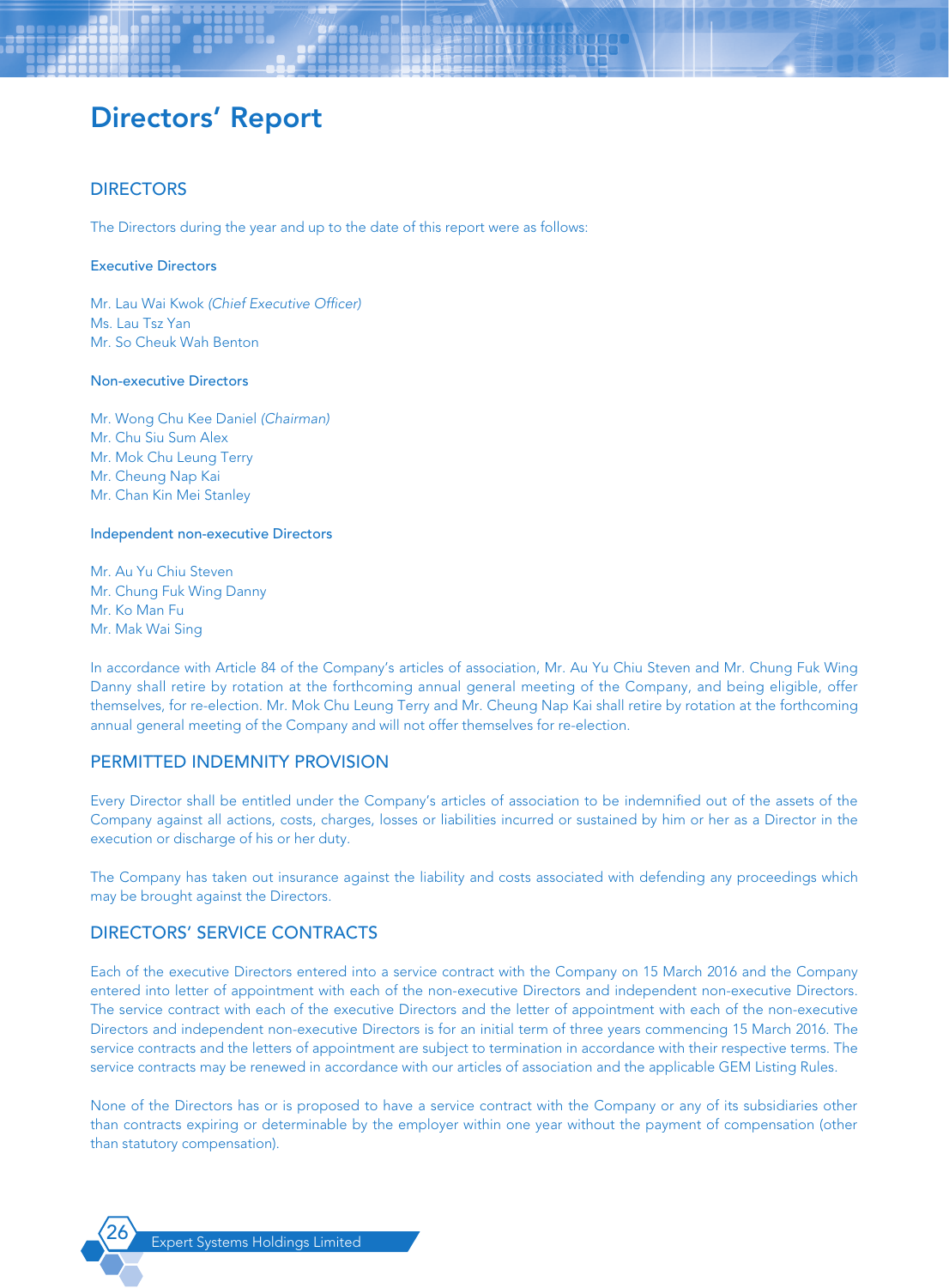# Directors' Report

## DIRECTORS

The Directors during the year and up to the date of this report were as follows:

### Executive Directors

Mr. Lau Wai Kwok *(Chief Executive Officer)*
Ms. Lau Tsz Yan
Mr. So Cheuk Wah Benton

### Non-executive Directors

Mr. Wong Chu Kee Daniel *(Chairman)*
Mr. Chu Siu Sum Alex
Mr. Mok Chu Leung Terry
Mr. Cheung Nap Kai
Mr. Chan Kin Mei Stanley

### Independent non-executive Directors

Mr. Au Yu Chiu Steven
Mr. Chung Fuk Wing Danny
Mr. Ko Man Fu
Mr. Mak Wai Sing

In accordance with Article 84 of the Company's articles of association, Mr. Au Yu Chiu Steven and Mr. Chung Fuk Wing Danny shall retire by rotation at the forthcoming annual general meeting of the Company, and being eligible, offer themselves, for re-election. Mr. Mok Chu Leung Terry and Mr. Cheung Nap Kai shall retire by rotation at the forthcoming annual general meeting of the Company and will not offer themselves for re-election.

## PERMITTED INDEMNITY PROVISION

Every Director shall be entitled under the Company's articles of association to be indemnified out of the assets of the Company against all actions, costs, charges, losses or liabilities incurred or sustained by him or her as a Director in the execution or discharge of his or her duty.

The Company has taken out insurance against the liability and costs associated with defending any proceedings which may be brought against the Directors.

## DIRECTORS' SERVICE CONTRACTS

Each of the executive Directors entered into a service contract with the Company on 15 March 2016 and the Company entered into letter of appointment with each of the non-executive Directors and independent non-executive Directors. The service contract with each of the executive Directors and the letter of appointment with each of the non-executive Directors and independent non-executive Directors is for an initial term of three years commencing 15 March 2016. The service contracts and the letters of appointment are subject to termination in accordance with their respective terms. The service contracts may be renewed in accordance with our articles of association and the applicable GEM Listing Rules.

None of the Directors has or is proposed to have a service contract with the Company or any of its subsidiaries other than contracts expiring or determinable by the employer within one year without the payment of compensation (other than statutory compensation).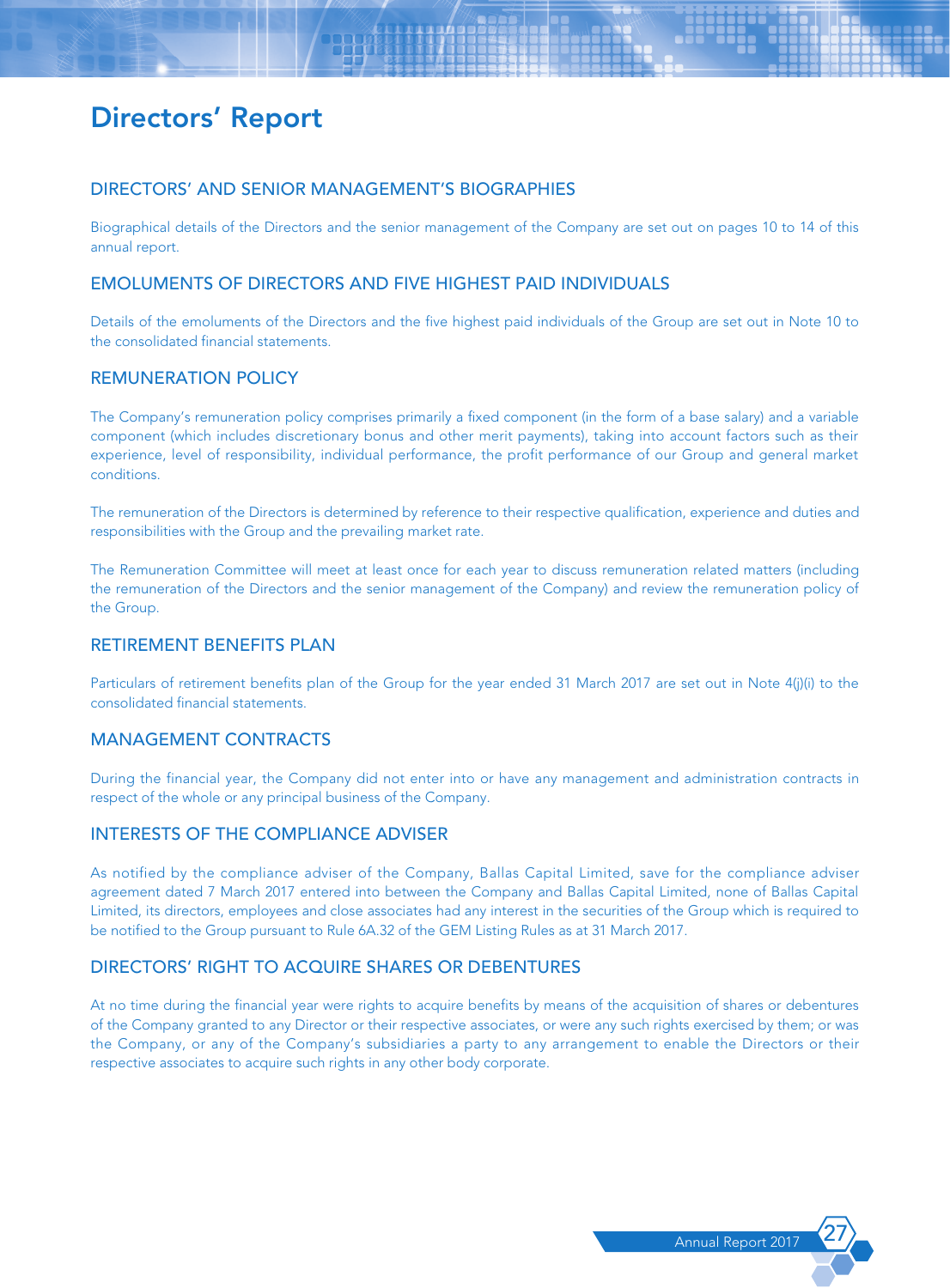# Directors' Report

## DIRECTORS' AND SENIOR MANAGEMENT'S BIOGRAPHIES

Biographical details of the Directors and the senior management of the Company are set out on pages 10 to 14 of this annual report.

## EMOLUMENTS OF DIRECTORS AND FIVE HIGHEST PAID INDIVIDUALS

Details of the emoluments of the Directors and the five highest paid individuals of the Group are set out in Note 10 to the consolidated financial statements.

## REMUNERATION POLICY

The Company's remuneration policy comprises primarily a fixed component (in the form of a base salary) and a variable component (which includes discretionary bonus and other merit payments), taking into account factors such as their experience, level of responsibility, individual performance, the profit performance of our Group and general market conditions.

The remuneration of the Directors is determined by reference to their respective qualification, experience and duties and responsibilities with the Group and the prevailing market rate.

The Remuneration Committee will meet at least once for each year to discuss remuneration related matters (including the remuneration of the Directors and the senior management of the Company) and review the remuneration policy of the Group.

## RETIREMENT BENEFITS PLAN

Particulars of retirement benefits plan of the Group for the year ended 31 March 2017 are set out in Note 4(j)(i) to the consolidated financial statements.

## MANAGEMENT CONTRACTS

During the financial year, the Company did not enter into or have any management and administration contracts in respect of the whole or any principal business of the Company.

## INTERESTS OF THE COMPLIANCE ADVISER

As notified by the compliance adviser of the Company, Ballas Capital Limited, save for the compliance adviser agreement dated 7 March 2017 entered into between the Company and Ballas Capital Limited, none of Ballas Capital Limited, its directors, employees and close associates had any interest in the securities of the Group which is required to be notified to the Group pursuant to Rule 6A.32 of the GEM Listing Rules as at 31 March 2017.

## DIRECTORS' RIGHT TO ACQUIRE SHARES OR DEBENTURES

At no time during the financial year were rights to acquire benefits by means of the acquisition of shares or debentures of the Company granted to any Director or their respective associates, or were any such rights exercised by them; or was the Company, or any of the Company's subsidiaries a party to any arrangement to enable the Directors or their respective associates to acquire such rights in any other body corporate.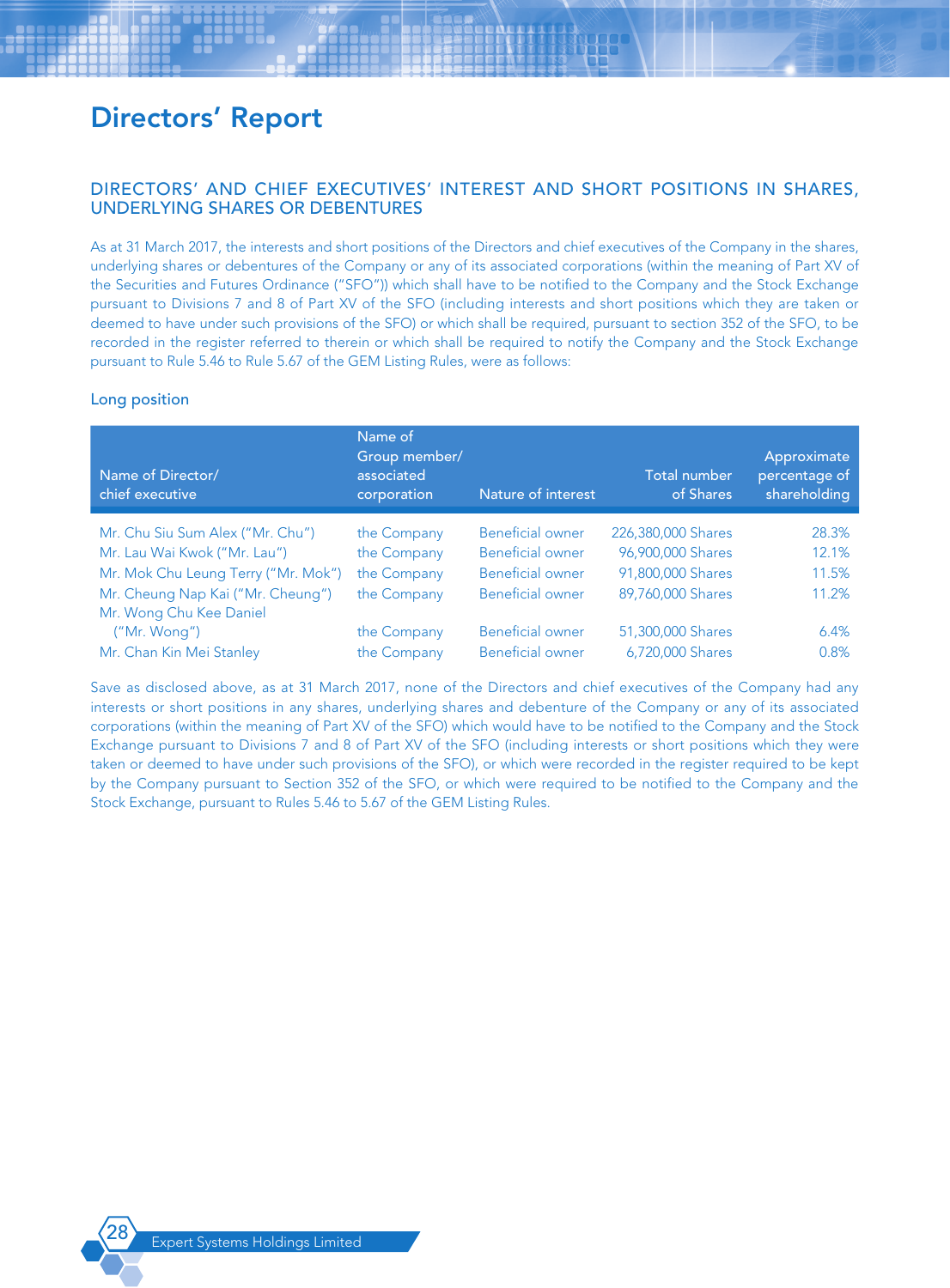# Directors' Report

## DIRECTORS' AND CHIEF EXECUTIVES' INTEREST AND SHORT POSITIONS IN SHARES, UNDERLYING SHARES OR DEBENTURES

As at 31 March 2017, the interests and short positions of the Directors and chief executives of the Company in the shares, underlying shares or debentures of the Company or any of its associated corporations (within the meaning of Part XV of the Securities and Futures Ordinance ("SFO")) which shall have to be notified to the Company and the Stock Exchange pursuant to Divisions 7 and 8 of Part XV of the SFO (including interests and short positions which they are taken or deemed to have under such provisions of the SFO) or which shall be required, pursuant to section 352 of the SFO, to be recorded in the register referred to therein or which shall be required to notify the Company and the Stock Exchange pursuant to Rule 5.46 to Rule 5.67 of the GEM Listing Rules, were as follows:

### Long position

| Name of Director/ chief executive | Name of Group member/ associated corporation | Nature of interest | Total number of Shares | Approximate percentage of shareholding |
|---|---|---|---|---|
| Mr. Chu Siu Sum Alex ("Mr. Chu") | the Company | Beneficial owner | 226,380,000 Shares | 28.3% |
| Mr. Lau Wai Kwok ("Mr. Lau") | the Company | Beneficial owner | 96,900,000 Shares | 12.1% |
| Mr. Mok Chu Leung Terry ("Mr. Mok") | the Company | Beneficial owner | 91,800,000 Shares | 11.5% |
| Mr. Cheung Nap Kai ("Mr. Cheung") | the Company | Beneficial owner | 89,760,000 Shares | 11.2% |
| Mr. Wong Chu Kee Daniel ("Mr. Wong") | the Company | Beneficial owner | 51,300,000 Shares | 6.4% |
| Mr. Chan Kin Mei Stanley | the Company | Beneficial owner | 6,720,000 Shares | 0.8% |

Save as disclosed above, as at 31 March 2017, none of the Directors and chief executives of the Company had any interests or short positions in any shares, underlying shares and debenture of the Company or any of its associated corporations (within the meaning of Part XV of the SFO) which would have to be notified to the Company and the Stock Exchange pursuant to Divisions 7 and 8 of Part XV of the SFO (including interests or short positions which they were taken or deemed to have under such provisions of the SFO), or which were recorded in the register required to be kept by the Company pursuant to Section 352 of the SFO, or which were required to be notified to the Company and the Stock Exchange, pursuant to Rules 5.46 to 5.67 of the GEM Listing Rules.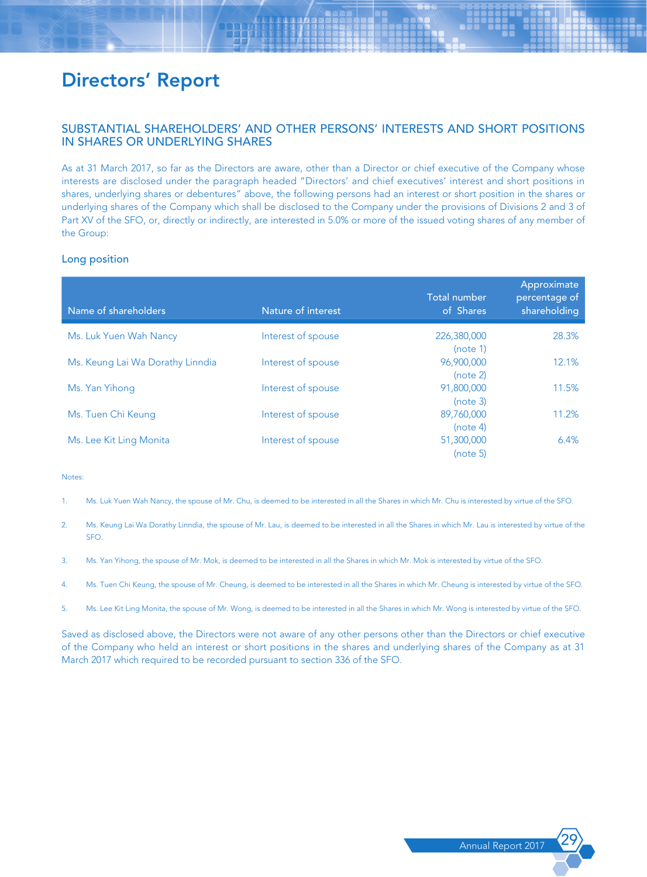# Directors' Report

## SUBSTANTIAL SHAREHOLDERS' AND OTHER PERSONS' INTERESTS AND SHORT POSITIONS IN SHARES OR UNDERLYING SHARES

As at 31 March 2017, so far as the Directors are aware, other than a Director or chief executive of the Company whose interests are disclosed under the paragraph headed "Directors' and chief executives' interest and short positions in shares, underlying shares or debentures" above, the following persons had an interest or short position in the shares or underlying shares of the Company which shall be disclosed to the Company under the provisions of Divisions 2 and 3 of Part XV of the SFO, or, directly or indirectly, are interested in 5.0% or more of the issued voting shares of any member of the Group:

### Long position

| Name of shareholders | Nature of interest | Total number of Shares | Approximate percentage of shareholding |
|---|---|---|---|
| Ms. Luk Yuen Wah Nancy | Interest of spouse | 226,380,000 (note 1) | 28.3% |
| Ms. Keung Lai Wa Dorathy Linndia | Interest of spouse | 96,900,000 (note 2) | 12.1% |
| Ms. Yan Yihong | Interest of spouse | 91,800,000 (note 3) | 11.5% |
| Ms. Tuen Chi Keung | Interest of spouse | 89,760,000 (note 4) | 11.2% |
| Ms. Lee Kit Ling Monita | Interest of spouse | 51,300,000 (note 5) | 6.4% |

Notes:

1. Ms. Luk Yuen Wah Nancy, the spouse of Mr. Chu, is deemed to be interested in all the Shares in which Mr. Chu is interested by virtue of the SFO.

2. Ms. Keung Lai Wa Dorathy Linndia, the spouse of Mr. Lau, is deemed to be interested in all the Shares in which Mr. Lau is interested by virtue of the SFO.

3. Ms. Yan Yihong, the spouse of Mr. Mok, is deemed to be interested in all the Shares in which Mr. Mok is interested by virtue of the SFO.

4. Ms. Tuen Chi Keung, the spouse of Mr. Cheung, is deemed to be interested in all the Shares in which Mr. Cheung is interested by virtue of the SFO.

5. Ms. Lee Kit Ling Monita, the spouse of Mr. Wong, is deemed to be interested in all the Shares in which Mr. Wong is interested by virtue of the SFO.

Saved as disclosed above, the Directors were not aware of any other persons other than the Directors or chief executive of the Company who held an interest or short positions in the shares and underlying shares of the Company as at 31 March 2017 which required to be recorded pursuant to section 336 of the SFO.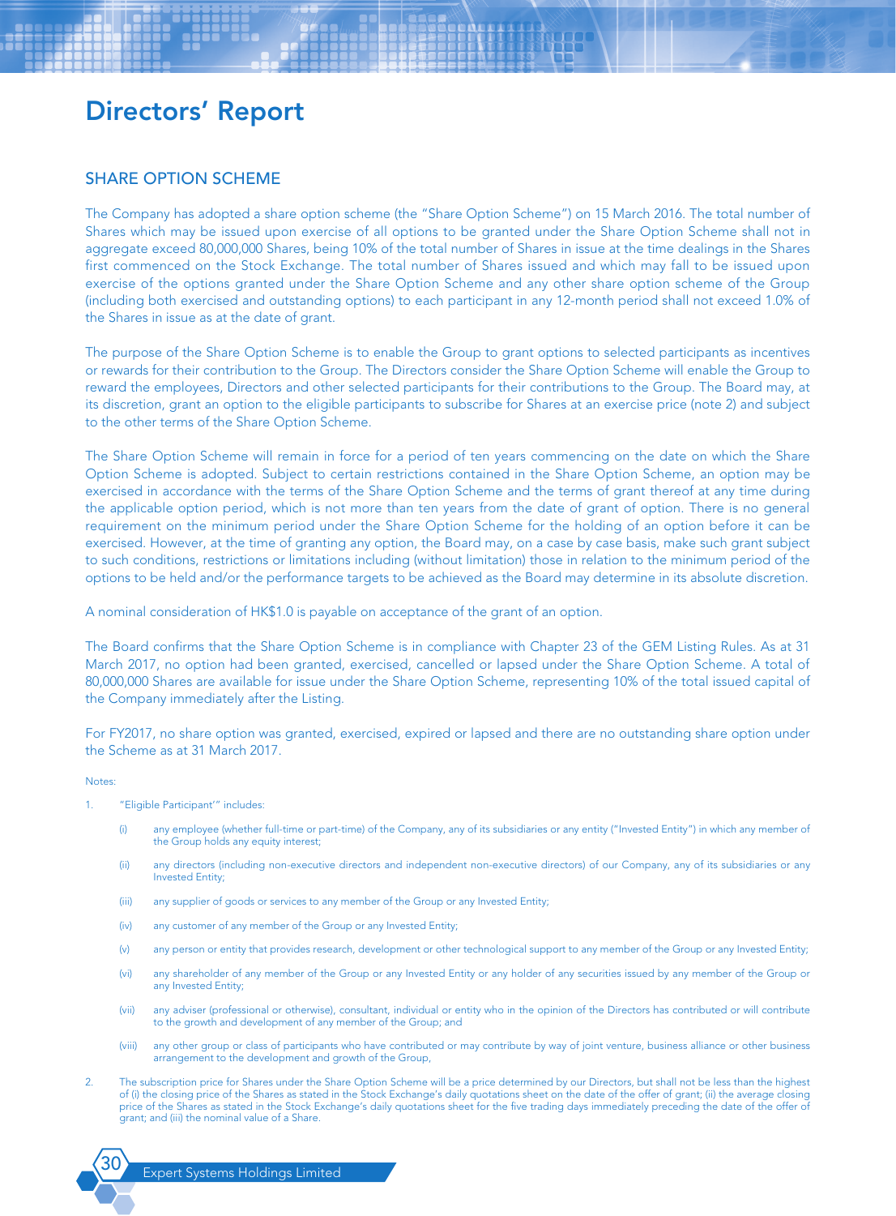# Directors' Report

## SHARE OPTION SCHEME

The Company has adopted a share option scheme (the "Share Option Scheme") on 15 March 2016. The total number of Shares which may be issued upon exercise of all options to be granted under the Share Option Scheme shall not in aggregate exceed 80,000,000 Shares, being 10% of the total number of Shares in issue at the time dealings in the Shares first commenced on the Stock Exchange. The total number of Shares issued and which may fall to be issued upon exercise of the options granted under the Share Option Scheme and any other share option scheme of the Group (including both exercised and outstanding options) to each participant in any 12-month period shall not exceed 1.0% of the Shares in issue as at the date of grant.

The purpose of the Share Option Scheme is to enable the Group to grant options to selected participants as incentives or rewards for their contribution to the Group. The Directors consider the Share Option Scheme will enable the Group to reward the employees, Directors and other selected participants for their contributions to the Group. The Board may, at its discretion, grant an option to the eligible participants to subscribe for Shares at an exercise price (note 2) and subject to the other terms of the Share Option Scheme.

The Share Option Scheme will remain in force for a period of ten years commencing on the date on which the Share Option Scheme is adopted. Subject to certain restrictions contained in the Share Option Scheme, an option may be exercised in accordance with the terms of the Share Option Scheme and the terms of grant thereof at any time during the applicable option period, which is not more than ten years from the date of grant of option. There is no general requirement on the minimum period under the Share Option Scheme for the holding of an option before it can be exercised. However, at the time of granting any option, the Board may, on a case by case basis, make such grant subject to such conditions, restrictions or limitations including (without limitation) those in relation to the minimum period of the options to be held and/or the performance targets to be achieved as the Board may determine in its absolute discretion.

A nominal consideration of HK$1.0 is payable on acceptance of the grant of an option.

The Board confirms that the Share Option Scheme is in compliance with Chapter 23 of the GEM Listing Rules. As at 31 March 2017, no option had been granted, exercised, cancelled or lapsed under the Share Option Scheme. A total of 80,000,000 Shares are available for issue under the Share Option Scheme, representing 10% of the total issued capital of the Company immediately after the Listing.

For FY2017, no share option was granted, exercised, expired or lapsed and there are no outstanding share option under the Scheme as at 31 March 2017.

Notes:

1. "Eligible Participant'" includes:

   (i) any employee (whether full-time or part-time) of the Company, any of its subsidiaries or any entity ("Invested Entity") in which any member of the Group holds any equity interest;

   (ii) any directors (including non-executive directors and independent non-executive directors) of our Company, any of its subsidiaries or any Invested Entity;

   (iii) any supplier of goods or services to any member of the Group or any Invested Entity;

   (iv) any customer of any member of the Group or any Invested Entity;

   (v) any person or entity that provides research, development or other technological support to any member of the Group or any Invested Entity;

   (vi) any shareholder of any member of the Group or any Invested Entity or any holder of any securities issued by any member of the Group or any Invested Entity;

   (vii) any adviser (professional or otherwise), consultant, individual or entity who in the opinion of the Directors has contributed or will contribute to the growth and development of any member of the Group; and

   (viii) any other group or class of participants who have contributed or may contribute by way of joint venture, business alliance or other business arrangement to the development and growth of the Group,

2. The subscription price for Shares under the Share Option Scheme will be a price determined by our Directors, but shall not be less than the highest of (i) the closing price of the Shares as stated in the Stock Exchange's daily quotations sheet on the date of the offer of grant; (ii) the average closing price of the Shares as stated in the Stock Exchange's daily quotations sheet for the five trading days immediately preceding the date of the offer of grant; and (iii) the nominal value of a Share.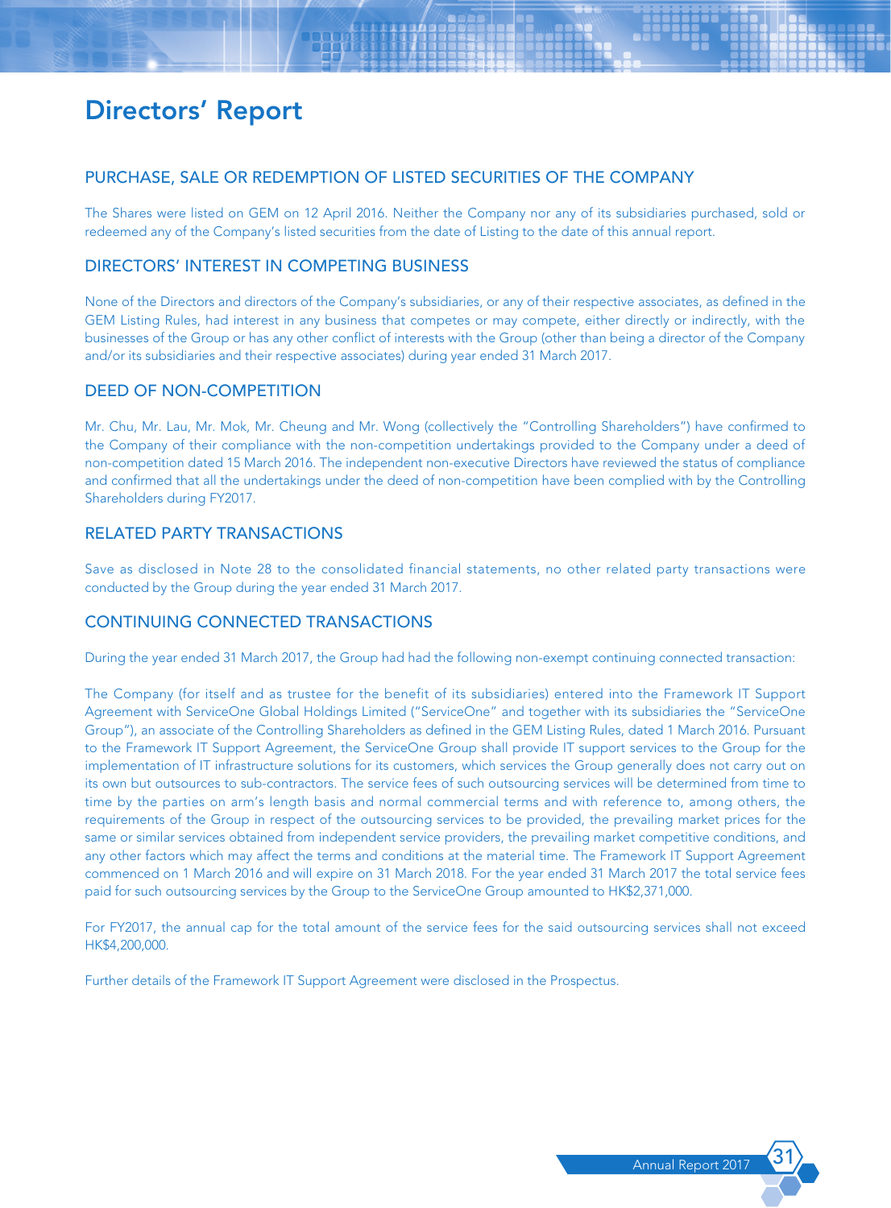# Directors' Report

## PURCHASE, SALE OR REDEMPTION OF LISTED SECURITIES OF THE COMPANY

The Shares were listed on GEM on 12 April 2016. Neither the Company nor any of its subsidiaries purchased, sold or redeemed any of the Company's listed securities from the date of Listing to the date of this annual report.

## DIRECTORS' INTEREST IN COMPETING BUSINESS

None of the Directors and directors of the Company's subsidiaries, or any of their respective associates, as defined in the GEM Listing Rules, had interest in any business that competes or may compete, either directly or indirectly, with the businesses of the Group or has any other conflict of interests with the Group (other than being a director of the Company and/or its subsidiaries and their respective associates) during year ended 31 March 2017.

## DEED OF NON-COMPETITION

Mr. Chu, Mr. Lau, Mr. Mok, Mr. Cheung and Mr. Wong (collectively the "Controlling Shareholders") have confirmed to the Company of their compliance with the non-competition undertakings provided to the Company under a deed of non-competition dated 15 March 2016. The independent non-executive Directors have reviewed the status of compliance and confirmed that all the undertakings under the deed of non-competition have been complied with by the Controlling Shareholders during FY2017.

## RELATED PARTY TRANSACTIONS

Save as disclosed in Note 28 to the consolidated financial statements, no other related party transactions were conducted by the Group during the year ended 31 March 2017.

## CONTINUING CONNECTED TRANSACTIONS

During the year ended 31 March 2017, the Group had had the following non-exempt continuing connected transaction:

The Company (for itself and as trustee for the benefit of its subsidiaries) entered into the Framework IT Support Agreement with ServiceOne Global Holdings Limited ("ServiceOne" and together with its subsidiaries the "ServiceOne Group"), an associate of the Controlling Shareholders as defined in the GEM Listing Rules, dated 1 March 2016. Pursuant to the Framework IT Support Agreement, the ServiceOne Group shall provide IT support services to the Group for the implementation of IT infrastructure solutions for its customers, which services the Group generally does not carry out on its own but outsources to sub-contractors. The service fees of such outsourcing services will be determined from time to time by the parties on arm's length basis and normal commercial terms and with reference to, among others, the requirements of the Group in respect of the outsourcing services to be provided, the prevailing market prices for the same or similar services obtained from independent service providers, the prevailing market competitive conditions, and any other factors which may affect the terms and conditions at the material time. The Framework IT Support Agreement commenced on 1 March 2016 and will expire on 31 March 2018. For the year ended 31 March 2017 the total service fees paid for such outsourcing services by the Group to the ServiceOne Group amounted to HK$2,371,000.

For FY2017, the annual cap for the total amount of the service fees for the said outsourcing services shall not exceed HK$4,200,000.

Further details of the Framework IT Support Agreement were disclosed in the Prospectus.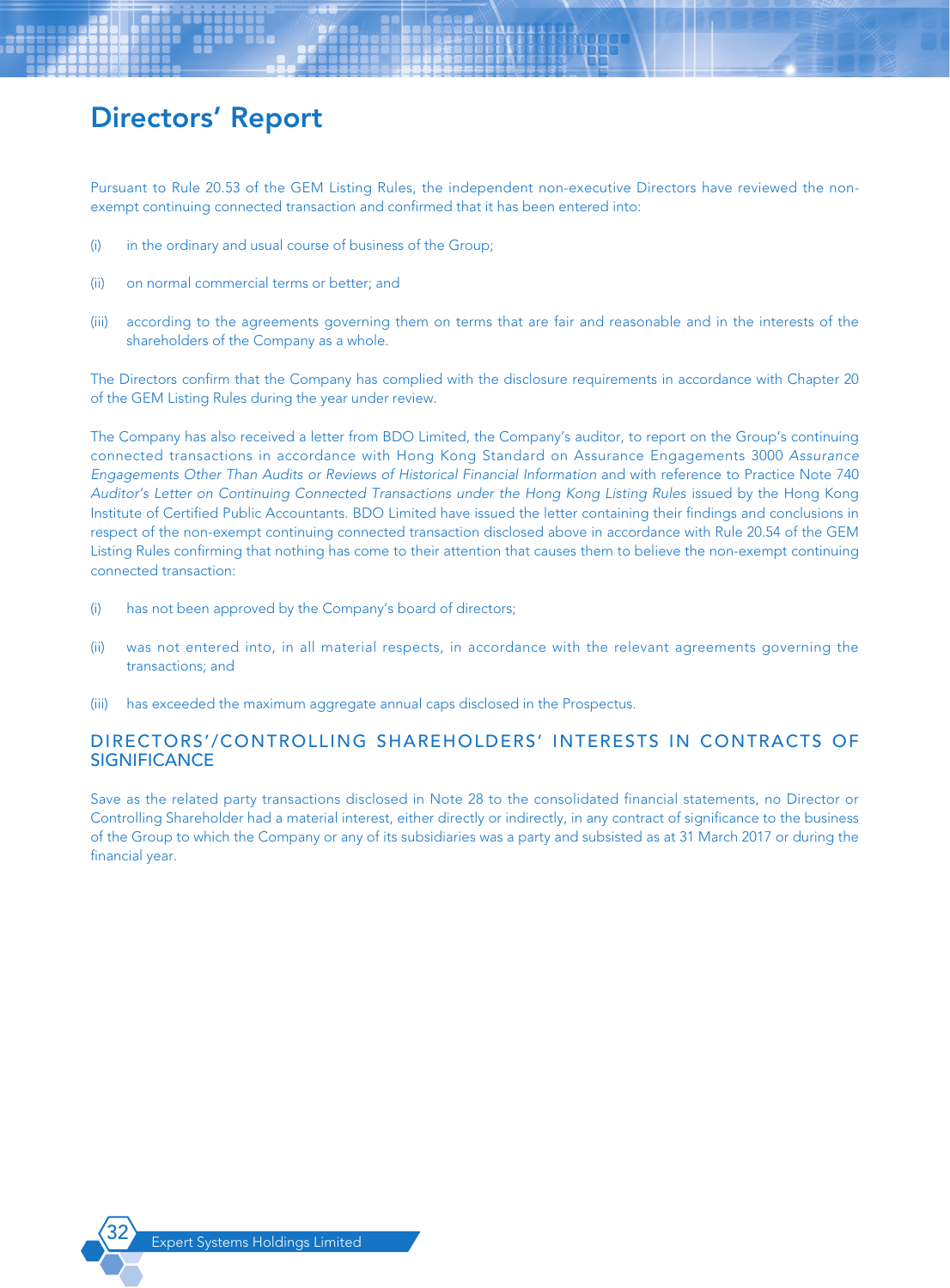# Directors' Report

Pursuant to Rule 20.53 of the GEM Listing Rules, the independent non-executive Directors have reviewed the non-exempt continuing connected transaction and confirmed that it has been entered into:

(i) in the ordinary and usual course of business of the Group;

(ii) on normal commercial terms or better; and

(iii) according to the agreements governing them on terms that are fair and reasonable and in the interests of the shareholders of the Company as a whole.

The Directors confirm that the Company has complied with the disclosure requirements in accordance with Chapter 20 of the GEM Listing Rules during the year under review.

The Company has also received a letter from BDO Limited, the Company's auditor, to report on the Group's continuing connected transactions in accordance with Hong Kong Standard on Assurance Engagements 3000 *Assurance Engagements Other Than Audits or Reviews of Historical Financial Information* and with reference to Practice Note 740 *Auditor's Letter on Continuing Connected Transactions under the Hong Kong Listing Rules* issued by the Hong Kong Institute of Certified Public Accountants. BDO Limited have issued the letter containing their findings and conclusions in respect of the non-exempt continuing connected transaction disclosed above in accordance with Rule 20.54 of the GEM Listing Rules confirming that nothing has come to their attention that causes them to believe the non-exempt continuing connected transaction:

(i) has not been approved by the Company's board of directors;

(ii) was not entered into, in all material respects, in accordance with the relevant agreements governing the transactions; and

(iii) has exceeded the maximum aggregate annual caps disclosed in the Prospectus.

## DIRECTORS'/CONTROLLING SHAREHOLDERS' INTERESTS IN CONTRACTS OF SIGNIFICANCE

Save as the related party transactions disclosed in Note 28 to the consolidated financial statements, no Director or Controlling Shareholder had a material interest, either directly or indirectly, in any contract of significance to the business of the Group to which the Company or any of its subsidiaries was a party and subsisted as at 31 March 2017 or during the financial year.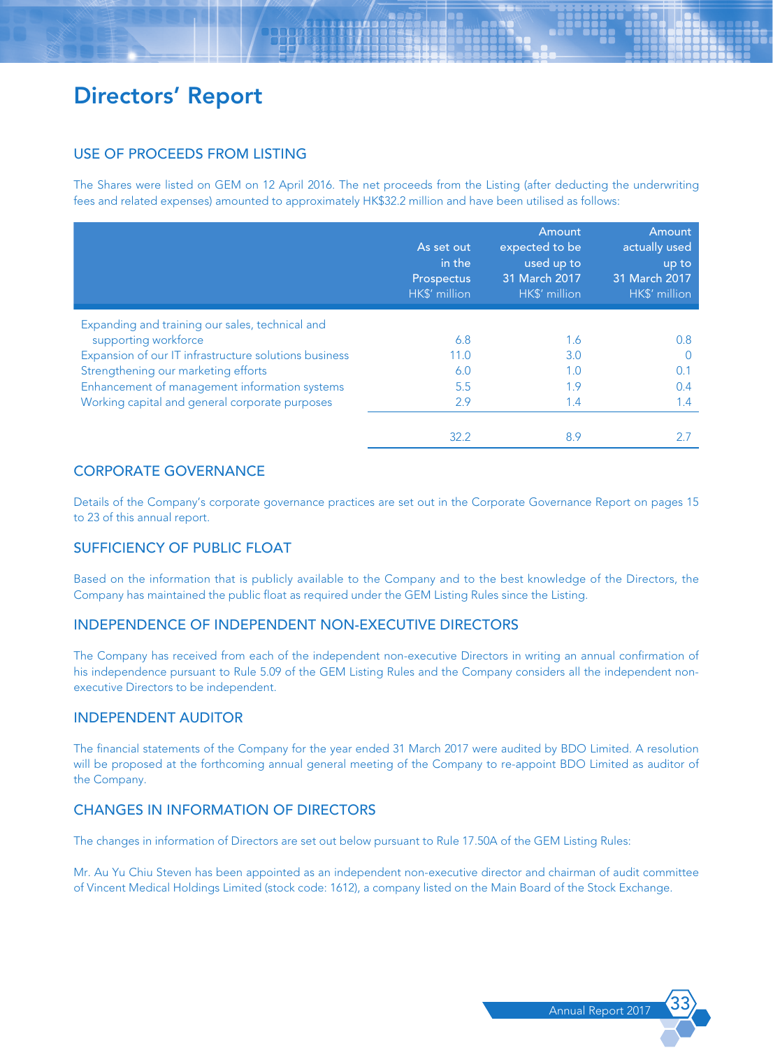# Directors' Report

## USE OF PROCEEDS FROM LISTING

The Shares were listed on GEM on 12 April 2016. The net proceeds from the Listing (after deducting the underwriting fees and related expenses) amounted to approximately HK$32.2 million and have been utilised as follows:

| | As set out in the Prospectus HK$' million | Amount expected to be used up to 31 March 2017 HK$' million | Amount actually used up to 31 March 2017 HK$' million |
|---|---|---|---|
| Expanding and training our sales, technical and supporting workforce | 6.8 | 1.6 | 0.8 |
| Expansion of our IT infrastructure solutions business | 11.0 | 3.0 | 0 |
| Strengthening our marketing efforts | 6.0 | 1.0 | 0.1 |
| Enhancement of management information systems | 5.5 | 1.9 | 0.4 |
| Working capital and general corporate purposes | 2.9 | 1.4 | 1.4 |
| | 32.2 | 8.9 | 2.7 |

## CORPORATE GOVERNANCE

Details of the Company's corporate governance practices are set out in the Corporate Governance Report on pages 15 to 23 of this annual report.

## SUFFICIENCY OF PUBLIC FLOAT

Based on the information that is publicly available to the Company and to the best knowledge of the Directors, the Company has maintained the public float as required under the GEM Listing Rules since the Listing.

## INDEPENDENCE OF INDEPENDENT NON-EXECUTIVE DIRECTORS

The Company has received from each of the independent non-executive Directors in writing an annual confirmation of his independence pursuant to Rule 5.09 of the GEM Listing Rules and the Company considers all the independent non-executive Directors to be independent.

## INDEPENDENT AUDITOR

The financial statements of the Company for the year ended 31 March 2017 were audited by BDO Limited. A resolution will be proposed at the forthcoming annual general meeting of the Company to re-appoint BDO Limited as auditor of the Company.

## CHANGES IN INFORMATION OF DIRECTORS

The changes in information of Directors are set out below pursuant to Rule 17.50A of the GEM Listing Rules:

Mr. Au Yu Chiu Steven has been appointed as an independent non-executive director and chairman of audit committee of Vincent Medical Holdings Limited (stock code: 1612), a company listed on the Main Board of the Stock Exchange.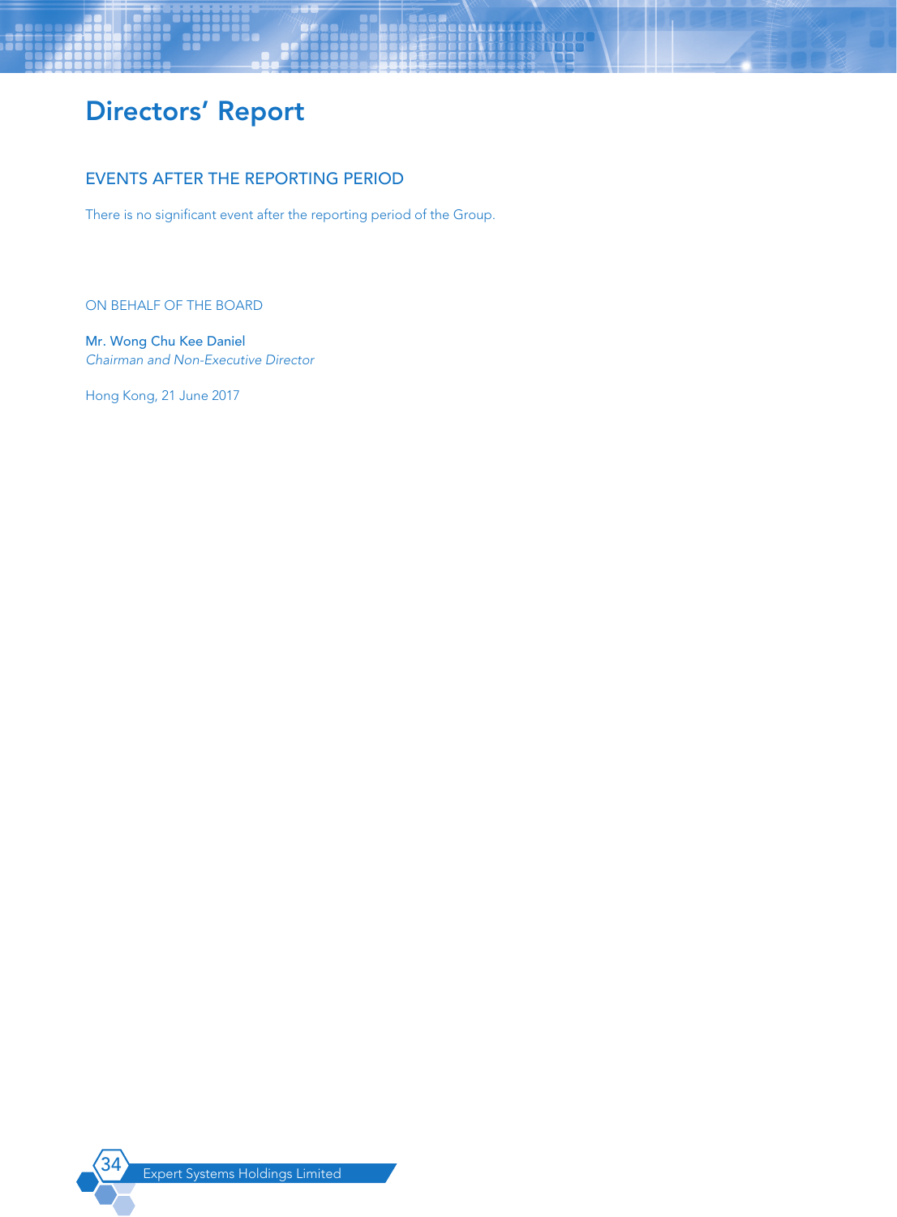# Directors' Report

## EVENTS AFTER THE REPORTING PERIOD

There is no significant event after the reporting period of the Group.

ON BEHALF OF THE BOARD

Mr. Wong Chu Kee Daniel
*Chairman and Non-Executive Director*

Hong Kong, 21 June 2017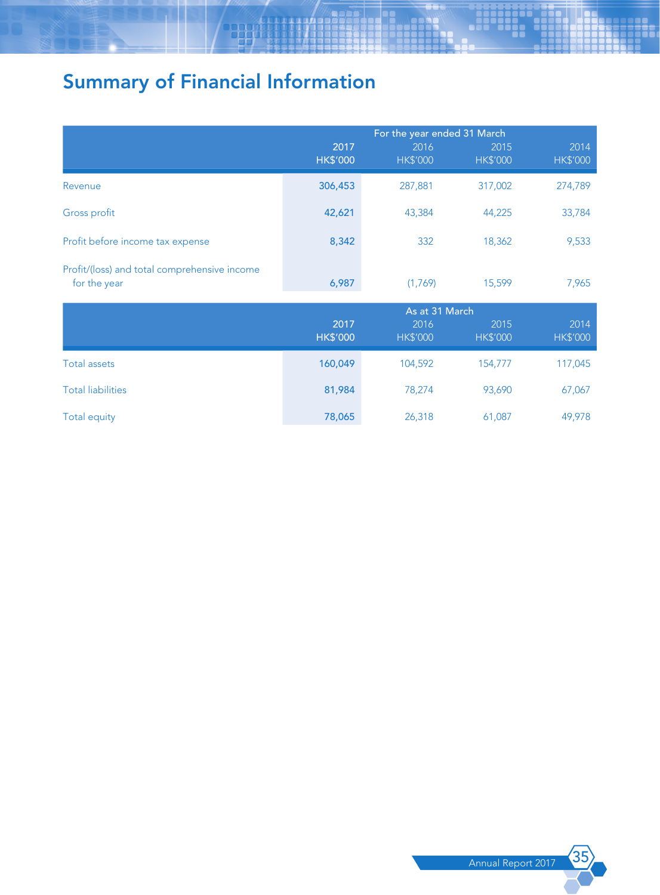# Summary of Financial Information

| | For the year ended 31 March | | | |
|---|---|---|---|---|
| | **2017** | 2016 | 2015 | 2014 |
| | **HK$'000** | HK$'000 | HK$'000 | HK$'000 |
| Revenue | **306,453** | 287,881 | 317,002 | 274,789 |
| Gross profit | **42,621** | 43,384 | 44,225 | 33,784 |
| Profit before income tax expense | **8,342** | 332 | 18,362 | 9,533 |
| Profit/(loss) and total comprehensive income for the year | **6,987** | (1,769) | 15,599 | 7,965 |

| | As at 31 March | | | |
|---|---|---|---|---|
| | **2017** | 2016 | 2015 | 2014 |
| | **HK$'000** | HK$'000 | HK$'000 | HK$'000 |
| Total assets | **160,049** | 104,592 | 154,777 | 117,045 |
| Total liabilities | **81,984** | 78,274 | 93,690 | 67,067 |
| Total equity | **78,065** | 26,318 | 61,087 | 49,978 |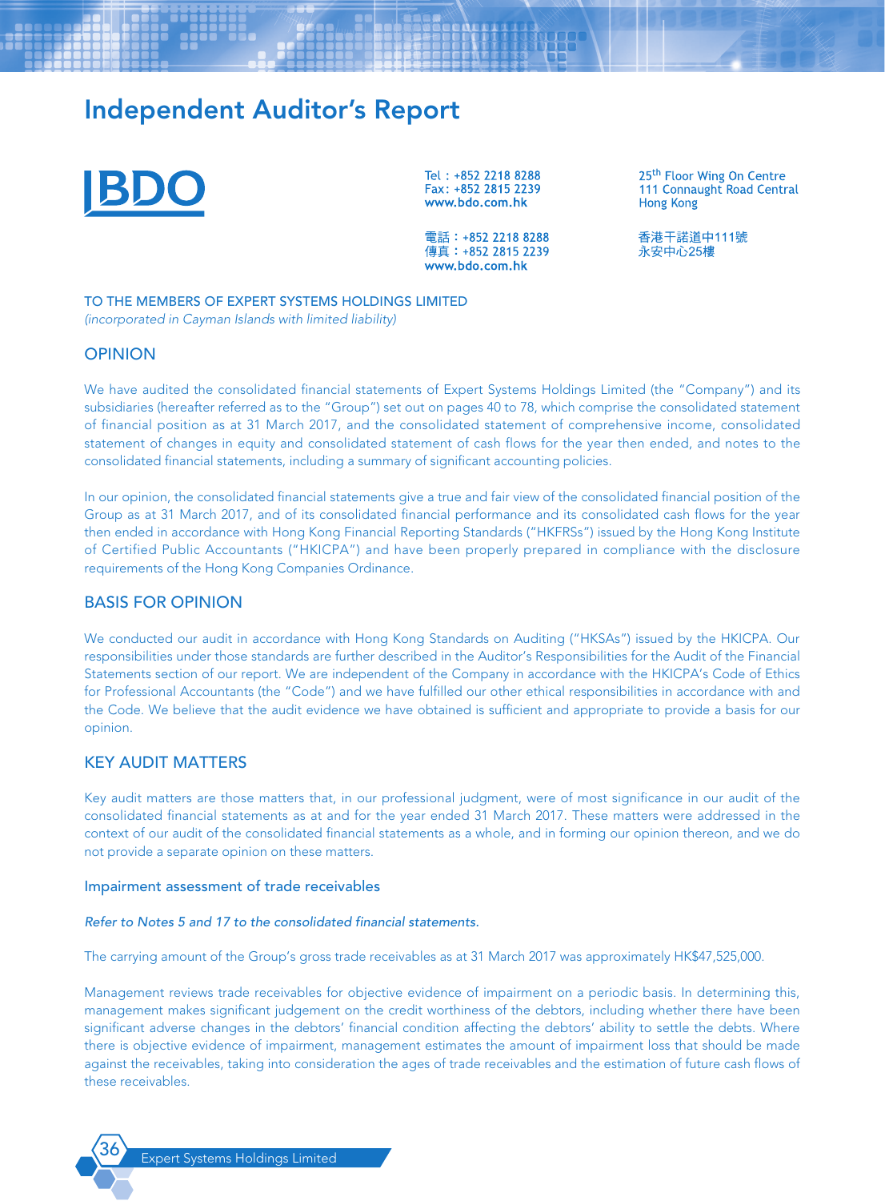# Independent Auditor's Report

BDO

Tel : +852 2218 8288
Fax: +852 2815 2239
www.bdo.com.hk

電話：+852 2218 8288
傳真：+852 2815 2239
www.bdo.com.hk

25th Floor Wing On Centre
111 Connaught Road Central
Hong Kong

香港干諾道中111號
永安中心25樓

TO THE MEMBERS OF EXPERT SYSTEMS HOLDINGS LIMITED
*(incorporated in Cayman Islands with limited liability)*

## OPINION

We have audited the consolidated financial statements of Expert Systems Holdings Limited (the "Company") and its subsidiaries (hereafter referred as to the "Group") set out on pages 40 to 78, which comprise the consolidated statement of financial position as at 31 March 2017, and the consolidated statement of comprehensive income, consolidated statement of changes in equity and consolidated statement of cash flows for the year then ended, and notes to the consolidated financial statements, including a summary of significant accounting policies.

In our opinion, the consolidated financial statements give a true and fair view of the consolidated financial position of the Group as at 31 March 2017, and of its consolidated financial performance and its consolidated cash flows for the year then ended in accordance with Hong Kong Financial Reporting Standards ("HKFRSs") issued by the Hong Kong Institute of Certified Public Accountants ("HKICPA") and have been properly prepared in compliance with the disclosure requirements of the Hong Kong Companies Ordinance.

## BASIS FOR OPINION

We conducted our audit in accordance with Hong Kong Standards on Auditing ("HKSAs") issued by the HKICPA. Our responsibilities under those standards are further described in the Auditor's Responsibilities for the Audit of the Financial Statements section of our report. We are independent of the Company in accordance with the HKICPA's Code of Ethics for Professional Accountants (the "Code") and we have fulfilled our other ethical responsibilities in accordance with and the Code. We believe that the audit evidence we have obtained is sufficient and appropriate to provide a basis for our opinion.

## KEY AUDIT MATTERS

Key audit matters are those matters that, in our professional judgment, were of most significance in our audit of the consolidated financial statements as at and for the year ended 31 March 2017. These matters were addressed in the context of our audit of the consolidated financial statements as a whole, and in forming our opinion thereon, and we do not provide a separate opinion on these matters.

### Impairment assessment of trade receivables

*Refer to Notes 5 and 17 to the consolidated financial statements.*

The carrying amount of the Group's gross trade receivables as at 31 March 2017 was approximately HK$47,525,000.

Management reviews trade receivables for objective evidence of impairment on a periodic basis. In determining this, management makes significant judgement on the credit worthiness of the debtors, including whether there have been significant adverse changes in the debtors' financial condition affecting the debtors' ability to settle the debts. Where there is objective evidence of impairment, management estimates the amount of impairment loss that should be made against the receivables, taking into consideration the ages of trade receivables and the estimation of future cash flows of these receivables.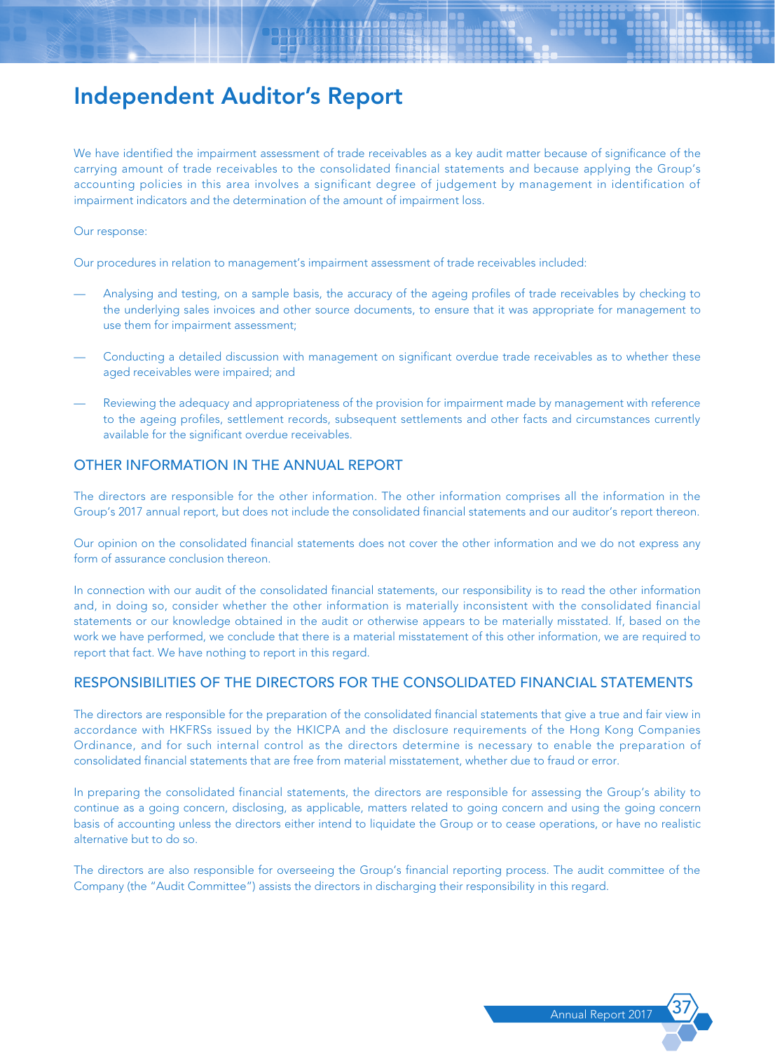We have identified the impairment assessment of trade receivables as a key audit matter because of significance of the carrying amount of trade receivables to the consolidated financial statements and because applying the Group's accounting policies in this area involves a significant degree of judgement by management in identification of impairment indicators and the determination of the amount of impairment loss.

Our response:

Our procedures in relation to management's impairment assessment of trade receivables included:

- Analysing and testing, on a sample basis, the accuracy of the ageing profiles of trade receivables by checking to the underlying sales invoices and other source documents, to ensure that it was appropriate for management to use them for impairment assessment;
- Conducting a detailed discussion with management on significant overdue trade receivables as to whether these aged receivables were impaired; and
- Reviewing the adequacy and appropriateness of the provision for impairment made by management with reference to the ageing profiles, settlement records, subsequent settlements and other facts and circumstances currently available for the significant overdue receivables.

## OTHER INFORMATION IN THE ANNUAL REPORT

The directors are responsible for the other information. The other information comprises all the information in the Group's 2017 annual report, but does not include the consolidated financial statements and our auditor's report thereon.

Our opinion on the consolidated financial statements does not cover the other information and we do not express any form of assurance conclusion thereon.

In connection with our audit of the consolidated financial statements, our responsibility is to read the other information and, in doing so, consider whether the other information is materially inconsistent with the consolidated financial statements or our knowledge obtained in the audit or otherwise appears to be materially misstated. If, based on the work we have performed, we conclude that there is a material misstatement of this other information, we are required to report that fact. We have nothing to report in this regard.

## RESPONSIBILITIES OF THE DIRECTORS FOR THE CONSOLIDATED FINANCIAL STATEMENTS

The directors are responsible for the preparation of the consolidated financial statements that give a true and fair view in accordance with HKFRSs issued by the HKICPA and the disclosure requirements of the Hong Kong Companies Ordinance, and for such internal control as the directors determine is necessary to enable the preparation of consolidated financial statements that are free from material misstatement, whether due to fraud or error.

In preparing the consolidated financial statements, the directors are responsible for assessing the Group's ability to continue as a going concern, disclosing, as applicable, matters related to going concern and using the going concern basis of accounting unless the directors either intend to liquidate the Group or to cease operations, or have no realistic alternative but to do so.

The directors are also responsible for overseeing the Group's financial reporting process. The audit committee of the Company (the "Audit Committee") assists the directors in discharging their responsibility in this regard.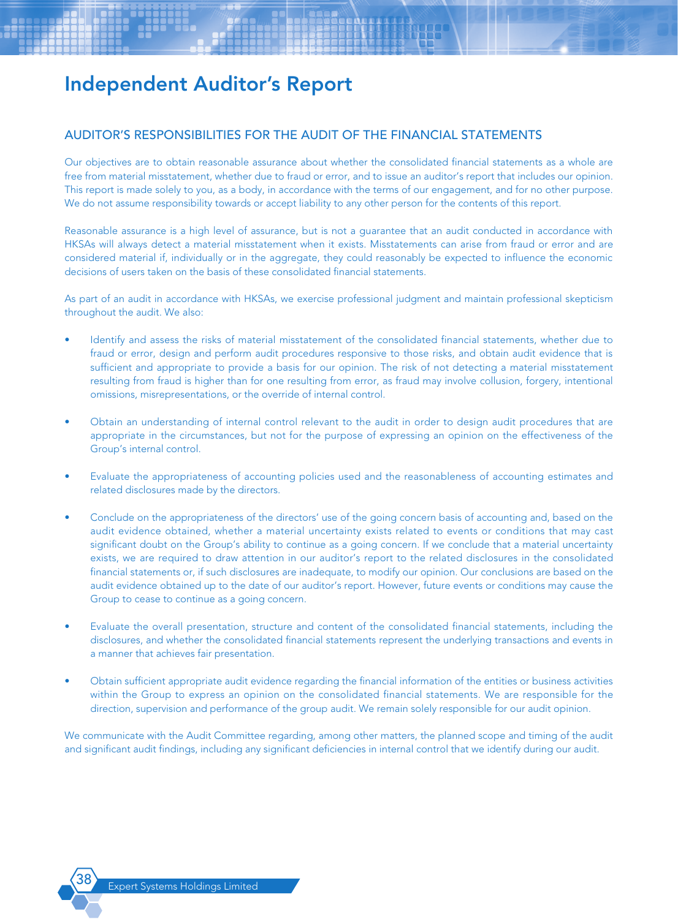# Independent Auditor's Report

## AUDITOR'S RESPONSIBILITIES FOR THE AUDIT OF THE FINANCIAL STATEMENTS

Our objectives are to obtain reasonable assurance about whether the consolidated financial statements as a whole are free from material misstatement, whether due to fraud or error, and to issue an auditor's report that includes our opinion. This report is made solely to you, as a body, in accordance with the terms of our engagement, and for no other purpose. We do not assume responsibility towards or accept liability to any other person for the contents of this report.

Reasonable assurance is a high level of assurance, but is not a guarantee that an audit conducted in accordance with HKSAs will always detect a material misstatement when it exists. Misstatements can arise from fraud or error and are considered material if, individually or in the aggregate, they could reasonably be expected to influence the economic decisions of users taken on the basis of these consolidated financial statements.

As part of an audit in accordance with HKSAs, we exercise professional judgment and maintain professional skepticism throughout the audit. We also:

- Identify and assess the risks of material misstatement of the consolidated financial statements, whether due to fraud or error, design and perform audit procedures responsive to those risks, and obtain audit evidence that is sufficient and appropriate to provide a basis for our opinion. The risk of not detecting a material misstatement resulting from fraud is higher than for one resulting from error, as fraud may involve collusion, forgery, intentional omissions, misrepresentations, or the override of internal control.

- Obtain an understanding of internal control relevant to the audit in order to design audit procedures that are appropriate in the circumstances, but not for the purpose of expressing an opinion on the effectiveness of the Group's internal control.

- Evaluate the appropriateness of accounting policies used and the reasonableness of accounting estimates and related disclosures made by the directors.

- Conclude on the appropriateness of the directors' use of the going concern basis of accounting and, based on the audit evidence obtained, whether a material uncertainty exists related to events or conditions that may cast significant doubt on the Group's ability to continue as a going concern. If we conclude that a material uncertainty exists, we are required to draw attention in our auditor's report to the related disclosures in the consolidated financial statements or, if such disclosures are inadequate, to modify our opinion. Our conclusions are based on the audit evidence obtained up to the date of our auditor's report. However, future events or conditions may cause the Group to cease to continue as a going concern.

- Evaluate the overall presentation, structure and content of the consolidated financial statements, including the disclosures, and whether the consolidated financial statements represent the underlying transactions and events in a manner that achieves fair presentation.

- Obtain sufficient appropriate audit evidence regarding the financial information of the entities or business activities within the Group to express an opinion on the consolidated financial statements. We are responsible for the direction, supervision and performance of the group audit. We remain solely responsible for our audit opinion.

We communicate with the Audit Committee regarding, among other matters, the planned scope and timing of the audit and significant audit findings, including any significant deficiencies in internal control that we identify during our audit.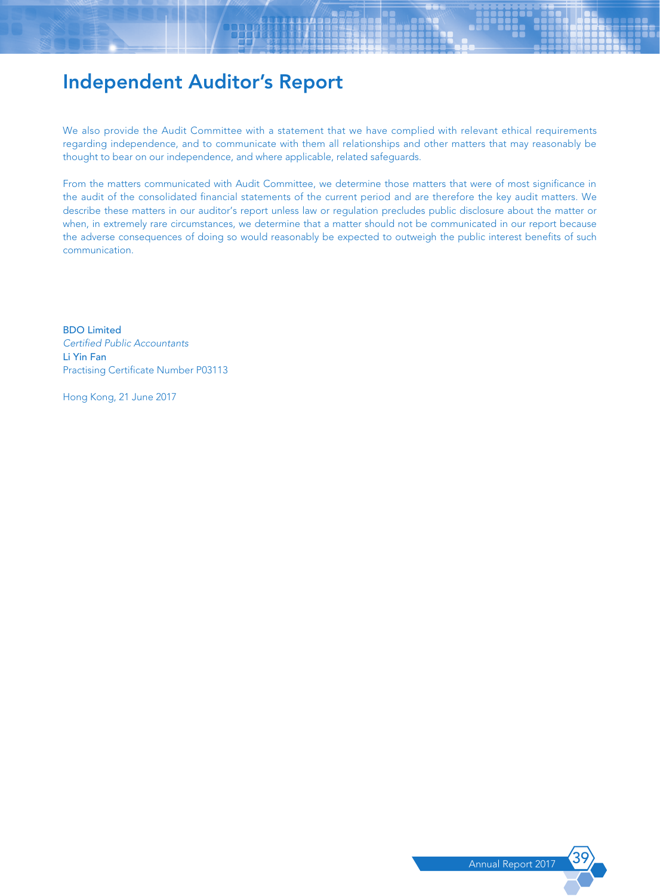# Independent Auditor's Report

We also provide the Audit Committee with a statement that we have complied with relevant ethical requirements regarding independence, and to communicate with them all relationships and other matters that may reasonably be thought to bear on our independence, and where applicable, related safeguards.

From the matters communicated with Audit Committee, we determine those matters that were of most significance in the audit of the consolidated financial statements of the current period and are therefore the key audit matters. We describe these matters in our auditor's report unless law or regulation precludes public disclosure about the matter or when, in extremely rare circumstances, we determine that a matter should not be communicated in our report because the adverse consequences of doing so would reasonably be expected to outweigh the public interest benefits of such communication.

BDO Limited
*Certified Public Accountants*
Li Yin Fan
Practising Certificate Number P03113

Hong Kong, 21 June 2017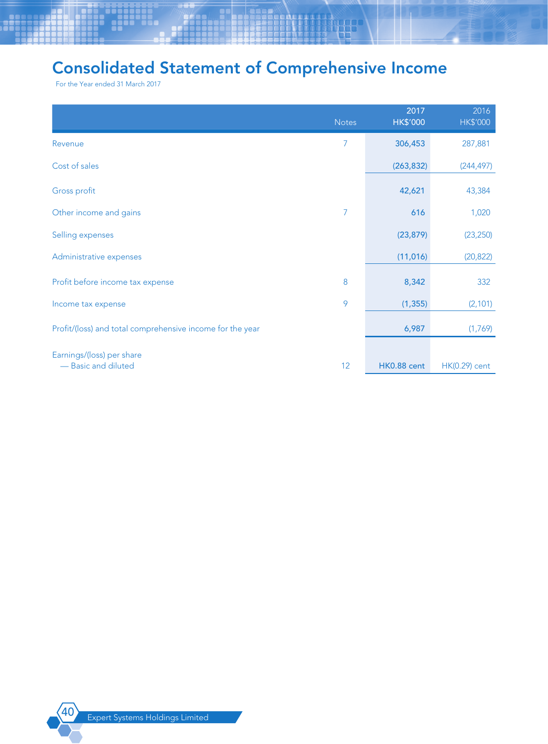# Consolidated Statement of Comprehensive Income

For the Year ended 31 March 2017

| | Notes | 2017<br>HK$'000 | 2016<br>HK$'000 |
|---|---|---|---|
| Revenue | 7 | 306,453 | 287,881 |
| Cost of sales | | (263,832) | (244,497) |
| Gross profit | | 42,621 | 43,384 |
| Other income and gains | 7 | 616 | 1,020 |
| Selling expenses | | (23,879) | (23,250) |
| Administrative expenses | | (11,016) | (20,822) |
| Profit before income tax expense | 8 | 8,342 | 332 |
| Income tax expense | 9 | (1,355) | (2,101) |
| Profit/(loss) and total comprehensive income for the year | | 6,987 | (1,769) |
| Earnings/(loss) per share<br>— Basic and diluted | 12 | HK0.88 cent | HK(0.29) cent |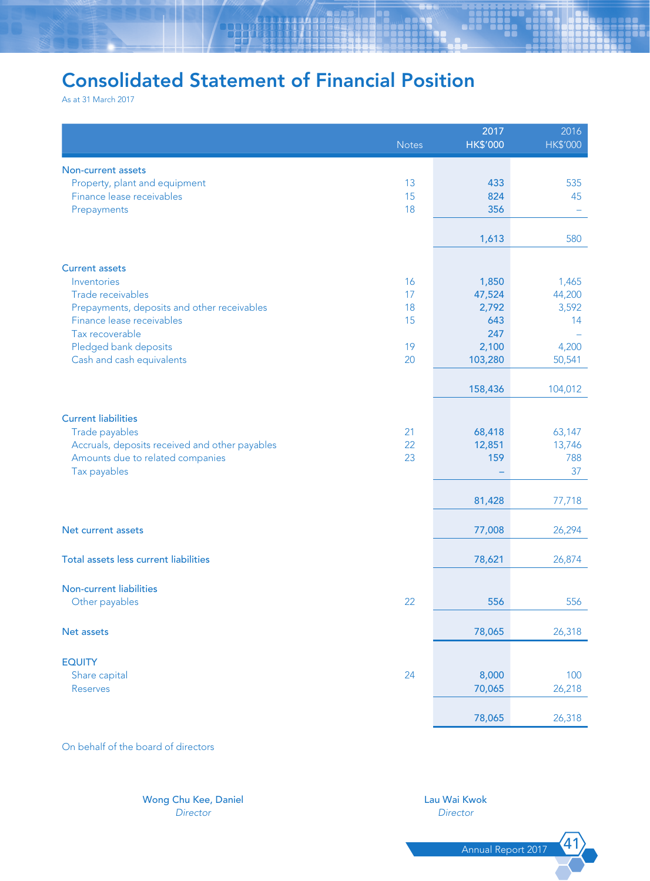# Consolidated Statement of Financial Position

As at 31 March 2017

| | Notes | 2017 HK$'000 | 2016 HK$'000 |
|---|---|---|---|
| **Non-current assets** | | | |
| Property, plant and equipment | 13 | 433 | 535 |
| Finance lease receivables | 15 | 824 | 45 |
| Prepayments | 18 | 356 | – |
| | | 1,613 | 580 |
| **Current assets** | | | |
| Inventories | 16 | 1,850 | 1,465 |
| Trade receivables | 17 | 47,524 | 44,200 |
| Prepayments, deposits and other receivables | 18 | 2,792 | 3,592 |
| Finance lease receivables | 15 | 643 | 14 |
| Tax recoverable | | 247 | – |
| Pledged bank deposits | 19 | 2,100 | 4,200 |
| Cash and cash equivalents | 20 | 103,280 | 50,541 |
| | | 158,436 | 104,012 |
| **Current liabilities** | | | |
| Trade payables | 21 | 68,418 | 63,147 |
| Accruals, deposits received and other payables | 22 | 12,851 | 13,746 |
| Amounts due to related companies | 23 | 159 | 788 |
| Tax payables | | – | 37 |
| | | 81,428 | 77,718 |
| **Net current assets** | | 77,008 | 26,294 |
| **Total assets less current liabilities** | | 78,621 | 26,874 |
| **Non-current liabilities** | | | |
| Other payables | 22 | 556 | 556 |
| **Net assets** | | 78,065 | 26,318 |
| **EQUITY** | | | |
| Share capital | 24 | 8,000 | 100 |
| Reserves | | 70,065 | 26,218 |
| | | 78,065 | 26,318 |

On behalf of the board of directors

Wong Chu Kee, Daniel
*Director*

Lau Wai Kwok
*Director*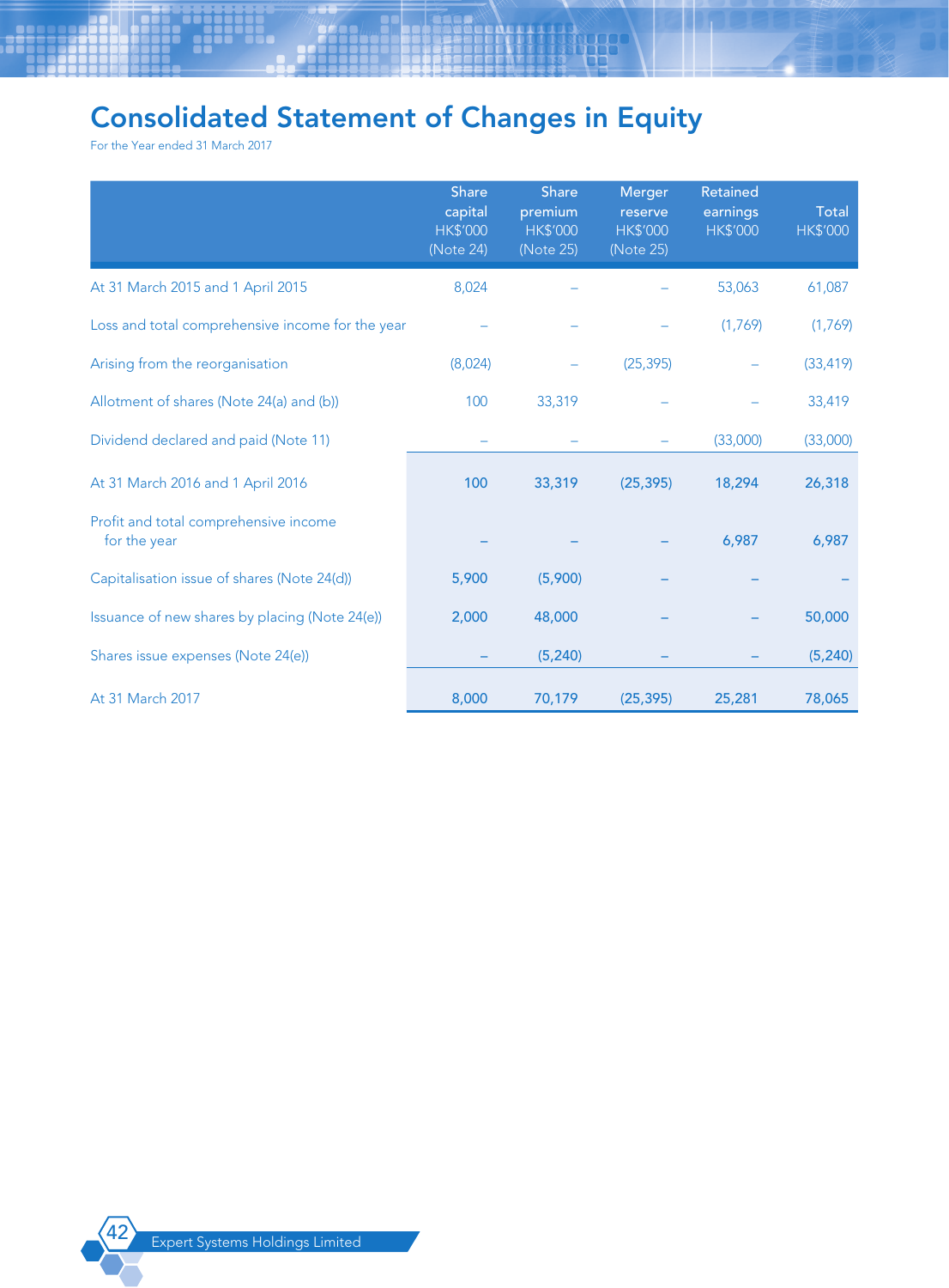# Consolidated Statement of Changes in Equity

For the Year ended 31 March 2017

| | Share capital HK$'000 (Note 24) | Share premium HK$'000 (Note 25) | Merger reserve HK$'000 (Note 25) | Retained earnings HK$'000 | Total HK$'000 |
|---|---|---|---|---|---|
| At 31 March 2015 and 1 April 2015 | 8,024 | – | – | 53,063 | 61,087 |
| Loss and total comprehensive income for the year | – | – | – | (1,769) | (1,769) |
| Arising from the reorganisation | (8,024) | – | (25,395) | – | (33,419) |
| Allotment of shares (Note 24(a) and (b)) | 100 | 33,319 | – | – | 33,419 |
| Dividend declared and paid (Note 11) | – | – | – | (33,000) | (33,000) |
| At 31 March 2016 and 1 April 2016 | 100 | 33,319 | (25,395) | 18,294 | 26,318 |
| Profit and total comprehensive income for the year | – | – | – | 6,987 | 6,987 |
| Capitalisation issue of shares (Note 24(d)) | 5,900 | (5,900) | – | – | – |
| Issuance of new shares by placing (Note 24(e)) | 2,000 | 48,000 | – | – | 50,000 |
| Shares issue expenses (Note 24(e)) | – | (5,240) | – | – | (5,240) |
| At 31 March 2017 | 8,000 | 70,179 | (25,395) | 25,281 | 78,065 |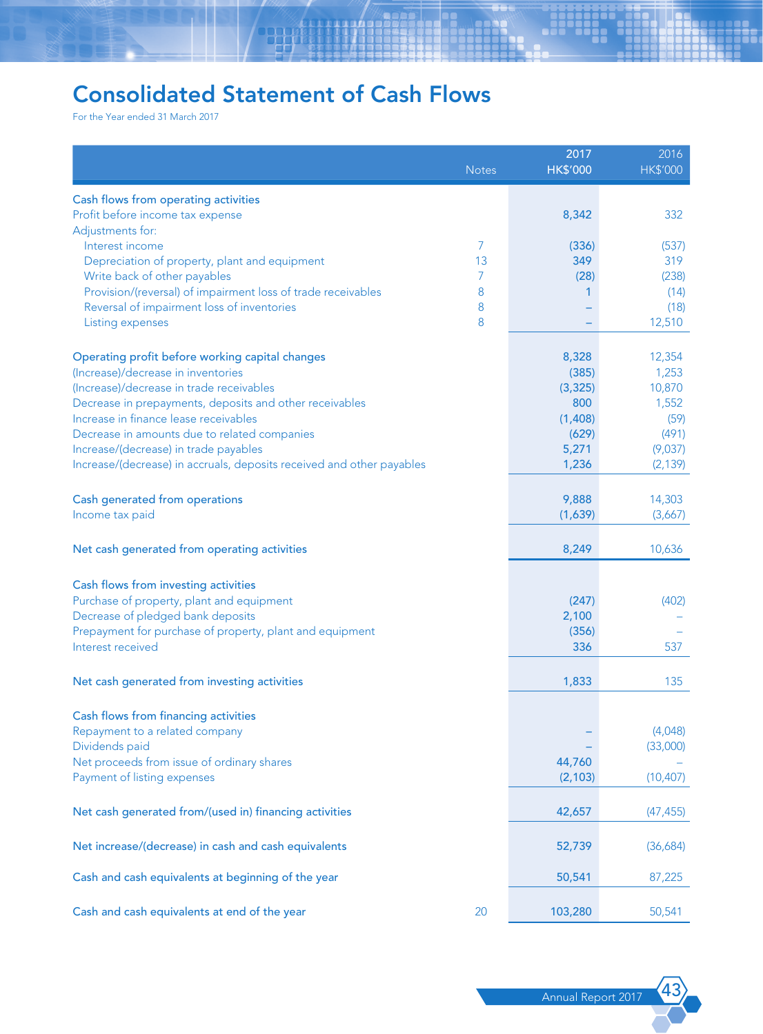# Consolidated Statement of Cash Flows

For the Year ended 31 March 2017

| | Notes | 2017 HK$'000 | 2016 HK$'000 |
|---|---|---|---|
| **Cash flows from operating activities** | | | |
| Profit before income tax expense | | 8,342 | 332 |
| Adjustments for: | | | |
| Interest income | 7 | (336) | (537) |
| Depreciation of property, plant and equipment | 13 | 349 | 319 |
| Write back of other payables | 7 | (28) | (238) |
| Provision/(reversal) of impairment loss of trade receivables | 8 | 1 | (14) |
| Reversal of impairment loss of inventories | 8 | – | (18) |
| Listing expenses | 8 | – | 12,510 |
| **Operating profit before working capital changes** | | 8,328 | 12,354 |
| (Increase)/decrease in inventories | | (385) | 1,253 |
| (Increase)/decrease in trade receivables | | (3,325) | 10,870 |
| Decrease in prepayments, deposits and other receivables | | 800 | 1,552 |
| Increase in finance lease receivables | | (1,408) | (59) |
| Decrease in amounts due to related companies | | (629) | (491) |
| Increase/(decrease) in trade payables | | 5,271 | (9,037) |
| Increase/(decrease) in accruals, deposits received and other payables | | 1,236 | (2,139) |
| **Cash generated from operations** | | 9,888 | 14,303 |
| Income tax paid | | (1,639) | (3,667) |
| **Net cash generated from operating activities** | | 8,249 | 10,636 |
| **Cash flows from investing activities** | | | |
| Purchase of property, plant and equipment | | (247) | (402) |
| Decrease of pledged bank deposits | | 2,100 | – |
| Prepayment for purchase of property, plant and equipment | | (356) | – |
| Interest received | | 336 | 537 |
| **Net cash generated from investing activities** | | 1,833 | 135 |
| **Cash flows from financing activities** | | | |
| Repayment to a related company | | – | (4,048) |
| Dividends paid | | – | (33,000) |
| Net proceeds from issue of ordinary shares | | 44,760 | – |
| Payment of listing expenses | | (2,103) | (10,407) |
| **Net cash generated from/(used in) financing activities** | | 42,657 | (47,455) |
| **Net increase/(decrease) in cash and cash equivalents** | | 52,739 | (36,684) |
| **Cash and cash equivalents at beginning of the year** | | 50,541 | 87,225 |
| **Cash and cash equivalents at end of the year** | 20 | 103,280 | 50,541 |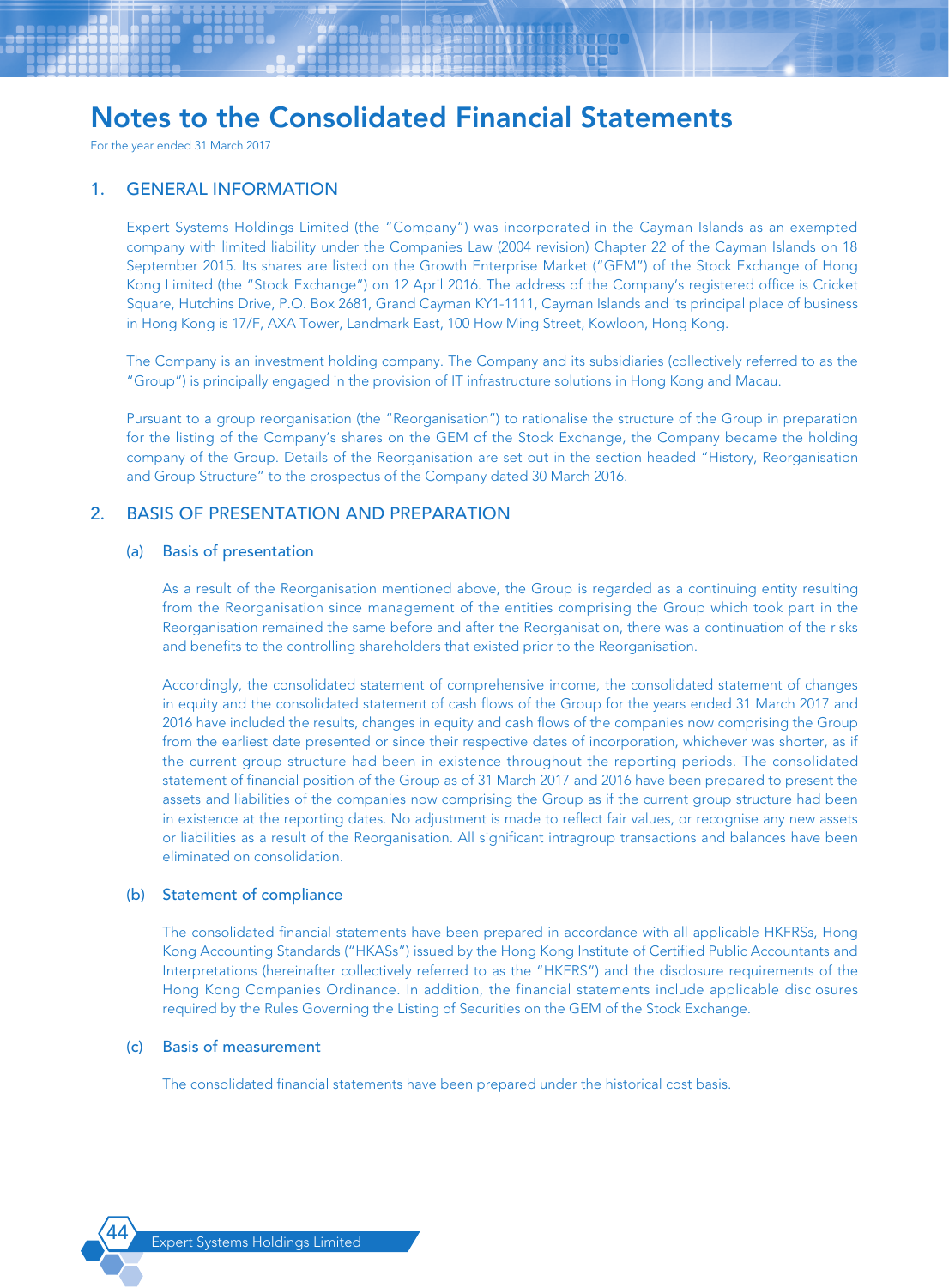# Notes to the Consolidated Financial Statements

For the year ended 31 March 2017

## 1. GENERAL INFORMATION

Expert Systems Holdings Limited (the "Company") was incorporated in the Cayman Islands as an exempted company with limited liability under the Companies Law (2004 revision) Chapter 22 of the Cayman Islands on 18 September 2015. Its shares are listed on the Growth Enterprise Market ("GEM") of the Stock Exchange of Hong Kong Limited (the "Stock Exchange") on 12 April 2016. The address of the Company's registered office is Cricket Square, Hutchins Drive, P.O. Box 2681, Grand Cayman KY1-1111, Cayman Islands and its principal place of business in Hong Kong is 17/F, AXA Tower, Landmark East, 100 How Ming Street, Kowloon, Hong Kong.

The Company is an investment holding company. The Company and its subsidiaries (collectively referred to as the "Group") is principally engaged in the provision of IT infrastructure solutions in Hong Kong and Macau.

Pursuant to a group reorganisation (the "Reorganisation") to rationalise the structure of the Group in preparation for the listing of the Company's shares on the GEM of the Stock Exchange, the Company became the holding company of the Group. Details of the Reorganisation are set out in the section headed "History, Reorganisation and Group Structure" to the prospectus of the Company dated 30 March 2016.

## 2. BASIS OF PRESENTATION AND PREPARATION

### (a) Basis of presentation

As a result of the Reorganisation mentioned above, the Group is regarded as a continuing entity resulting from the Reorganisation since management of the entities comprising the Group which took part in the Reorganisation remained the same before and after the Reorganisation, there was a continuation of the risks and benefits to the controlling shareholders that existed prior to the Reorganisation.

Accordingly, the consolidated statement of comprehensive income, the consolidated statement of changes in equity and the consolidated statement of cash flows of the Group for the years ended 31 March 2017 and 2016 have included the results, changes in equity and cash flows of the companies now comprising the Group from the earliest date presented or since their respective dates of incorporation, whichever was shorter, as if the current group structure had been in existence throughout the reporting periods. The consolidated statement of financial position of the Group as of 31 March 2017 and 2016 have been prepared to present the assets and liabilities of the companies now comprising the Group as if the current group structure had been in existence at the reporting dates. No adjustment is made to reflect fair values, or recognise any new assets or liabilities as a result of the Reorganisation. All significant intragroup transactions and balances have been eliminated on consolidation.

### (b) Statement of compliance

The consolidated financial statements have been prepared in accordance with all applicable HKFRSs, Hong Kong Accounting Standards ("HKASs") issued by the Hong Kong Institute of Certified Public Accountants and Interpretations (hereinafter collectively referred to as the "HKFRS") and the disclosure requirements of the Hong Kong Companies Ordinance. In addition, the financial statements include applicable disclosures required by the Rules Governing the Listing of Securities on the GEM of the Stock Exchange.

### (c) Basis of measurement

The consolidated financial statements have been prepared under the historical cost basis.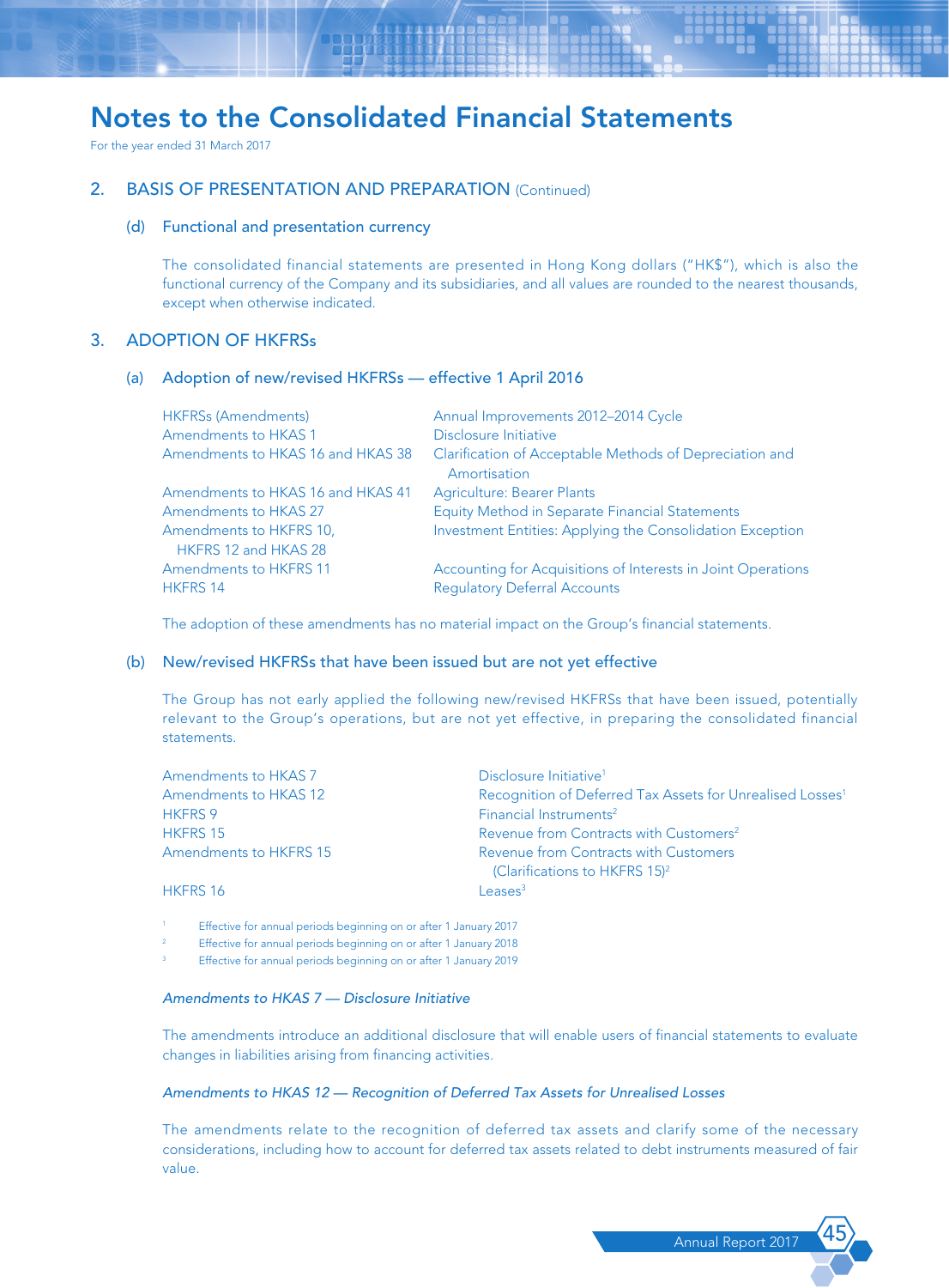# Notes to the Consolidated Financial Statements

For the year ended 31 March 2017

## 2. BASIS OF PRESENTATION AND PREPARATION (Continued)

### (d) Functional and presentation currency

The consolidated financial statements are presented in Hong Kong dollars ("HK$"), which is also the functional currency of the Company and its subsidiaries, and all values are rounded to the nearest thousands, except when otherwise indicated.

## 3. ADOPTION OF HKFRSs

### (a) Adoption of new/revised HKFRSs — effective 1 April 2016

| | |
|---|---|
| HKFRSs (Amendments) | Annual Improvements 2012–2014 Cycle |
| Amendments to HKAS 1 | Disclosure Initiative |
| Amendments to HKAS 16 and HKAS 38 | Clarification of Acceptable Methods of Depreciation and Amortisation |
| Amendments to HKAS 16 and HKAS 41 | Agriculture: Bearer Plants |
| Amendments to HKAS 27 | Equity Method in Separate Financial Statements |
| Amendments to HKFRS 10, HKFRS 12 and HKAS 28 | Investment Entities: Applying the Consolidation Exception |
| Amendments to HKFRS 11 | Accounting for Acquisitions of Interests in Joint Operations |
| HKFRS 14 | Regulatory Deferral Accounts |

The adoption of these amendments has no material impact on the Group's financial statements.

### (b) New/revised HKFRSs that have been issued but are not yet effective

The Group has not early applied the following new/revised HKFRSs that have been issued, potentially relevant to the Group's operations, but are not yet effective, in preparing the consolidated financial statements.

| | |
|---|---|
| Amendments to HKAS 7 | Disclosure Initiative[1] |
| Amendments to HKAS 12 | Recognition of Deferred Tax Assets for Unrealised Losses[1] |
| HKFRS 9 | Financial Instruments[2] |
| HKFRS 15 | Revenue from Contracts with Customers[2] |
| Amendments to HKFRS 15 | Revenue from Contracts with Customers (Clarifications to HKFRS 15)[2] |
| HKFRS 16 | Leases[3] |

[1] Effective for annual periods beginning on or after 1 January 2017

[2] Effective for annual periods beginning on or after 1 January 2018

[3] Effective for annual periods beginning on or after 1 January 2019

*Amendments to HKAS 7 — Disclosure Initiative*

The amendments introduce an additional disclosure that will enable users of financial statements to evaluate changes in liabilities arising from financing activities.

*Amendments to HKAS 12 — Recognition of Deferred Tax Assets for Unrealised Losses*

The amendments relate to the recognition of deferred tax assets and clarify some of the necessary considerations, including how to account for deferred tax assets related to debt instruments measured of fair value.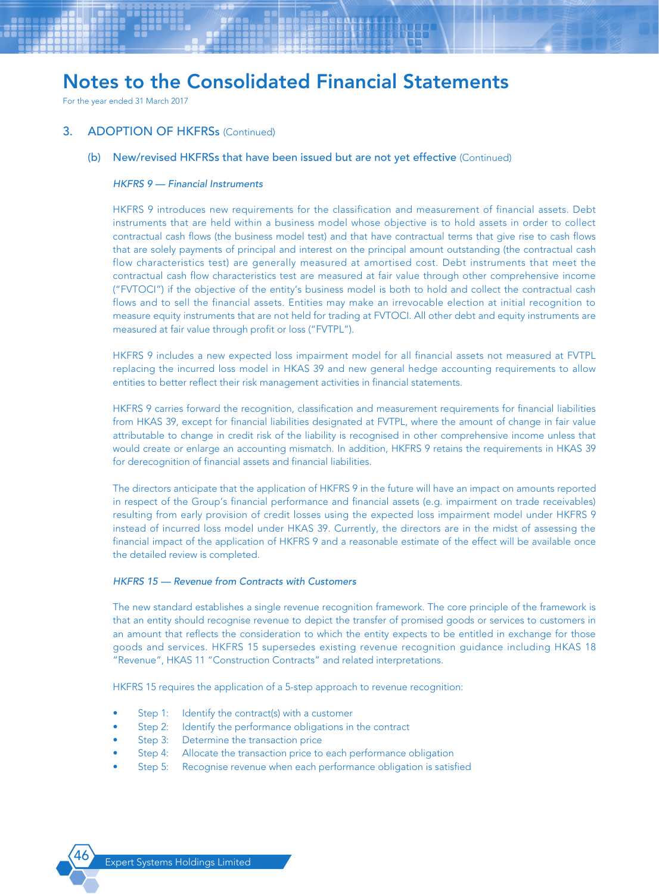# Notes to the Consolidated Financial Statements

For the year ended 31 March 2017

## 3. ADOPTION OF HKFRSs (Continued)

### (b) New/revised HKFRSs that have been issued but are not yet effective (Continued)

*HKFRS 9 — Financial Instruments*

HKFRS 9 introduces new requirements for the classification and measurement of financial assets. Debt instruments that are held within a business model whose objective is to hold assets in order to collect contractual cash flows (the business model test) and that have contractual terms that give rise to cash flows that are solely payments of principal and interest on the principal amount outstanding (the contractual cash flow characteristics test) are generally measured at amortised cost. Debt instruments that meet the contractual cash flow characteristics test are measured at fair value through other comprehensive income ("FVTOCI") if the objective of the entity's business model is both to hold and collect the contractual cash flows and to sell the financial assets. Entities may make an irrevocable election at initial recognition to measure equity instruments that are not held for trading at FVTOCI. All other debt and equity instruments are measured at fair value through profit or loss ("FVTPL").

HKFRS 9 includes a new expected loss impairment model for all financial assets not measured at FVTPL replacing the incurred loss model in HKAS 39 and new general hedge accounting requirements to allow entities to better reflect their risk management activities in financial statements.

HKFRS 9 carries forward the recognition, classification and measurement requirements for financial liabilities from HKAS 39, except for financial liabilities designated at FVTPL, where the amount of change in fair value attributable to change in credit risk of the liability is recognised in other comprehensive income unless that would create or enlarge an accounting mismatch. In addition, HKFRS 9 retains the requirements in HKAS 39 for derecognition of financial assets and financial liabilities.

The directors anticipate that the application of HKFRS 9 in the future will have an impact on amounts reported in respect of the Group's financial performance and financial assets (e.g. impairment on trade receivables) resulting from early provision of credit losses using the expected loss impairment model under HKFRS 9 instead of incurred loss model under HKAS 39. Currently, the directors are in the midst of assessing the financial impact of the application of HKFRS 9 and a reasonable estimate of the effect will be available once the detailed review is completed.

*HKFRS 15 — Revenue from Contracts with Customers*

The new standard establishes a single revenue recognition framework. The core principle of the framework is that an entity should recognise revenue to depict the transfer of promised goods or services to customers in an amount that reflects the consideration to which the entity expects to be entitled in exchange for those goods and services. HKFRS 15 supersedes existing revenue recognition guidance including HKAS 18 "Revenue", HKAS 11 "Construction Contracts" and related interpretations.

HKFRS 15 requires the application of a 5-step approach to revenue recognition:

- Step 1: Identify the contract(s) with a customer
- Step 2: Identify the performance obligations in the contract
- Step 3: Determine the transaction price
- Step 4: Allocate the transaction price to each performance obligation
- Step 5: Recognise revenue when each performance obligation is satisfied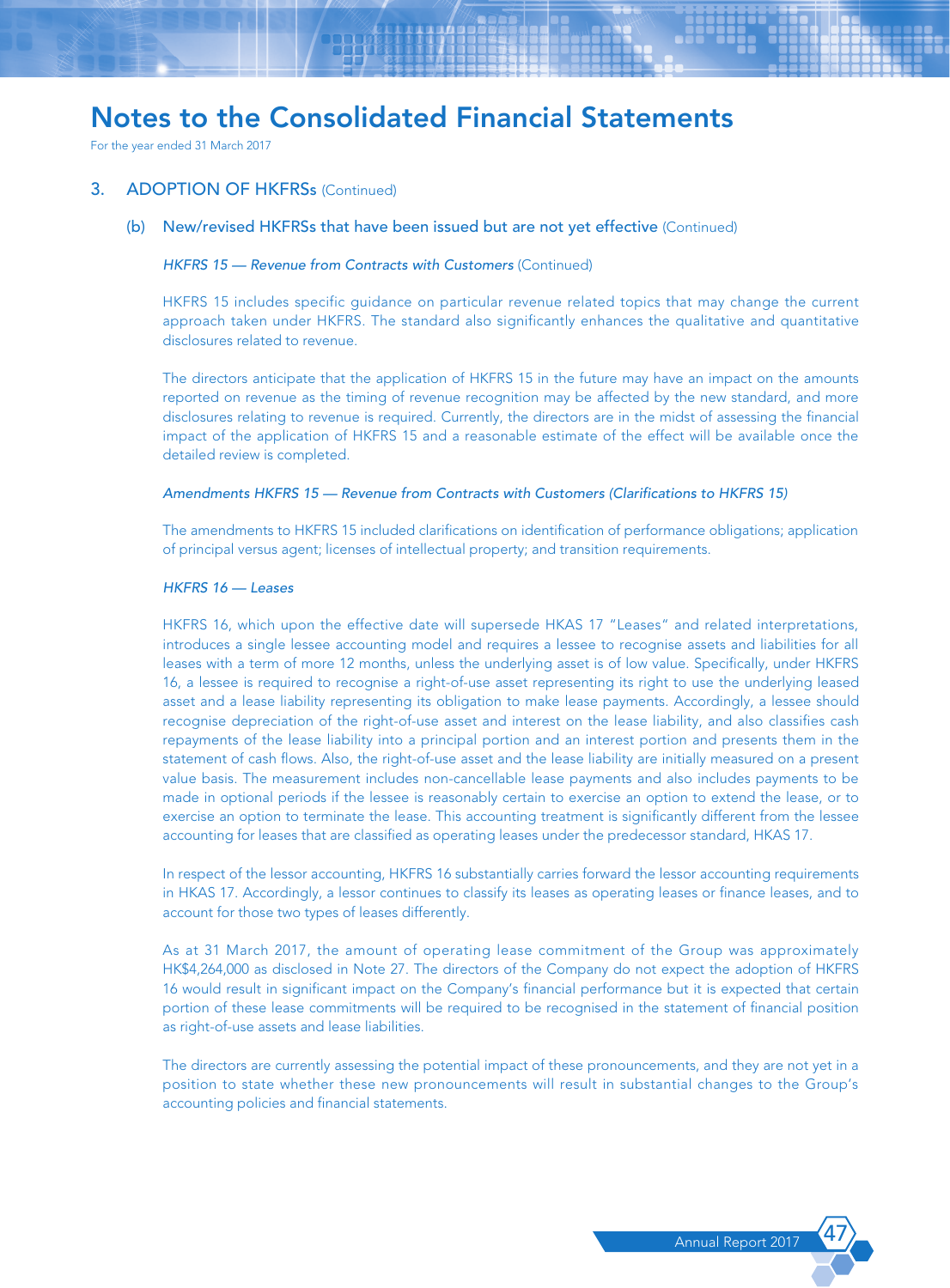# Notes to the Consolidated Financial Statements

For the year ended 31 March 2017

## 3. ADOPTION OF HKFRSs (Continued)

### (b) New/revised HKFRSs that have been issued but are not yet effective (Continued)

*HKFRS 15 — Revenue from Contracts with Customers* (Continued)

HKFRS 15 includes specific guidance on particular revenue related topics that may change the current approach taken under HKFRS. The standard also significantly enhances the qualitative and quantitative disclosures related to revenue.

The directors anticipate that the application of HKFRS 15 in the future may have an impact on the amounts reported on revenue as the timing of revenue recognition may be affected by the new standard, and more disclosures relating to revenue is required. Currently, the directors are in the midst of assessing the financial impact of the application of HKFRS 15 and a reasonable estimate of the effect will be available once the detailed review is completed.

*Amendments HKFRS 15 — Revenue from Contracts with Customers (Clarifications to HKFRS 15)*

The amendments to HKFRS 15 included clarifications on identification of performance obligations; application of principal versus agent; licenses of intellectual property; and transition requirements.

*HKFRS 16 — Leases*

HKFRS 16, which upon the effective date will supersede HKAS 17 "Leases" and related interpretations, introduces a single lessee accounting model and requires a lessee to recognise assets and liabilities for all leases with a term of more 12 months, unless the underlying asset is of low value. Specifically, under HKFRS 16, a lessee is required to recognise a right-of-use asset representing its right to use the underlying leased asset and a lease liability representing its obligation to make lease payments. Accordingly, a lessee should recognise depreciation of the right-of-use asset and interest on the lease liability, and also classifies cash repayments of the lease liability into a principal portion and an interest portion and presents them in the statement of cash flows. Also, the right-of-use asset and the lease liability are initially measured on a present value basis. The measurement includes non-cancellable lease payments and also includes payments to be made in optional periods if the lessee is reasonably certain to exercise an option to extend the lease, or to exercise an option to terminate the lease. This accounting treatment is significantly different from the lessee accounting for leases that are classified as operating leases under the predecessor standard, HKAS 17.

In respect of the lessor accounting, HKFRS 16 substantially carries forward the lessor accounting requirements in HKAS 17. Accordingly, a lessor continues to classify its leases as operating leases or finance leases, and to account for those two types of leases differently.

As at 31 March 2017, the amount of operating lease commitment of the Group was approximately HK$4,264,000 as disclosed in Note 27. The directors of the Company do not expect the adoption of HKFRS 16 would result in significant impact on the Company's financial performance but it is expected that certain portion of these lease commitments will be required to be recognised in the statement of financial position as right-of-use assets and lease liabilities.

The directors are currently assessing the potential impact of these pronouncements, and they are not yet in a position to state whether these new pronouncements will result in substantial changes to the Group's accounting policies and financial statements.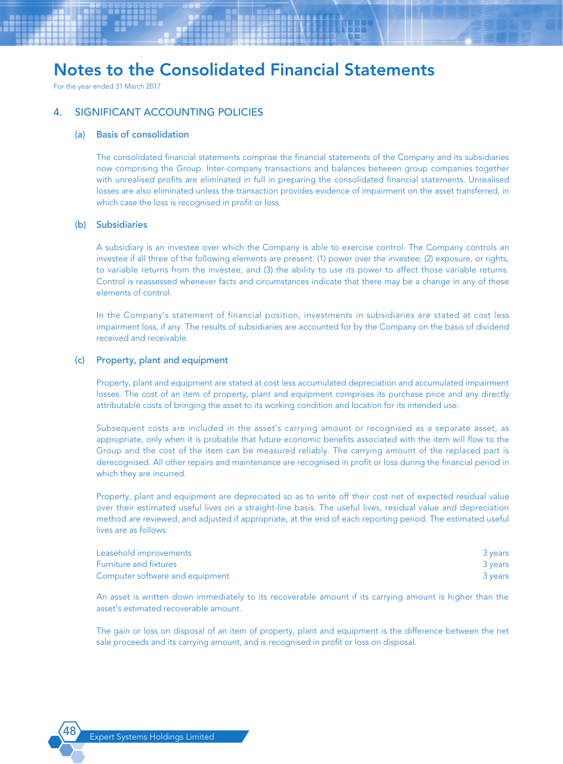# Notes to the Consolidated Financial Statements

For the year ended 31 March 2017

## 4. SIGNIFICANT ACCOUNTING POLICIES

### (a) Basis of consolidation

The consolidated financial statements comprise the financial statements of the Company and its subsidiaries now comprising the Group. Inter-company transactions and balances between group companies together with unrealised profits are eliminated in full in preparing the consolidated financial statements. Unrealised losses are also eliminated unless the transaction provides evidence of impairment on the asset transferred, in which case the loss is recognised in profit or loss.

### (b) Subsidiaries

A subsidiary is an investee over which the Company is able to exercise control. The Company controls an investee if all three of the following elements are present: (1) power over the investee; (2) exposure, or rights, to variable returns from the investee; and (3) the ability to use its power to affect those variable returns. Control is reassessed whenever facts and circumstances indicate that there may be a change in any of these elements of control.

In the Company's statement of financial position, investments in subsidiaries are stated at cost less impairment loss, if any. The results of subsidiaries are accounted for by the Company on the basis of dividend received and receivable.

### (c) Property, plant and equipment

Property, plant and equipment are stated at cost less accumulated depreciation and accumulated impairment losses. The cost of an item of property, plant and equipment comprises its purchase price and any directly attributable costs of bringing the asset to its working condition and location for its intended use.

Subsequent costs are included in the asset's carrying amount or recognised as a separate asset, as appropriate, only when it is probable that future economic benefits associated with the item will flow to the Group and the cost of the item can be measured reliably. The carrying amount of the replaced part is derecognised. All other repairs and maintenance are recognised in profit or loss during the financial period in which they are incurred.

Property, plant and equipment are depreciated so as to write off their cost net of expected residual value over their estimated useful lives on a straight-line basis. The useful lives, residual value and depreciation method are reviewed, and adjusted if appropriate, at the end of each reporting period. The estimated useful lives are as follows:

| | |
|---|---|
| Leasehold improvements | 3 years |
| Furniture and fixtures | 3 years |
| Computer software and equipment | 3 years |

An asset is written down immediately to its recoverable amount if its carrying amount is higher than the asset's estimated recoverable amount.

The gain or loss on disposal of an item of property, plant and equipment is the difference between the net sale proceeds and its carrying amount, and is recognised in profit or loss on disposal.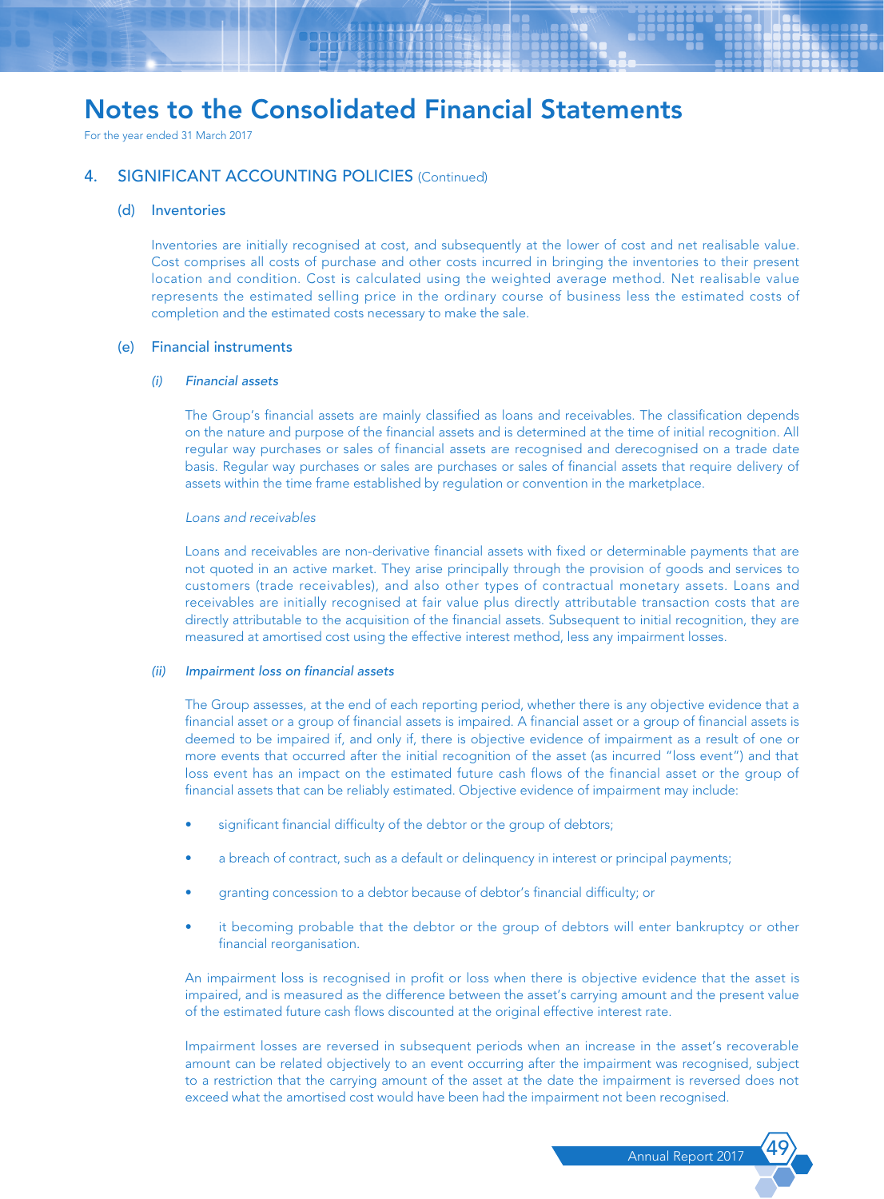# Notes to the Consolidated Financial Statements

For the year ended 31 March 2017

## 4. SIGNIFICANT ACCOUNTING POLICIES (Continued)

### (d) Inventories

Inventories are initially recognised at cost, and subsequently at the lower of cost and net realisable value. Cost comprises all costs of purchase and other costs incurred in bringing the inventories to their present location and condition. Cost is calculated using the weighted average method. Net realisable value represents the estimated selling price in the ordinary course of business less the estimated costs of completion and the estimated costs necessary to make the sale.

### (e) Financial instruments

#### *(i) Financial assets*

The Group's financial assets are mainly classified as loans and receivables. The classification depends on the nature and purpose of the financial assets and is determined at the time of initial recognition. All regular way purchases or sales of financial assets are recognised and derecognised on a trade date basis. Regular way purchases or sales are purchases or sales of financial assets that require delivery of assets within the time frame established by regulation or convention in the marketplace.

*Loans and receivables*

Loans and receivables are non-derivative financial assets with fixed or determinable payments that are not quoted in an active market. They arise principally through the provision of goods and services to customers (trade receivables), and also other types of contractual monetary assets. Loans and receivables are initially recognised at fair value plus directly attributable transaction costs that are directly attributable to the acquisition of the financial assets. Subsequent to initial recognition, they are measured at amortised cost using the effective interest method, less any impairment losses.

#### *(ii) Impairment loss on financial assets*

The Group assesses, at the end of each reporting period, whether there is any objective evidence that a financial asset or a group of financial assets is impaired. A financial asset or a group of financial assets is deemed to be impaired if, and only if, there is objective evidence of impairment as a result of one or more events that occurred after the initial recognition of the asset (as incurred "loss event") and that loss event has an impact on the estimated future cash flows of the financial asset or the group of financial assets that can be reliably estimated. Objective evidence of impairment may include:

- significant financial difficulty of the debtor or the group of debtors;
- a breach of contract, such as a default or delinquency in interest or principal payments;
- granting concession to a debtor because of debtor's financial difficulty; or
- it becoming probable that the debtor or the group of debtors will enter bankruptcy or other financial reorganisation.

An impairment loss is recognised in profit or loss when there is objective evidence that the asset is impaired, and is measured as the difference between the asset's carrying amount and the present value of the estimated future cash flows discounted at the original effective interest rate.

Impairment losses are reversed in subsequent periods when an increase in the asset's recoverable amount can be related objectively to an event occurring after the impairment was recognised, subject to a restriction that the carrying amount of the asset at the date the impairment is reversed does not exceed what the amortised cost would have been had the impairment not been recognised.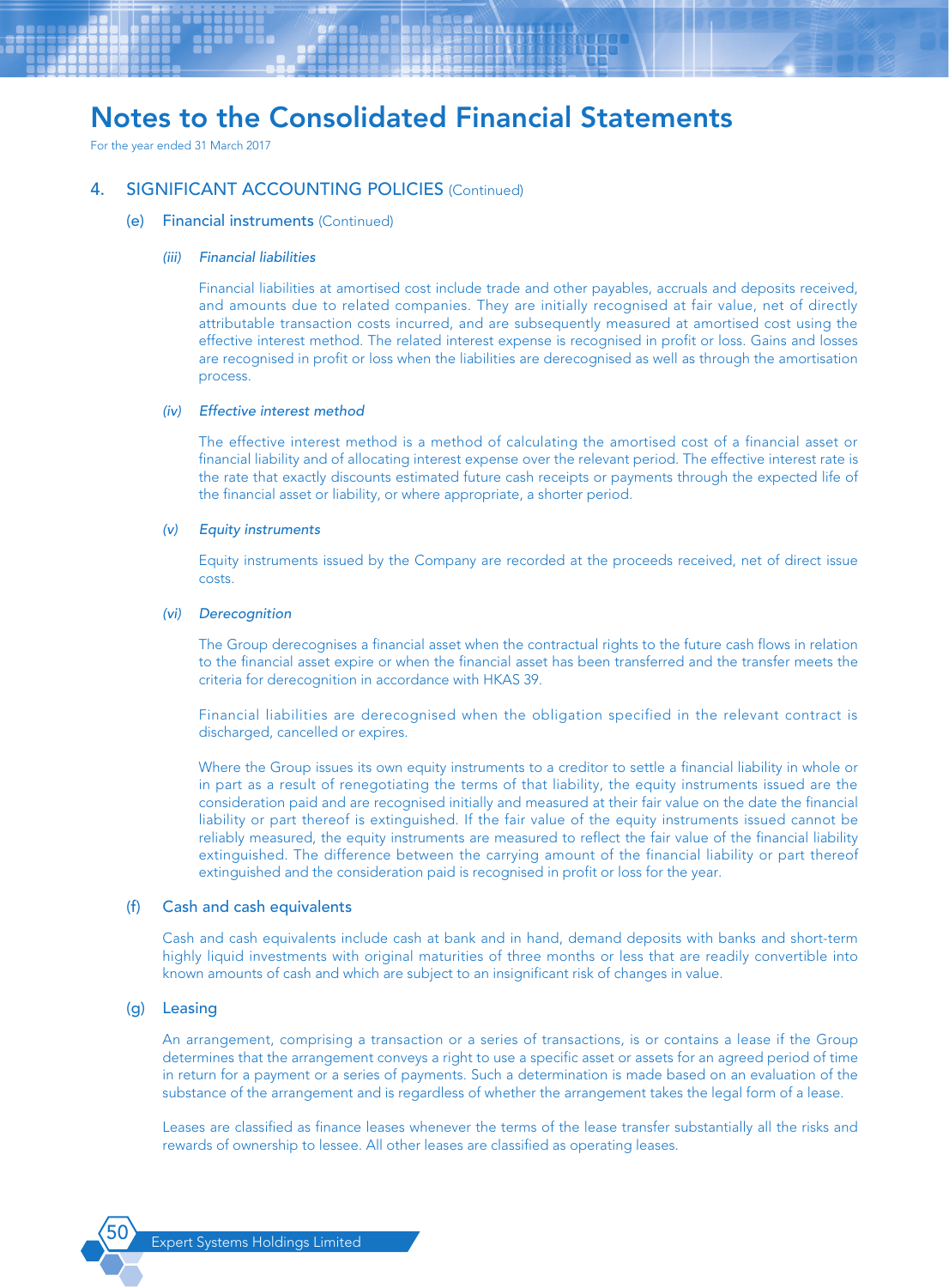# Notes to the Consolidated Financial Statements

For the year ended 31 March 2017

## 4. SIGNIFICANT ACCOUNTING POLICIES (Continued)

### (e) Financial instruments (Continued)

#### *(iii) Financial liabilities*

Financial liabilities at amortised cost include trade and other payables, accruals and deposits received, and amounts due to related companies. They are initially recognised at fair value, net of directly attributable transaction costs incurred, and are subsequently measured at amortised cost using the effective interest method. The related interest expense is recognised in profit or loss. Gains and losses are recognised in profit or loss when the liabilities are derecognised as well as through the amortisation process.

#### *(iv) Effective interest method*

The effective interest method is a method of calculating the amortised cost of a financial asset or financial liability and of allocating interest expense over the relevant period. The effective interest rate is the rate that exactly discounts estimated future cash receipts or payments through the expected life of the financial asset or liability, or where appropriate, a shorter period.

#### *(v) Equity instruments*

Equity instruments issued by the Company are recorded at the proceeds received, net of direct issue costs.

#### *(vi) Derecognition*

The Group derecognises a financial asset when the contractual rights to the future cash flows in relation to the financial asset expire or when the financial asset has been transferred and the transfer meets the criteria for derecognition in accordance with HKAS 39.

Financial liabilities are derecognised when the obligation specified in the relevant contract is discharged, cancelled or expires.

Where the Group issues its own equity instruments to a creditor to settle a financial liability in whole or in part as a result of renegotiating the terms of that liability, the equity instruments issued are the consideration paid and are recognised initially and measured at their fair value on the date the financial liability or part thereof is extinguished. If the fair value of the equity instruments issued cannot be reliably measured, the equity instruments are measured to reflect the fair value of the financial liability extinguished. The difference between the carrying amount of the financial liability or part thereof extinguished and the consideration paid is recognised in profit or loss for the year.

### (f) Cash and cash equivalents

Cash and cash equivalents include cash at bank and in hand, demand deposits with banks and short-term highly liquid investments with original maturities of three months or less that are readily convertible into known amounts of cash and which are subject to an insignificant risk of changes in value.

### (g) Leasing

An arrangement, comprising a transaction or a series of transactions, is or contains a lease if the Group determines that the arrangement conveys a right to use a specific asset or assets for an agreed period of time in return for a payment or a series of payments. Such a determination is made based on an evaluation of the substance of the arrangement and is regardless of whether the arrangement takes the legal form of a lease.

Leases are classified as finance leases whenever the terms of the lease transfer substantially all the risks and rewards of ownership to lessee. All other leases are classified as operating leases.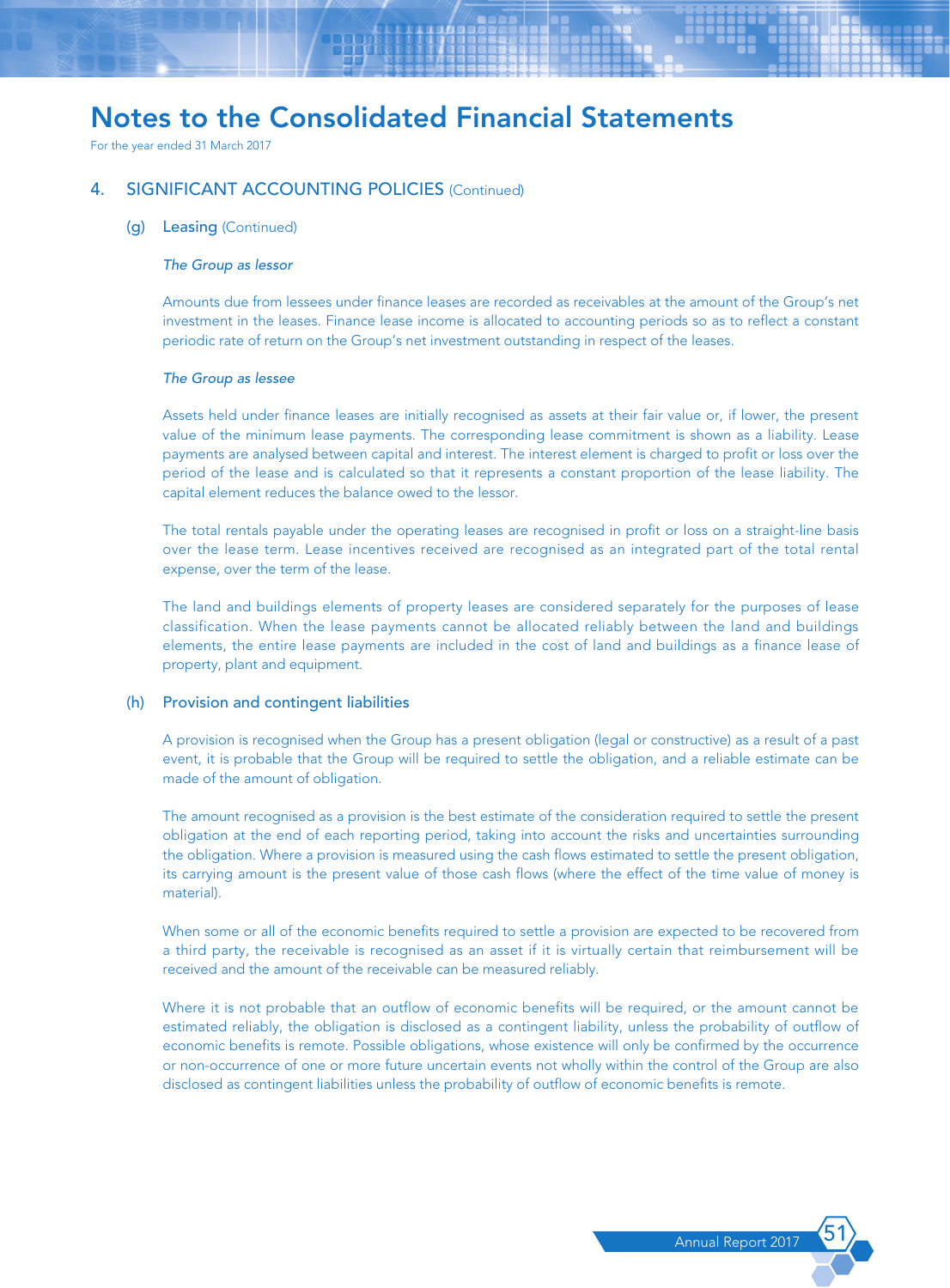# Notes to the Consolidated Financial Statements

For the year ended 31 March 2017

## 4. SIGNIFICANT ACCOUNTING POLICIES (Continued)

### (g) Leasing (Continued)

*The Group as lessor*

Amounts due from lessees under finance leases are recorded as receivables at the amount of the Group's net investment in the leases. Finance lease income is allocated to accounting periods so as to reflect a constant periodic rate of return on the Group's net investment outstanding in respect of the leases.

*The Group as lessee*

Assets held under finance leases are initially recognised as assets at their fair value or, if lower, the present value of the minimum lease payments. The corresponding lease commitment is shown as a liability. Lease payments are analysed between capital and interest. The interest element is charged to profit or loss over the period of the lease and is calculated so that it represents a constant proportion of the lease liability. The capital element reduces the balance owed to the lessor.

The total rentals payable under the operating leases are recognised in profit or loss on a straight-line basis over the lease term. Lease incentives received are recognised as an integrated part of the total rental expense, over the term of the lease.

The land and buildings elements of property leases are considered separately for the purposes of lease classification. When the lease payments cannot be allocated reliably between the land and buildings elements, the entire lease payments are included in the cost of land and buildings as a finance lease of property, plant and equipment.

### (h) Provision and contingent liabilities

A provision is recognised when the Group has a present obligation (legal or constructive) as a result of a past event, it is probable that the Group will be required to settle the obligation, and a reliable estimate can be made of the amount of obligation.

The amount recognised as a provision is the best estimate of the consideration required to settle the present obligation at the end of each reporting period, taking into account the risks and uncertainties surrounding the obligation. Where a provision is measured using the cash flows estimated to settle the present obligation, its carrying amount is the present value of those cash flows (where the effect of the time value of money is material).

When some or all of the economic benefits required to settle a provision are expected to be recovered from a third party, the receivable is recognised as an asset if it is virtually certain that reimbursement will be received and the amount of the receivable can be measured reliably.

Where it is not probable that an outflow of economic benefits will be required, or the amount cannot be estimated reliably, the obligation is disclosed as a contingent liability, unless the probability of outflow of economic benefits is remote. Possible obligations, whose existence will only be confirmed by the occurrence or non-occurrence of one or more future uncertain events not wholly within the control of the Group are also disclosed as contingent liabilities unless the probability of outflow of economic benefits is remote.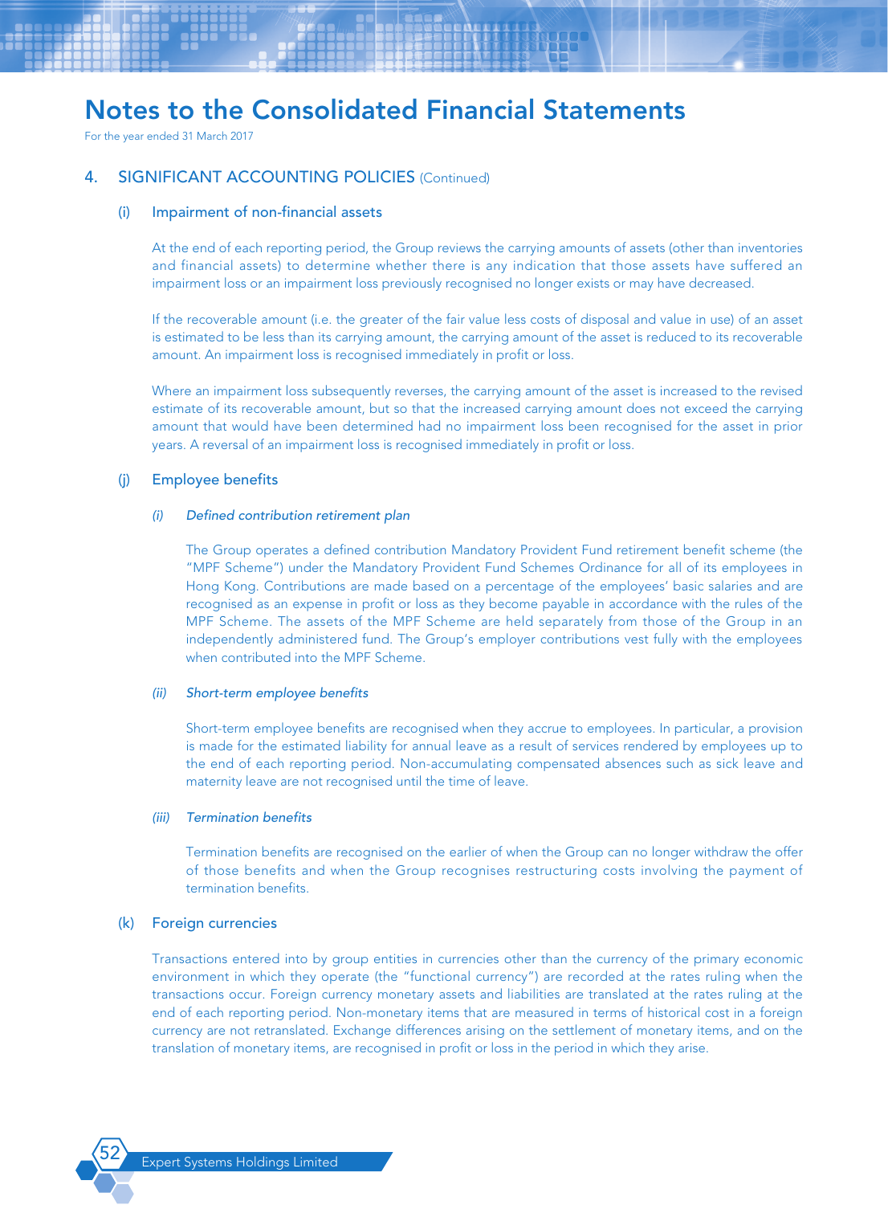# Notes to the Consolidated Financial Statements

For the year ended 31 March 2017

## 4. SIGNIFICANT ACCOUNTING POLICIES (Continued)

### (i) Impairment of non-financial assets

At the end of each reporting period, the Group reviews the carrying amounts of assets (other than inventories and financial assets) to determine whether there is any indication that those assets have suffered an impairment loss or an impairment loss previously recognised no longer exists or may have decreased.

If the recoverable amount (i.e. the greater of the fair value less costs of disposal and value in use) of an asset is estimated to be less than its carrying amount, the carrying amount of the asset is reduced to its recoverable amount. An impairment loss is recognised immediately in profit or loss.

Where an impairment loss subsequently reverses, the carrying amount of the asset is increased to the revised estimate of its recoverable amount, but so that the increased carrying amount does not exceed the carrying amount that would have been determined had no impairment loss been recognised for the asset in prior years. A reversal of an impairment loss is recognised immediately in profit or loss.

### (j) Employee benefits

#### *(i) Defined contribution retirement plan*

The Group operates a defined contribution Mandatory Provident Fund retirement benefit scheme (the "MPF Scheme") under the Mandatory Provident Fund Schemes Ordinance for all of its employees in Hong Kong. Contributions are made based on a percentage of the employees' basic salaries and are recognised as an expense in profit or loss as they become payable in accordance with the rules of the MPF Scheme. The assets of the MPF Scheme are held separately from those of the Group in an independently administered fund. The Group's employer contributions vest fully with the employees when contributed into the MPF Scheme.

#### *(ii) Short-term employee benefits*

Short-term employee benefits are recognised when they accrue to employees. In particular, a provision is made for the estimated liability for annual leave as a result of services rendered by employees up to the end of each reporting period. Non-accumulating compensated absences such as sick leave and maternity leave are not recognised until the time of leave.

#### *(iii) Termination benefits*

Termination benefits are recognised on the earlier of when the Group can no longer withdraw the offer of those benefits and when the Group recognises restructuring costs involving the payment of termination benefits.

### (k) Foreign currencies

Transactions entered into by group entities in currencies other than the currency of the primary economic environment in which they operate (the "functional currency") are recorded at the rates ruling when the transactions occur. Foreign currency monetary assets and liabilities are translated at the rates ruling at the end of each reporting period. Non-monetary items that are measured in terms of historical cost in a foreign currency are not retranslated. Exchange differences arising on the settlement of monetary items, and on the translation of monetary items, are recognised in profit or loss in the period in which they arise.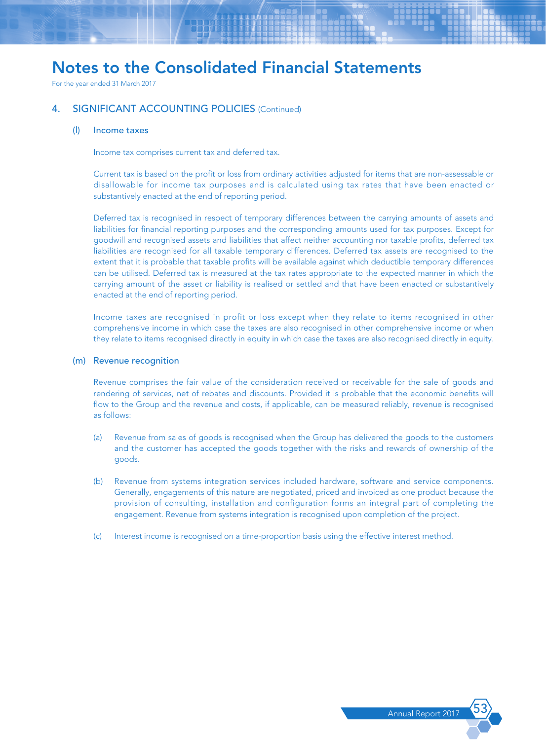# Notes to the Consolidated Financial Statements

For the year ended 31 March 2017

## 4. SIGNIFICANT ACCOUNTING POLICIES (Continued)

### (l) Income taxes

Income tax comprises current tax and deferred tax.

Current tax is based on the profit or loss from ordinary activities adjusted for items that are non-assessable or disallowable for income tax purposes and is calculated using tax rates that have been enacted or substantively enacted at the end of reporting period.

Deferred tax is recognised in respect of temporary differences between the carrying amounts of assets and liabilities for financial reporting purposes and the corresponding amounts used for tax purposes. Except for goodwill and recognised assets and liabilities that affect neither accounting nor taxable profits, deferred tax liabilities are recognised for all taxable temporary differences. Deferred tax assets are recognised to the extent that it is probable that taxable profits will be available against which deductible temporary differences can be utilised. Deferred tax is measured at the tax rates appropriate to the expected manner in which the carrying amount of the asset or liability is realised or settled and that have been enacted or substantively enacted at the end of reporting period.

Income taxes are recognised in profit or loss except when they relate to items recognised in other comprehensive income in which case the taxes are also recognised in other comprehensive income or when they relate to items recognised directly in equity in which case the taxes are also recognised directly in equity.

### (m) Revenue recognition

Revenue comprises the fair value of the consideration received or receivable for the sale of goods and rendering of services, net of rebates and discounts. Provided it is probable that the economic benefits will flow to the Group and the revenue and costs, if applicable, can be measured reliably, revenue is recognised as follows:

(a) Revenue from sales of goods is recognised when the Group has delivered the goods to the customers and the customer has accepted the goods together with the risks and rewards of ownership of the goods.

(b) Revenue from systems integration services included hardware, software and service components. Generally, engagements of this nature are negotiated, priced and invoiced as one product because the provision of consulting, installation and configuration forms an integral part of completing the engagement. Revenue from systems integration is recognised upon completion of the project.

(c) Interest income is recognised on a time-proportion basis using the effective interest method.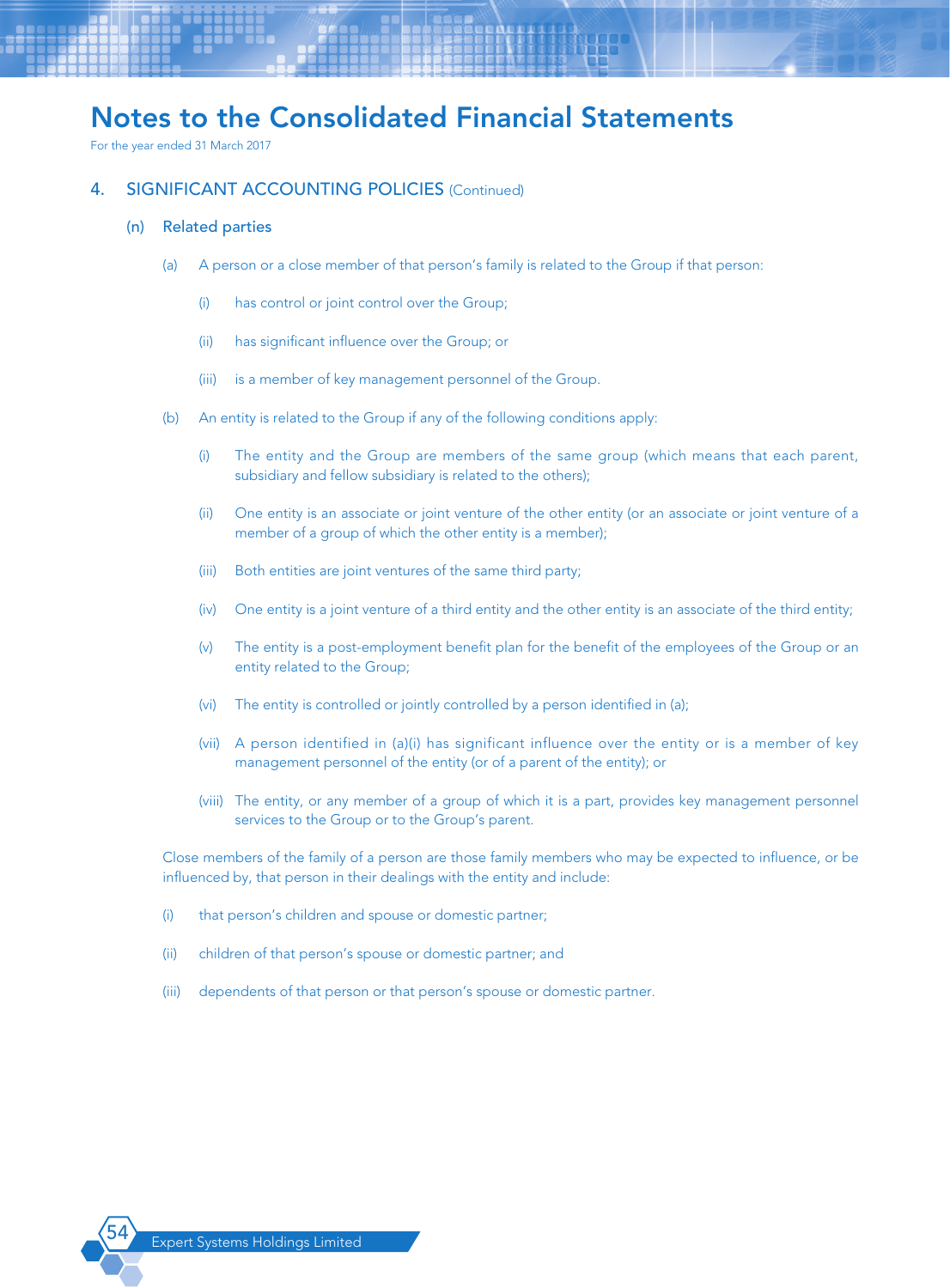# Notes to the Consolidated Financial Statements

For the year ended 31 March 2017

## 4. SIGNIFICANT ACCOUNTING POLICIES (Continued)

### (n) Related parties

(a) A person or a close member of that person's family is related to the Group if that person:

(i) has control or joint control over the Group;

(ii) has significant influence over the Group; or

(iii) is a member of key management personnel of the Group.

(b) An entity is related to the Group if any of the following conditions apply:

(i) The entity and the Group are members of the same group (which means that each parent, subsidiary and fellow subsidiary is related to the others);

(ii) One entity is an associate or joint venture of the other entity (or an associate or joint venture of a member of a group of which the other entity is a member);

(iii) Both entities are joint ventures of the same third party;

(iv) One entity is a joint venture of a third entity and the other entity is an associate of the third entity;

(v) The entity is a post-employment benefit plan for the benefit of the employees of the Group or an entity related to the Group;

(vi) The entity is controlled or jointly controlled by a person identified in (a);

(vii) A person identified in (a)(i) has significant influence over the entity or is a member of key management personnel of the entity (or of a parent of the entity); or

(viii) The entity, or any member of a group of which it is a part, provides key management personnel services to the Group or to the Group's parent.

Close members of the family of a person are those family members who may be expected to influence, or be influenced by, that person in their dealings with the entity and include:

(i) that person's children and spouse or domestic partner;

(ii) children of that person's spouse or domestic partner; and

(iii) dependents of that person or that person's spouse or domestic partner.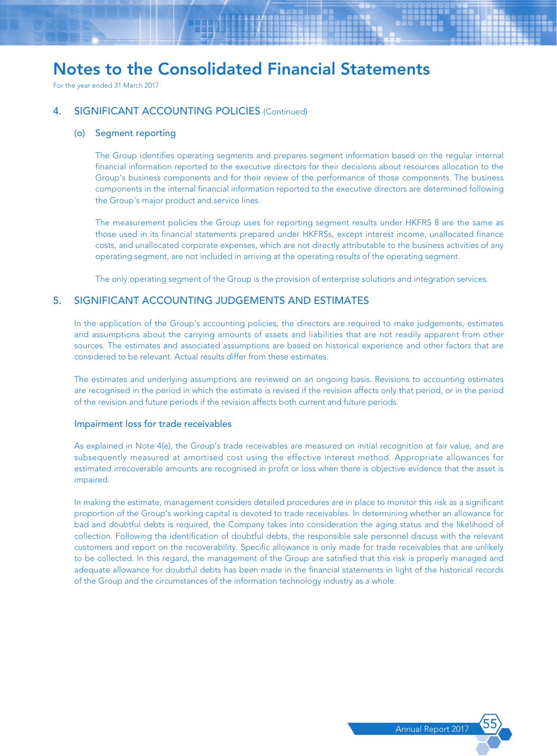# Notes to the Consolidated Financial Statements

For the year ended 31 March 2017

## 4. SIGNIFICANT ACCOUNTING POLICIES (Continued)

### (o) Segment reporting

The Group identifies operating segments and prepares segment information based on the regular internal financial information reported to the executive directors for their decisions about resources allocation to the Group's business components and for their review of the performance of those components. The business components in the internal financial information reported to the executive directors are determined following the Group's major product and service lines.

The measurement policies the Group uses for reporting segment results under HKFRS 8 are the same as those used in its financial statements prepared under HKFRSs, except interest income, unallocated finance costs, and unallocated corporate expenses, which are not directly attributable to the business activities of any operating segment, are not included in arriving at the operating results of the operating segment.

The only operating segment of the Group is the provision of enterprise solutions and integration services.

## 5. SIGNIFICANT ACCOUNTING JUDGEMENTS AND ESTIMATES

In the application of the Group's accounting policies, the directors are required to make judgements, estimates and assumptions about the carrying amounts of assets and liabilities that are not readily apparent from other sources. The estimates and associated assumptions are based on historical experience and other factors that are considered to be relevant. Actual results differ from these estimates.

The estimates and underlying assumptions are reviewed on an ongoing basis. Revisions to accounting estimates are recognised in the period in which the estimate is revised if the revision affects only that period, or in the period of the revision and future periods if the revision affects both current and future periods.

### Impairment loss for trade receivables

As explained in Note 4(e), the Group's trade receivables are measured on initial recognition at fair value, and are subsequently measured at amortised cost using the effective interest method. Appropriate allowances for estimated irrecoverable amounts are recognised in profit or loss when there is objective evidence that the asset is impaired.

In making the estimate, management considers detailed procedures are in place to monitor this risk as a significant proportion of the Group's working capital is devoted to trade receivables. In determining whether an allowance for bad and doubtful debts is required, the Company takes into consideration the aging status and the likelihood of collection. Following the identification of doubtful debts, the responsible sale personnel discuss with the relevant customers and report on the recoverability. Specific allowance is only made for trade receivables that are unlikely to be collected. In this regard, the management of the Group are satisfied that this risk is properly managed and adequate allowance for doubtful debts has been made in the financial statements in light of the historical records of the Group and the circumstances of the information technology industry as a whole.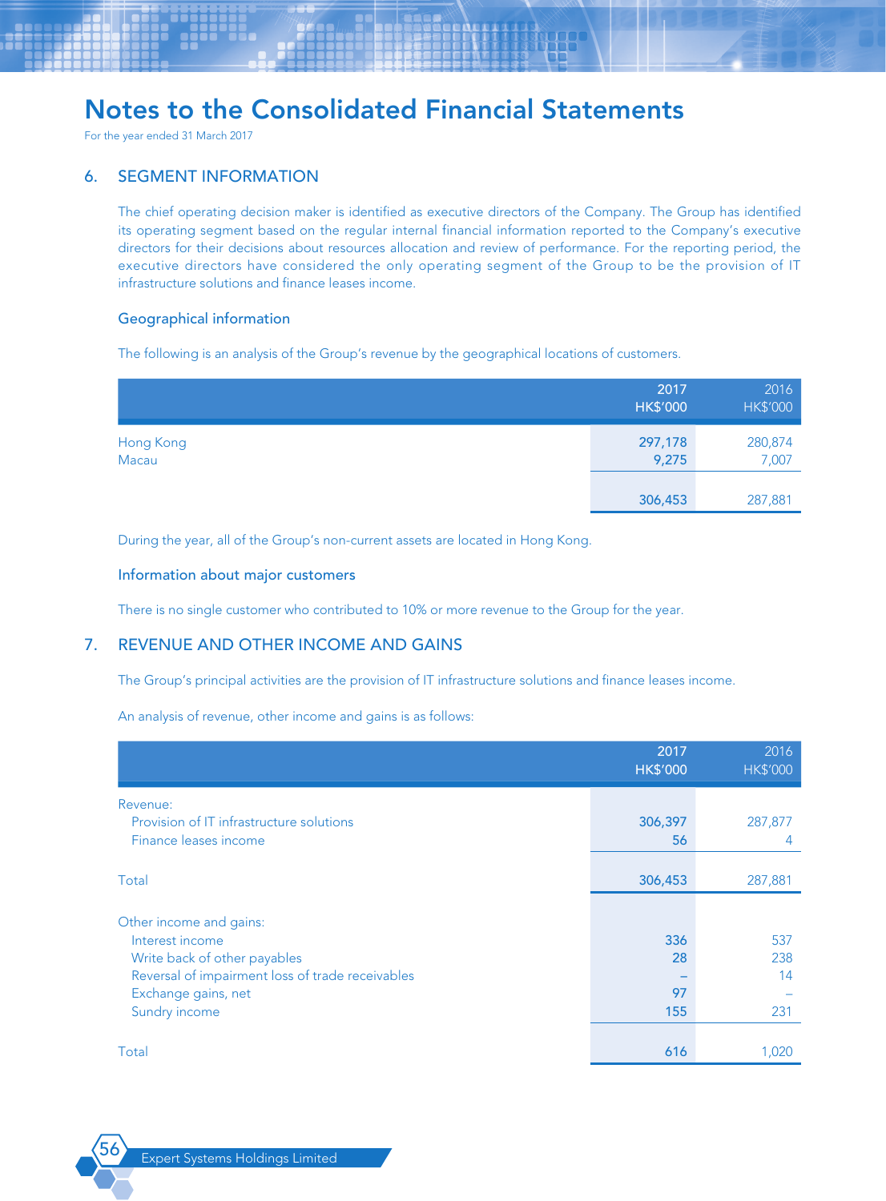# Notes to the Consolidated Financial Statements

For the year ended 31 March 2017

## 6. SEGMENT INFORMATION

The chief operating decision maker is identified as executive directors of the Company. The Group has identified its operating segment based on the regular internal financial information reported to the Company's executive directors for their decisions about resources allocation and review of performance. For the reporting period, the executive directors have considered the only operating segment of the Group to be the provision of IT infrastructure solutions and finance leases income.

### Geographical information

The following is an analysis of the Group's revenue by the geographical locations of customers.

| | 2017<br>HK$'000 | 2016<br>HK$'000 |
|---|---|---|
| Hong Kong | 297,178 | 280,874 |
| Macau | 9,275 | 7,007 |
| | 306,453 | 287,881 |

During the year, all of the Group's non-current assets are located in Hong Kong.

### Information about major customers

There is no single customer who contributed to 10% or more revenue to the Group for the year.

## 7. REVENUE AND OTHER INCOME AND GAINS

The Group's principal activities are the provision of IT infrastructure solutions and finance leases income.

An analysis of revenue, other income and gains is as follows:

| | 2017<br>HK$'000 | 2016<br>HK$'000 |
|---|---|---|
| Revenue: | | |
| Provision of IT infrastructure solutions | 306,397 | 287,877 |
| Finance leases income | 56 | 4 |
| Total | 306,453 | 287,881 |
| Other income and gains: | | |
| Interest income | 336 | 537 |
| Write back of other payables | 28 | 238 |
| Reversal of impairment loss of trade receivables | – | 14 |
| Exchange gains, net | 97 | – |
| Sundry income | 155 | 231 |
| Total | 616 | 1,020 |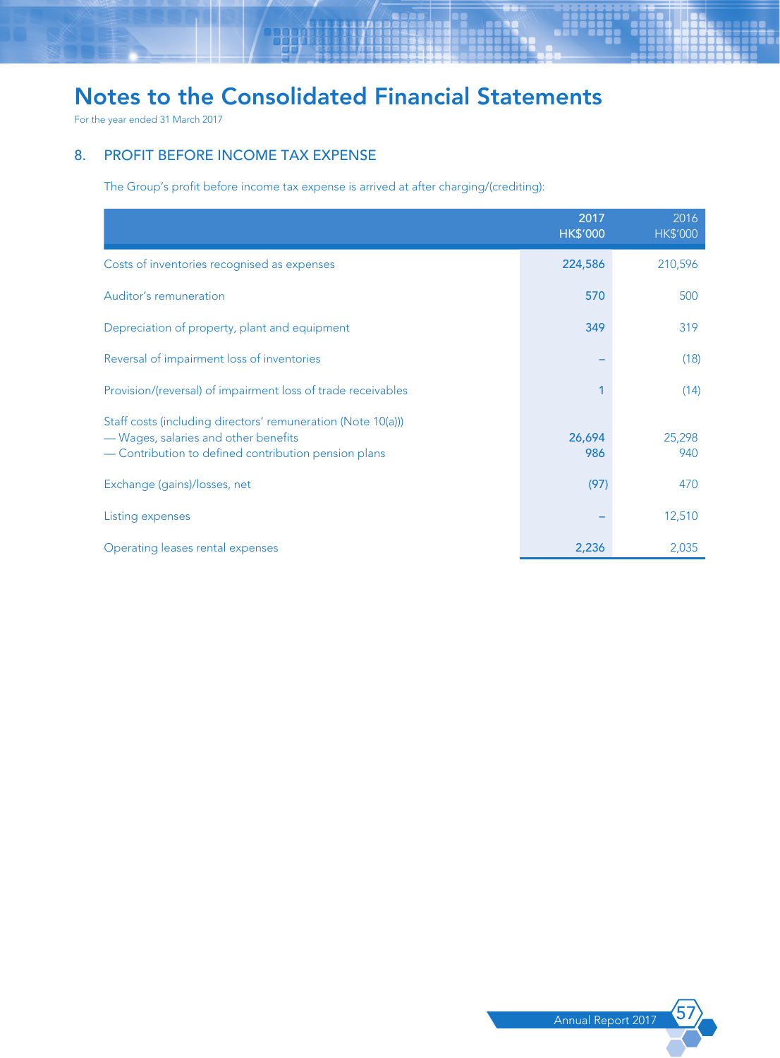# Notes to the Consolidated Financial Statements

For the year ended 31 March 2017

## 8. PROFIT BEFORE INCOME TAX EXPENSE

The Group's profit before income tax expense is arrived at after charging/(crediting):

| | 2017 HK$'000 | 2016 HK$'000 |
|---|---|---|
| Costs of inventories recognised as expenses | **224,586** | 210,596 |
| Auditor's remuneration | **570** | 500 |
| Depreciation of property, plant and equipment | **349** | 319 |
| Reversal of impairment loss of inventories | **–** | (18) |
| Provision/(reversal) of impairment loss of trade receivables | **1** | (14) |
| Staff costs (including directors' remuneration (Note 10(a))) | | |
| — Wages, salaries and other benefits | **26,694** | 25,298 |
| — Contribution to defined contribution pension plans | **986** | 940 |
| Exchange (gains)/losses, net | **(97)** | 470 |
| Listing expenses | **–** | 12,510 |
| Operating leases rental expenses | **2,236** | 2,035 |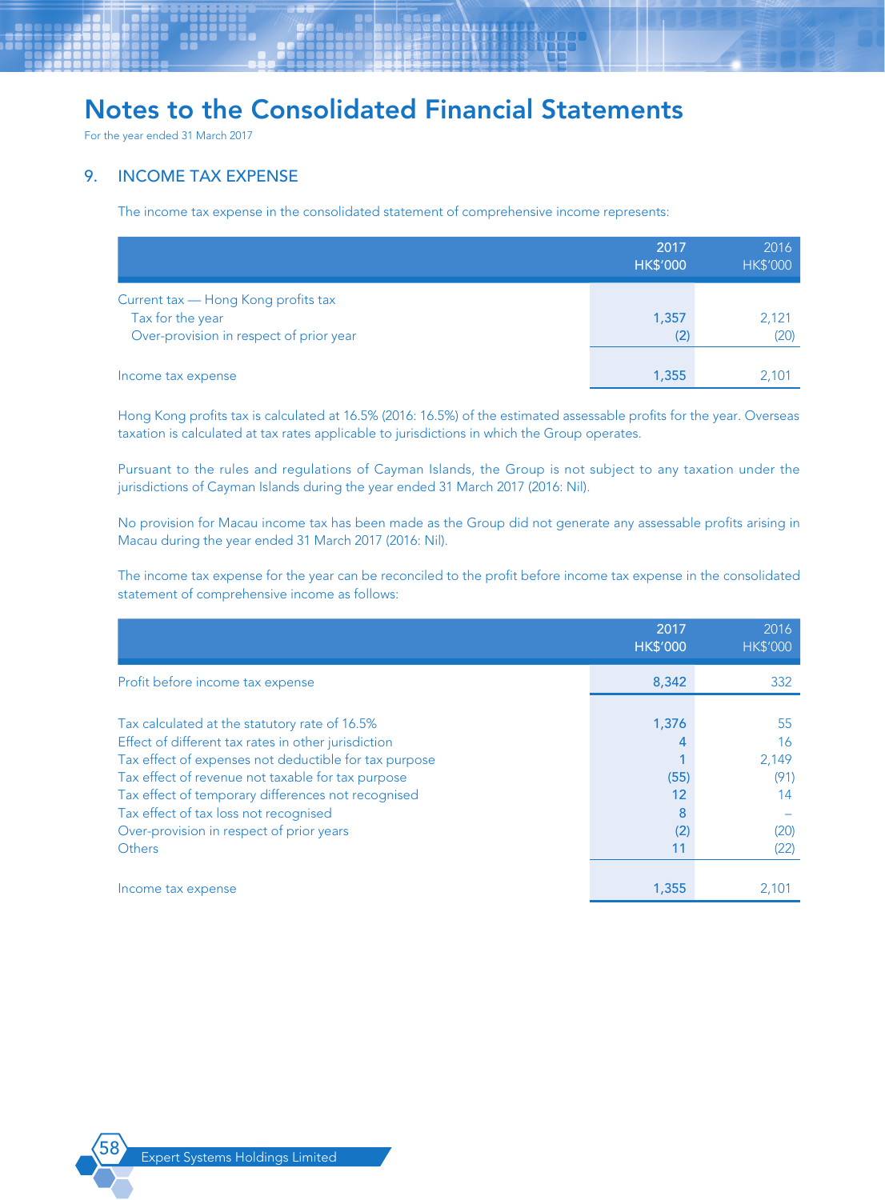# Notes to the Consolidated Financial Statements

For the year ended 31 March 2017

## 9. INCOME TAX EXPENSE

The income tax expense in the consolidated statement of comprehensive income represents:

| | 2017<br>HK$'000 | 2016<br>HK$'000 |
|---|---|---|
| Current tax — Hong Kong profits tax | | |
| Tax for the year | 1,357 | 2,121 |
| Over-provision in respect of prior year | (2) | (20) |
| Income tax expense | 1,355 | 2,101 |

Hong Kong profits tax is calculated at 16.5% (2016: 16.5%) of the estimated assessable profits for the year. Overseas taxation is calculated at tax rates applicable to jurisdictions in which the Group operates.

Pursuant to the rules and regulations of Cayman Islands, the Group is not subject to any taxation under the jurisdictions of Cayman Islands during the year ended 31 March 2017 (2016: Nil).

No provision for Macau income tax has been made as the Group did not generate any assessable profits arising in Macau during the year ended 31 March 2017 (2016: Nil).

The income tax expense for the year can be reconciled to the profit before income tax expense in the consolidated statement of comprehensive income as follows:

| | 2017<br>HK$'000 | 2016<br>HK$'000 |
|---|---|---|
| Profit before income tax expense | 8,342 | 332 |
| Tax calculated at the statutory rate of 16.5% | 1,376 | 55 |
| Effect of different tax rates in other jurisdiction | 4 | 16 |
| Tax effect of expenses not deductible for tax purpose | 1 | 2,149 |
| Tax effect of revenue not taxable for tax purpose | (55) | (91) |
| Tax effect of temporary differences not recognised | 12 | 14 |
| Tax effect of tax loss not recognised | 8 | – |
| Over-provision in respect of prior years | (2) | (20) |
| Others | 11 | (22) |
| Income tax expense | 1,355 | 2,101 |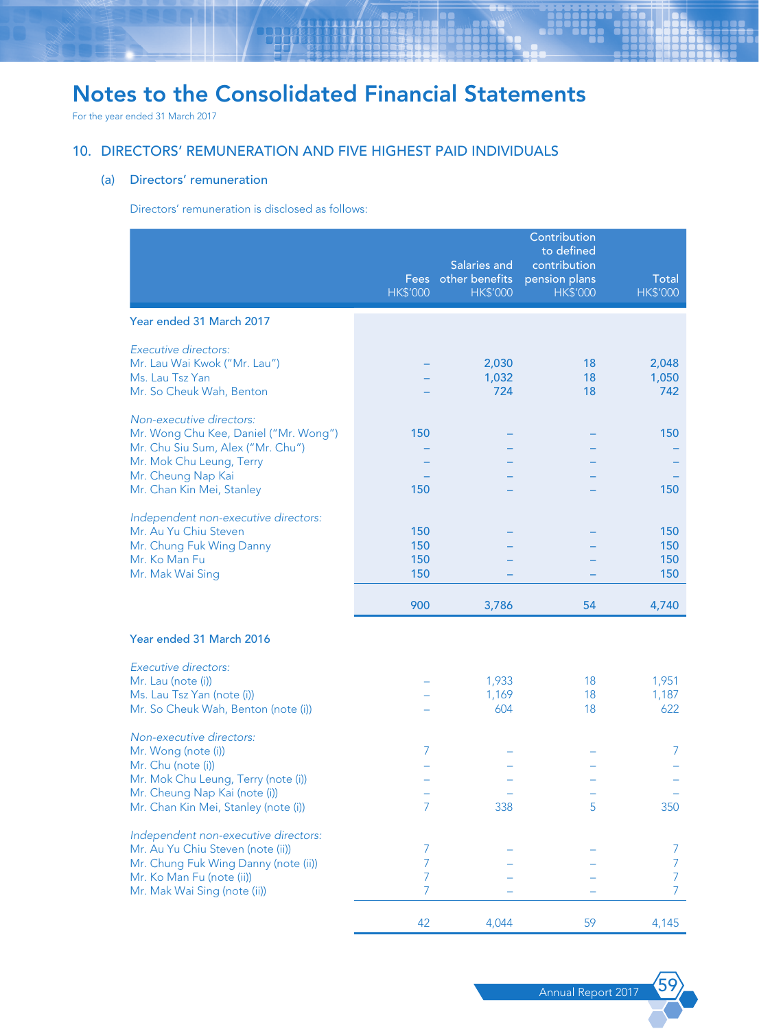# Notes to the Consolidated Financial Statements

For the year ended 31 March 2017

## 10. DIRECTORS' REMUNERATION AND FIVE HIGHEST PAID INDIVIDUALS

### (a) Directors' remuneration

Directors' remuneration is disclosed as follows:

| | Fees HK$'000 | Salaries and other benefits HK$'000 | Contribution to defined contribution pension plans HK$'000 | Total HK$'000 |
|---|---|---|---|---|
| **Year ended 31 March 2017** | | | | |
| *Executive directors:* | | | | |
| Mr. Lau Wai Kwok ("Mr. Lau") | – | 2,030 | 18 | 2,048 |
| Ms. Lau Tsz Yan | – | 1,032 | 18 | 1,050 |
| Mr. So Cheuk Wah, Benton | – | 724 | 18 | 742 |
| *Non-executive directors:* | | | | |
| Mr. Wong Chu Kee, Daniel ("Mr. Wong") | 150 | – | – | 150 |
| Mr. Chu Siu Sum, Alex ("Mr. Chu") | – | – | – | – |
| Mr. Mok Chu Leung, Terry | – | – | – | – |
| Mr. Cheung Nap Kai | – | – | – | – |
| Mr. Chan Kin Mei, Stanley | 150 | – | – | 150 |
| *Independent non-executive directors:* | | | | |
| Mr. Au Yu Chiu Steven | 150 | – | – | 150 |
| Mr. Chung Fuk Wing Danny | 150 | – | – | 150 |
| Mr. Ko Man Fu | 150 | – | – | 150 |
| Mr. Mak Wai Sing | 150 | – | – | 150 |
| | 900 | 3,786 | 54 | 4,740 |
| **Year ended 31 March 2016** | | | | |
| *Executive directors:* | | | | |
| Mr. Lau (note (i)) | – | 1,933 | 18 | 1,951 |
| Ms. Lau Tsz Yan (note (i)) | – | 1,169 | 18 | 1,187 |
| Mr. So Cheuk Wah, Benton (note (i)) | – | 604 | 18 | 622 |
| *Non-executive directors:* | | | | |
| Mr. Wong (note (i)) | 7 | – | – | 7 |
| Mr. Chu (note (i)) | – | – | – | – |
| Mr. Mok Chu Leung, Terry (note (i)) | – | – | – | – |
| Mr. Cheung Nap Kai (note (i)) | – | – | – | – |
| Mr. Chan Kin Mei, Stanley (note (i)) | 7 | 338 | 5 | 350 |
| *Independent non-executive directors:* | | | | |
| Mr. Au Yu Chiu Steven (note (ii)) | 7 | – | – | 7 |
| Mr. Chung Fuk Wing Danny (note (ii)) | 7 | – | – | 7 |
| Mr. Ko Man Fu (note (ii)) | 7 | – | – | 7 |
| Mr. Mak Wai Sing (note (ii)) | 7 | – | – | 7 |
| | 42 | 4,044 | 59 | 4,145 |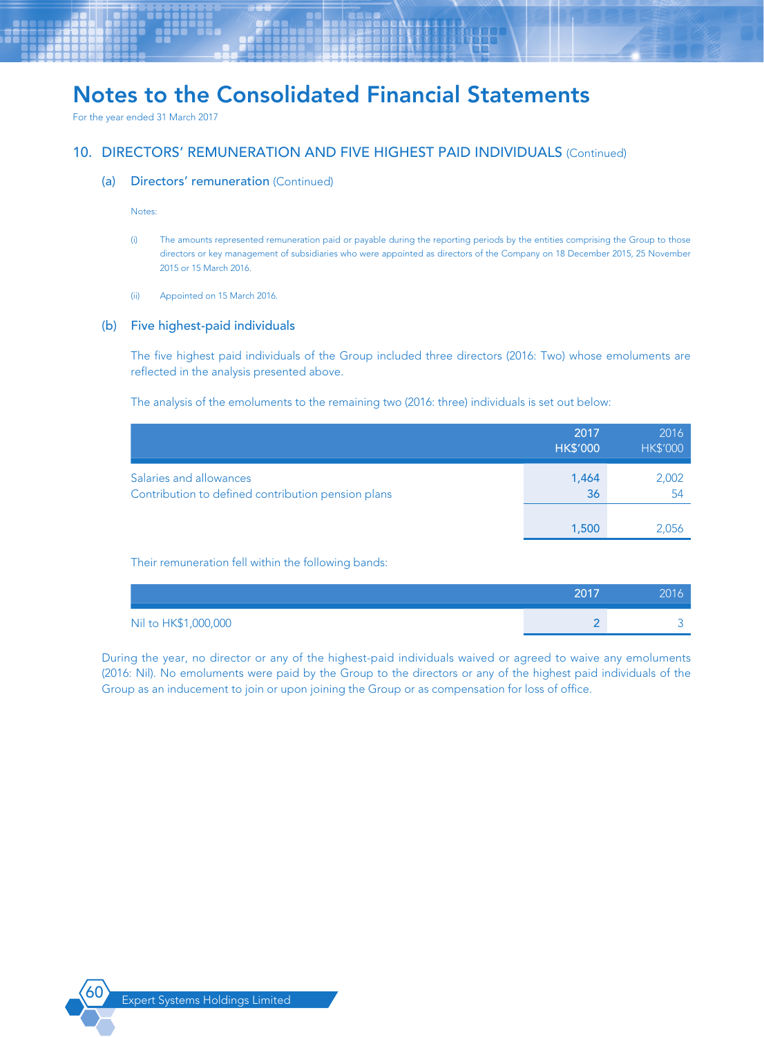# Notes to the Consolidated Financial Statements

For the year ended 31 March 2017

## 10. DIRECTORS' REMUNERATION AND FIVE HIGHEST PAID INDIVIDUALS (Continued)

### (a) Directors' remuneration (Continued)

Notes:

(i) The amounts represented remuneration paid or payable during the reporting periods by the entities comprising the Group to those directors or key management of subsidiaries who were appointed as directors of the Company on 18 December 2015, 25 November 2015 or 15 March 2016.

(ii) Appointed on 15 March 2016.

### (b) Five highest-paid individuals

The five highest paid individuals of the Group included three directors (2016: Two) whose emoluments are reflected in the analysis presented above.

The analysis of the emoluments to the remaining two (2016: three) individuals is set out below:

| | 2017<br>HK$'000 | 2016<br>HK$'000 |
|---|---|---|
| Salaries and allowances | 1,464 | 2,002 |
| Contribution to defined contribution pension plans | 36 | 54 |
| | 1,500 | 2,056 |

Their remuneration fell within the following bands:

| | 2017 | 2016 |
|---|---|---|
| Nil to HK$1,000,000 | 2 | 3 |

During the year, no director or any of the highest-paid individuals waived or agreed to waive any emoluments (2016: Nil). No emoluments were paid by the Group to the directors or any of the highest paid individuals of the Group as an inducement to join or upon joining the Group or as compensation for loss of office.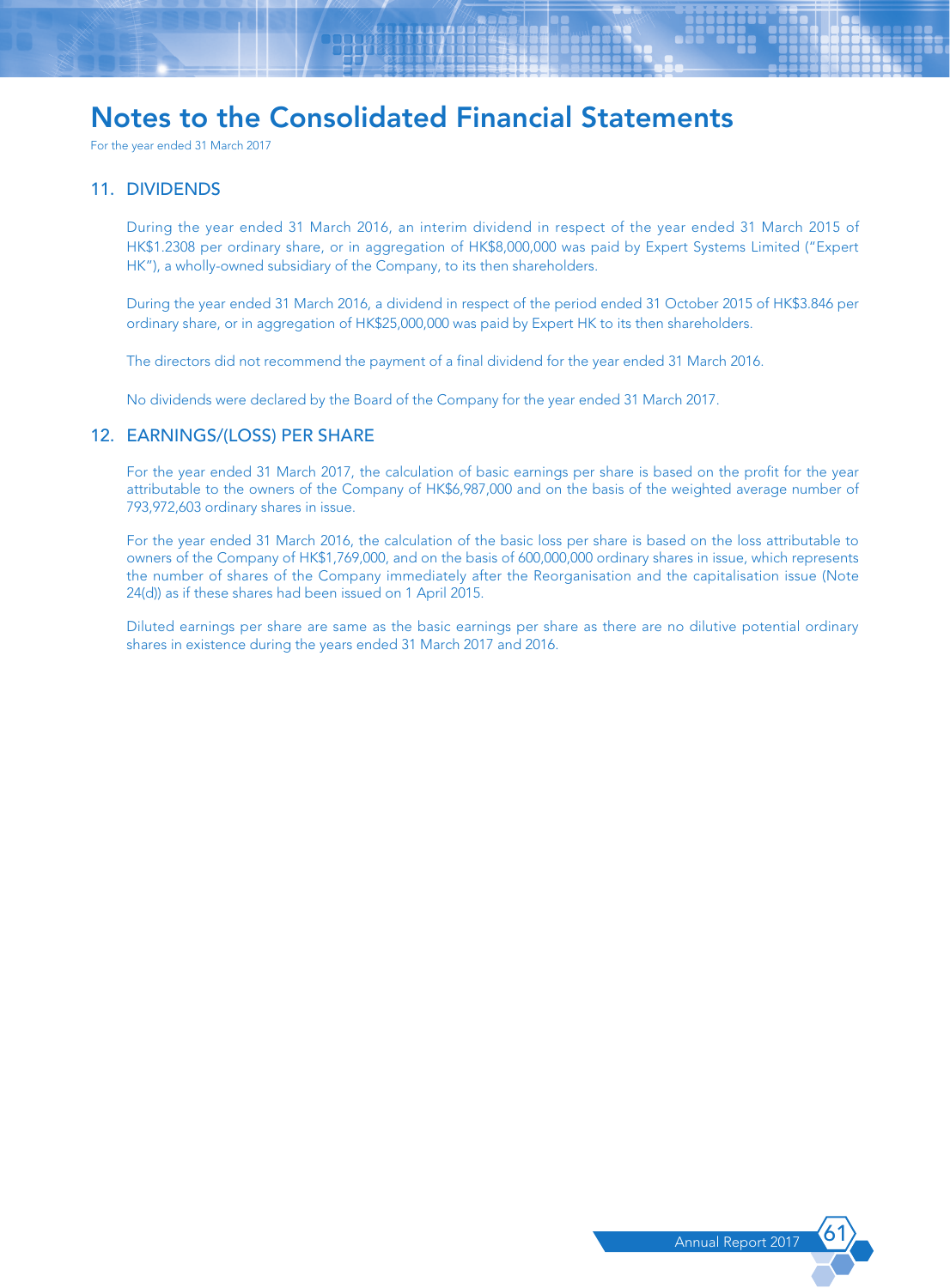# Notes to the Consolidated Financial Statements

For the year ended 31 March 2017

## 11. DIVIDENDS

During the year ended 31 March 2016, an interim dividend in respect of the year ended 31 March 2015 of HK$1.2308 per ordinary share, or in aggregation of HK$8,000,000 was paid by Expert Systems Limited ("Expert HK"), a wholly-owned subsidiary of the Company, to its then shareholders.

During the year ended 31 March 2016, a dividend in respect of the period ended 31 October 2015 of HK$3.846 per ordinary share, or in aggregation of HK$25,000,000 was paid by Expert HK to its then shareholders.

The directors did not recommend the payment of a final dividend for the year ended 31 March 2016.

No dividends were declared by the Board of the Company for the year ended 31 March 2017.

## 12. EARNINGS/(LOSS) PER SHARE

For the year ended 31 March 2017, the calculation of basic earnings per share is based on the profit for the year attributable to the owners of the Company of HK$6,987,000 and on the basis of the weighted average number of 793,972,603 ordinary shares in issue.

For the year ended 31 March 2016, the calculation of the basic loss per share is based on the loss attributable to owners of the Company of HK$1,769,000, and on the basis of 600,000,000 ordinary shares in issue, which represents the number of shares of the Company immediately after the Reorganisation and the capitalisation issue (Note 24(d)) as if these shares had been issued on 1 April 2015.

Diluted earnings per share are same as the basic earnings per share as there are no dilutive potential ordinary shares in existence during the years ended 31 March 2017 and 2016.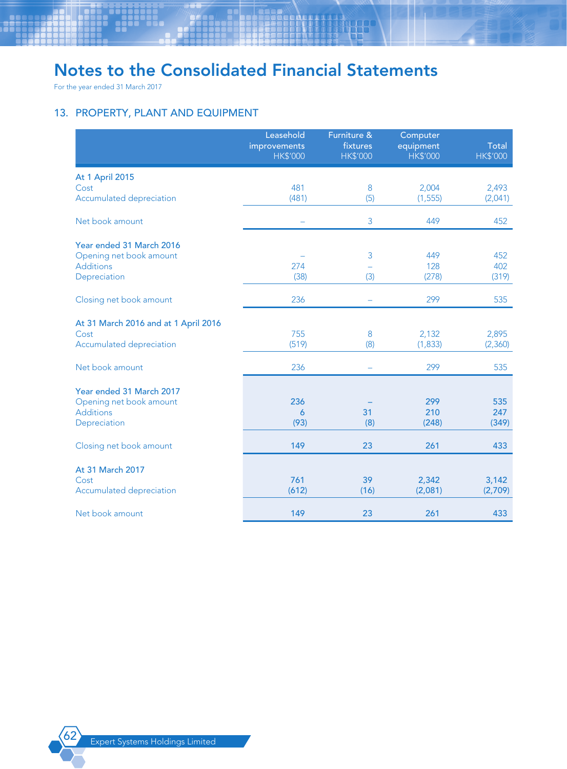# Notes to the Consolidated Financial Statements

For the year ended 31 March 2017

## 13. PROPERTY, PLANT AND EQUIPMENT

| | Leasehold improvements HK$'000 | Furniture & fixtures HK$'000 | Computer equipment HK$'000 | Total HK$'000 |
|---|---|---|---|---|
| **At 1 April 2015** | | | | |
| Cost | 481 | 8 | 2,004 | 2,493 |
| Accumulated depreciation | (481) | (5) | (1,555) | (2,041) |
| Net book amount | – | 3 | 449 | 452 |
| **Year ended 31 March 2016** | | | | |
| Opening net book amount | – | 3 | 449 | 452 |
| Additions | 274 | – | 128 | 402 |
| Depreciation | (38) | (3) | (278) | (319) |
| Closing net book amount | 236 | – | 299 | 535 |
| **At 31 March 2016 and at 1 April 2016** | | | | |
| Cost | 755 | 8 | 2,132 | 2,895 |
| Accumulated depreciation | (519) | (8) | (1,833) | (2,360) |
| Net book amount | 236 | – | 299 | 535 |
| **Year ended 31 March 2017** | | | | |
| Opening net book amount | 236 | – | 299 | 535 |
| Additions | 6 | 31 | 210 | 247 |
| Depreciation | (93) | (8) | (248) | (349) |
| Closing net book amount | 149 | 23 | 261 | 433 |
| **At 31 March 2017** | | | | |
| Cost | 761 | 39 | 2,342 | 3,142 |
| Accumulated depreciation | (612) | (16) | (2,081) | (2,709) |
| Net book amount | 149 | 23 | 261 | 433 |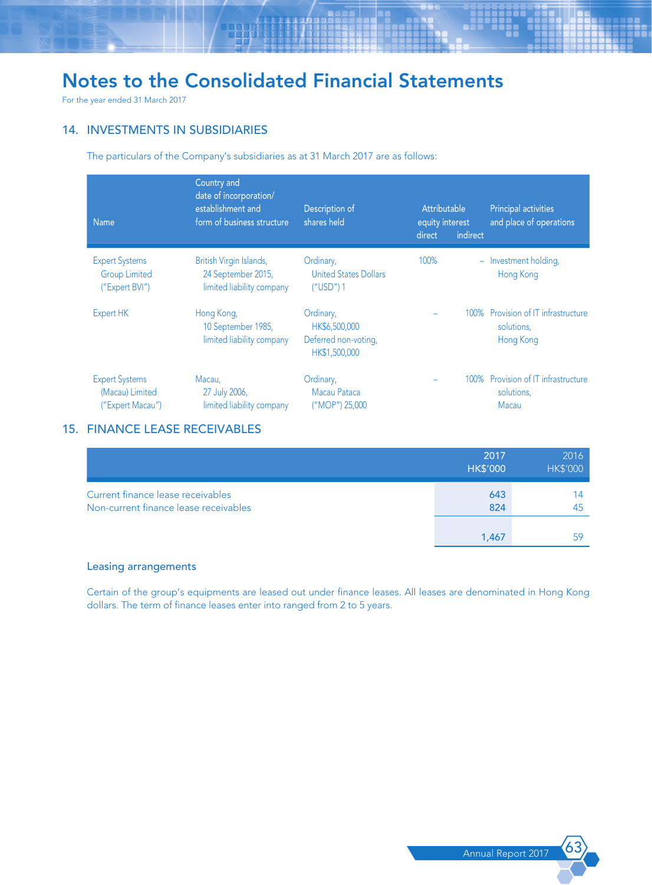# Notes to the Consolidated Financial Statements

For the year ended 31 March 2017

## 14. INVESTMENTS IN SUBSIDIARIES

The particulars of the Company's subsidiaries as at 31 March 2017 are as follows:

| Name | Country and date of incorporation/ establishment and form of business structure | Description of shares held | Attributable equity interest direct | Attributable equity interest indirect | Principal activities and place of operations |
|---|---|---|---|---|---|
| Expert Systems Group Limited ("Expert BVI") | British Virgin Islands, 24 September 2015, limited liability company | Ordinary, United States Dollars ("USD") 1 | 100% | – | Investment holding, Hong Kong |
| Expert HK | Hong Kong, 10 September 1985, limited liability company | Ordinary, HK$6,500,000 Deferred non-voting, HK$1,500,000 | – | 100% | Provision of IT infrastructure solutions, Hong Kong |
| Expert Systems (Macau) Limited ("Expert Macau") | Macau, 27 July 2006, limited liability company | Ordinary, Macau Pataca ("MOP") 25,000 | – | 100% | Provision of IT infrastructure solutions, Macau |

## 15. FINANCE LEASE RECEIVABLES

| | 2017 HK$'000 | 2016 HK$'000 |
|---|---|---|
| Current finance lease receivables | 643 | 14 |
| Non-current finance lease receivables | 824 | 45 |
| | 1,467 | 59 |

### Leasing arrangements

Certain of the group's equipments are leased out under finance leases. All leases are denominated in Hong Kong dollars. The term of finance leases enter into ranged from 2 to 5 years.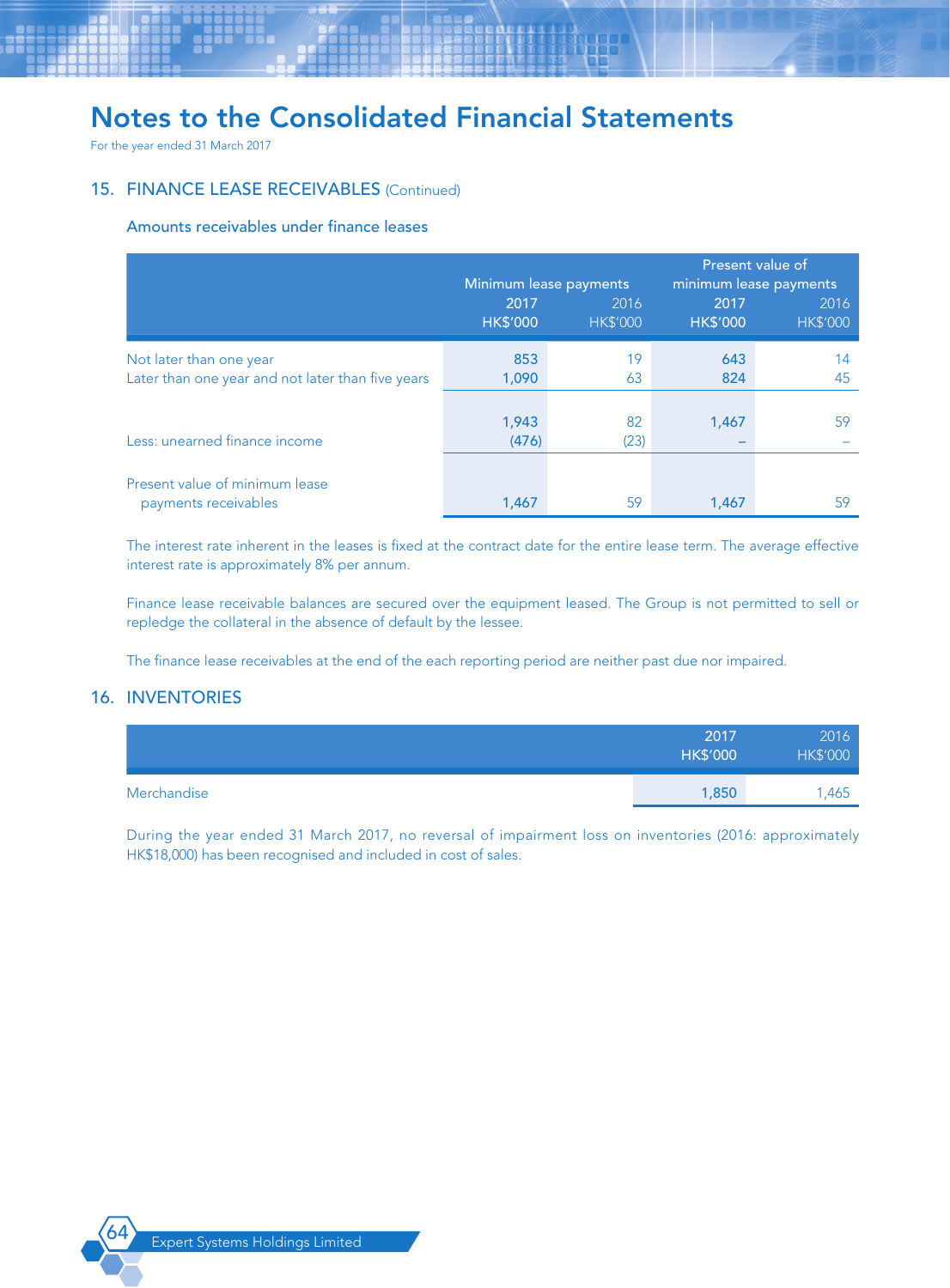# Notes to the Consolidated Financial Statements

For the year ended 31 March 2017

## 15. FINANCE LEASE RECEIVABLES (Continued)

### Amounts receivables under finance leases

| | Minimum lease payments | | Present value of minimum lease payments | |
|---|---|---|---|---|
| | 2017 HK$'000 | 2016 HK$'000 | 2017 HK$'000 | 2016 HK$'000 |
| Not later than one year | 853 | 19 | 643 | 14 |
| Later than one year and not later than five years | 1,090 | 63 | 824 | 45 |
| | 1,943 | 82 | 1,467 | 59 |
| Less: unearned finance income | (476) | (23) | – | – |
| Present value of minimum lease payments receivables | 1,467 | 59 | 1,467 | 59 |

The interest rate inherent in the leases is fixed at the contract date for the entire lease term. The average effective interest rate is approximately 8% per annum.

Finance lease receivable balances are secured over the equipment leased. The Group is not permitted to sell or repledge the collateral in the absence of default by the lessee.

The finance lease receivables at the end of the each reporting period are neither past due nor impaired.

## 16. INVENTORIES

| | 2017 HK$'000 | 2016 HK$'000 |
|---|---|---|
| Merchandise | 1,850 | 1,465 |

During the year ended 31 March 2017, no reversal of impairment loss on inventories (2016: approximately HK$18,000) has been recognised and included in cost of sales.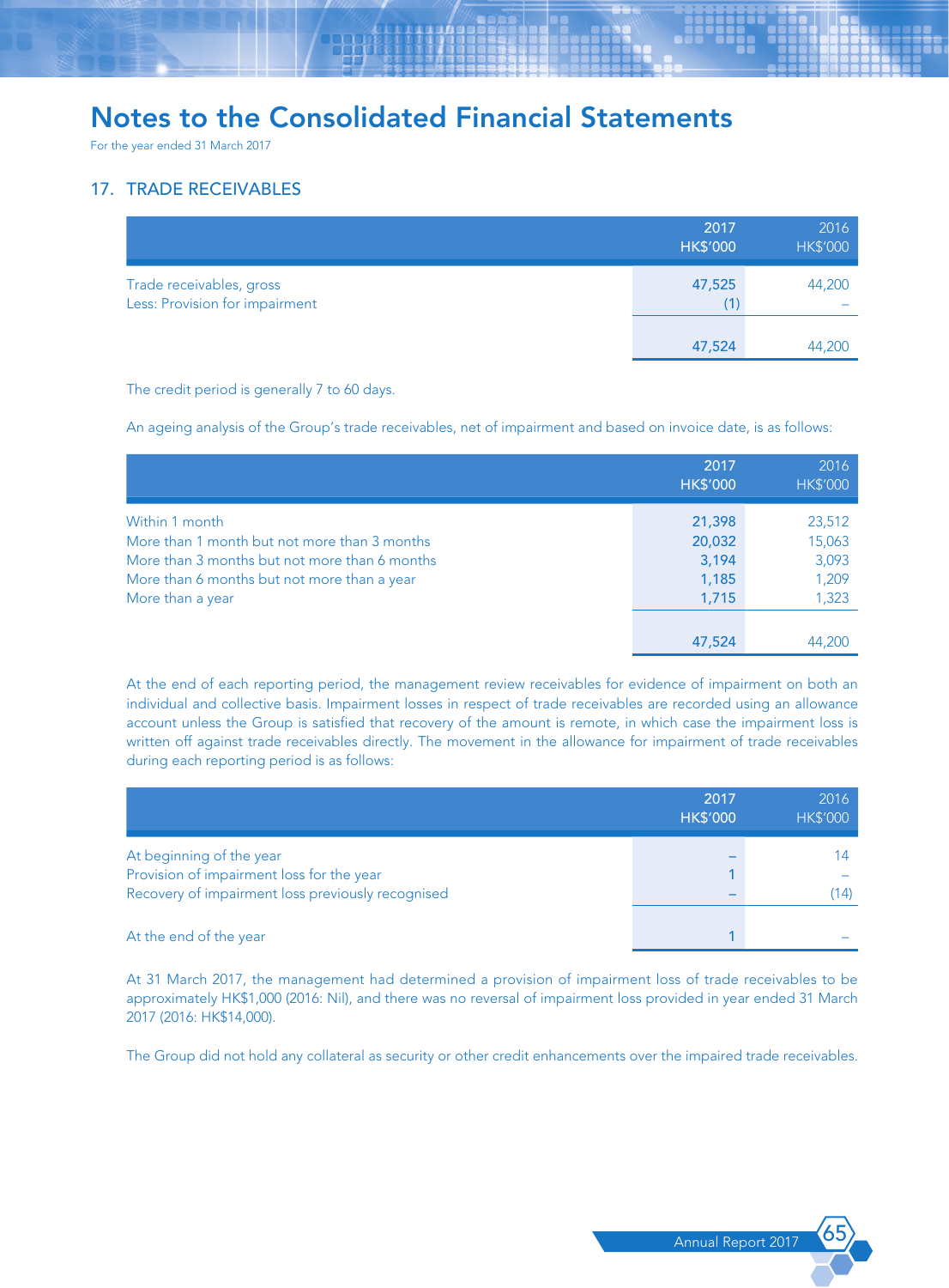# Notes to the Consolidated Financial Statements

For the year ended 31 March 2017

## 17. TRADE RECEIVABLES

| | 2017 HK$'000 | 2016 HK$'000 |
|---|---|---|
| Trade receivables, gross | 47,525 | 44,200 |
| Less: Provision for impairment | (1) | – |
| | 47,524 | 44,200 |

The credit period is generally 7 to 60 days.

An ageing analysis of the Group's trade receivables, net of impairment and based on invoice date, is as follows:

| | 2017 HK$'000 | 2016 HK$'000 |
|---|---|---|
| Within 1 month | 21,398 | 23,512 |
| More than 1 month but not more than 3 months | 20,032 | 15,063 |
| More than 3 months but not more than 6 months | 3,194 | 3,093 |
| More than 6 months but not more than a year | 1,185 | 1,209 |
| More than a year | 1,715 | 1,323 |
| | 47,524 | 44,200 |

At the end of each reporting period, the management review receivables for evidence of impairment on both an individual and collective basis. Impairment losses in respect of trade receivables are recorded using an allowance account unless the Group is satisfied that recovery of the amount is remote, in which case the impairment loss is written off against trade receivables directly. The movement in the allowance for impairment of trade receivables during each reporting period is as follows:

| | 2017 HK$'000 | 2016 HK$'000 |
|---|---|---|
| At beginning of the year | – | 14 |
| Provision of impairment loss for the year | 1 | – |
| Recovery of impairment loss previously recognised | – | (14) |
| At the end of the year | 1 | – |

At 31 March 2017, the management had determined a provision of impairment loss of trade receivables to be approximately HK$1,000 (2016: Nil), and there was no reversal of impairment loss provided in year ended 31 March 2017 (2016: HK$14,000).

The Group did not hold any collateral as security or other credit enhancements over the impaired trade receivables.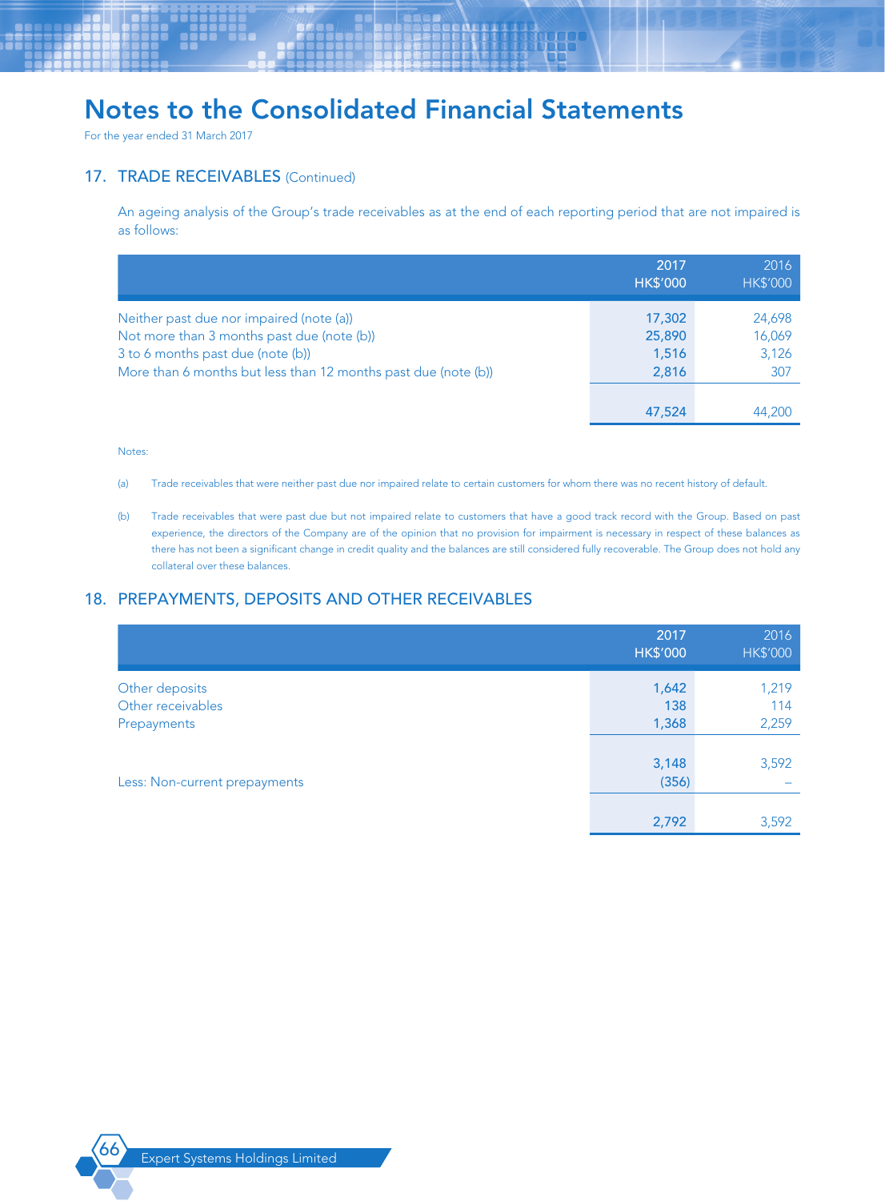# Notes to the Consolidated Financial Statements

For the year ended 31 March 2017

## 17. TRADE RECEIVABLES (Continued)

An ageing analysis of the Group's trade receivables as at the end of each reporting period that are not impaired is as follows:

| | 2017<br>HK$'000 | 2016<br>HK$'000 |
|---|---|---|
| Neither past due nor impaired (note (a)) | 17,302 | 24,698 |
| Not more than 3 months past due (note (b)) | 25,890 | 16,069 |
| 3 to 6 months past due (note (b)) | 1,516 | 3,126 |
| More than 6 months but less than 12 months past due (note (b)) | 2,816 | 307 |
| | 47,524 | 44,200 |

Notes:

(a) Trade receivables that were neither past due nor impaired relate to certain customers for whom there was no recent history of default.

(b) Trade receivables that were past due but not impaired relate to customers that have a good track record with the Group. Based on past experience, the directors of the Company are of the opinion that no provision for impairment is necessary in respect of these balances as there has not been a significant change in credit quality and the balances are still considered fully recoverable. The Group does not hold any collateral over these balances.

## 18. PREPAYMENTS, DEPOSITS AND OTHER RECEIVABLES

| | 2017<br>HK$'000 | 2016<br>HK$'000 |
|---|---|---|
| Other deposits | 1,642 | 1,219 |
| Other receivables | 138 | 114 |
| Prepayments | 1,368 | 2,259 |
| | 3,148 | 3,592 |
| Less: Non-current prepayments | (356) | – |
| | 2,792 | 3,592 |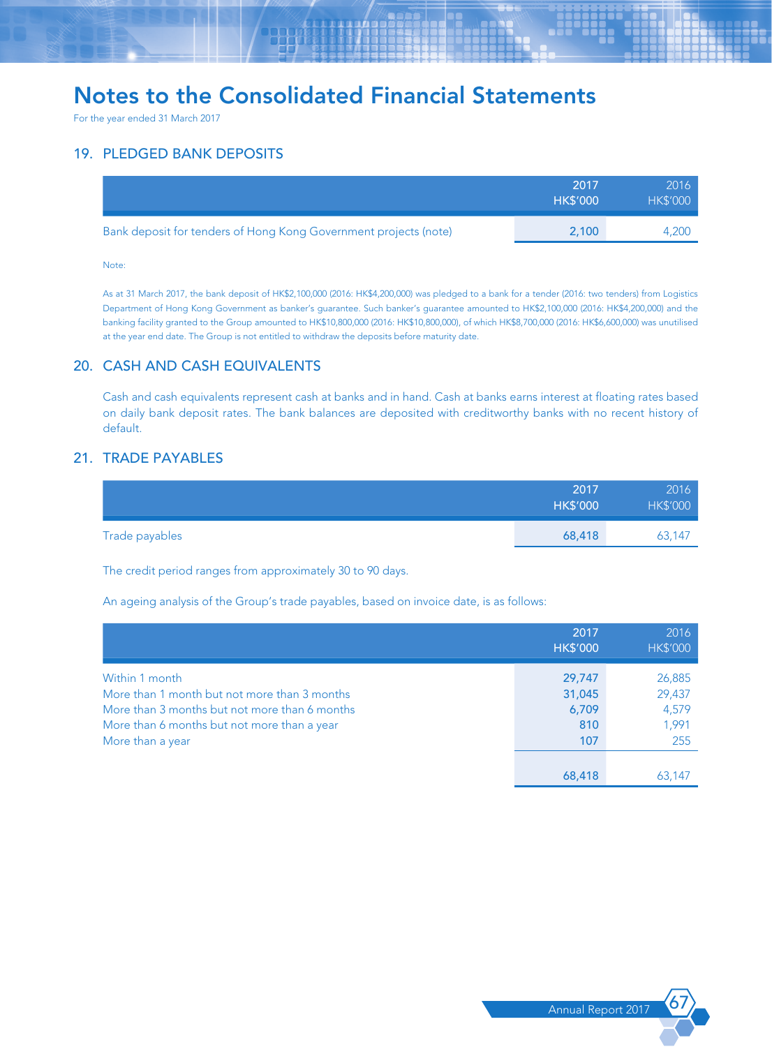# Notes to the Consolidated Financial Statements

For the year ended 31 March 2017

## 19. PLEDGED BANK DEPOSITS

| | 2017<br>HK$'000 | 2016<br>HK$'000 |
|---|---|---|
| Bank deposit for tenders of Hong Kong Government projects (note) | 2,100 | 4,200 |

Note:

As at 31 March 2017, the bank deposit of HK$2,100,000 (2016: HK$4,200,000) was pledged to a bank for a tender (2016: two tenders) from Logistics Department of Hong Kong Government as banker's guarantee. Such banker's guarantee amounted to HK$2,100,000 (2016: HK$4,200,000) and the banking facility granted to the Group amounted to HK$10,800,000 (2016: HK$10,800,000), of which HK$8,700,000 (2016: HK$6,600,000) was unutilised at the year end date. The Group is not entitled to withdraw the deposits before maturity date.

## 20. CASH AND CASH EQUIVALENTS

Cash and cash equivalents represent cash at banks and in hand. Cash at banks earns interest at floating rates based on daily bank deposit rates. The bank balances are deposited with creditworthy banks with no recent history of default.

## 21. TRADE PAYABLES

| | 2017<br>HK$'000 | 2016<br>HK$'000 |
|---|---|---|
| Trade payables | 68,418 | 63,147 |

The credit period ranges from approximately 30 to 90 days.

An ageing analysis of the Group's trade payables, based on invoice date, is as follows:

| | 2017<br>HK$'000 | 2016<br>HK$'000 |
|---|---|---|
| Within 1 month | 29,747 | 26,885 |
| More than 1 month but not more than 3 months | 31,045 | 29,437 |
| More than 3 months but not more than 6 months | 6,709 | 4,579 |
| More than 6 months but not more than a year | 810 | 1,991 |
| More than a year | 107 | 255 |
| | 68,418 | 63,147 |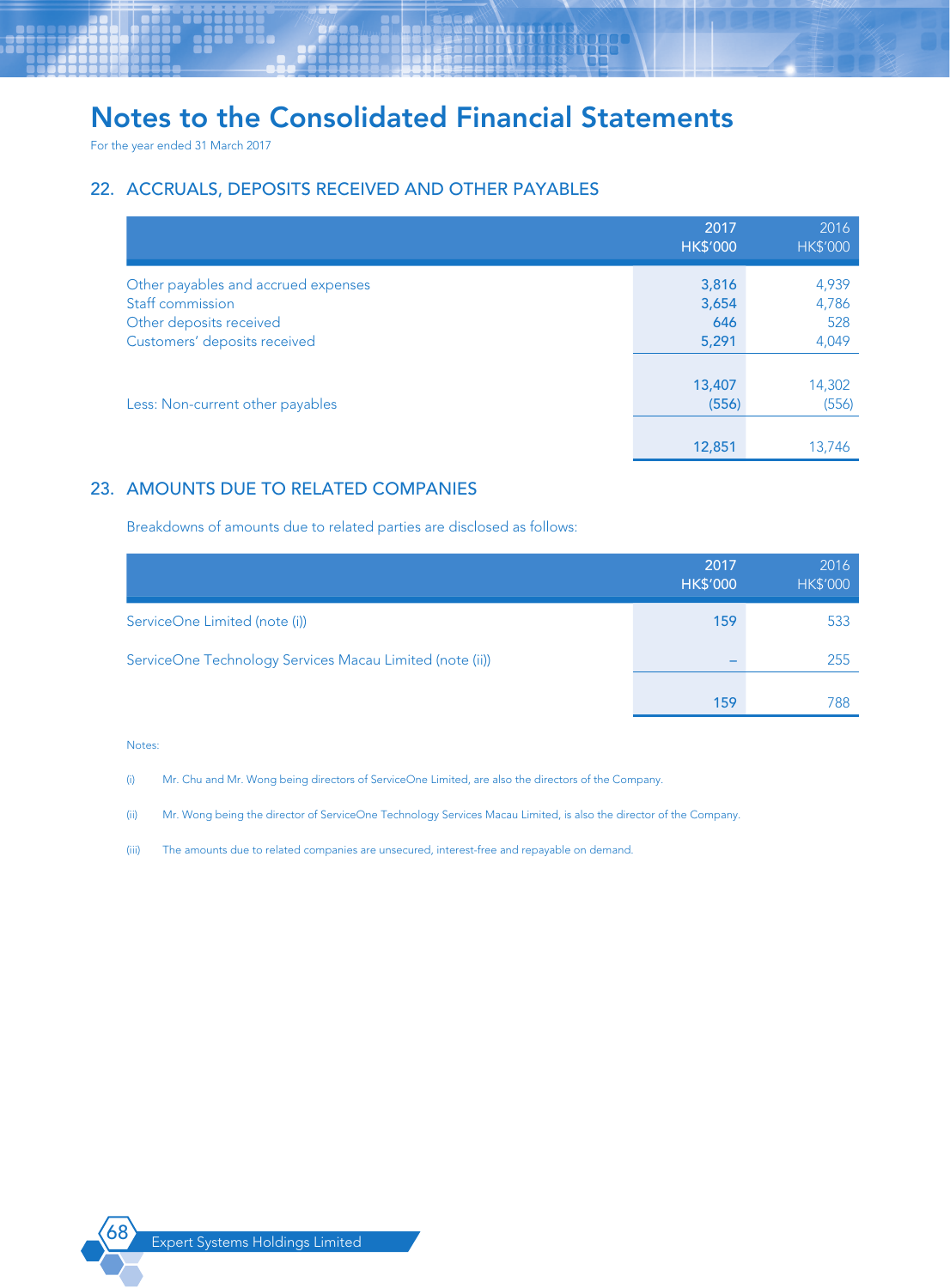# Notes to the Consolidated Financial Statements

For the year ended 31 March 2017

## 22. ACCRUALS, DEPOSITS RECEIVED AND OTHER PAYABLES

| | 2017<br>HK$'000 | 2016<br>HK$'000 |
|---|---|---|
| Other payables and accrued expenses | 3,816 | 4,939 |
| Staff commission | 3,654 | 4,786 |
| Other deposits received | 646 | 528 |
| Customers' deposits received | 5,291 | 4,049 |
| | 13,407 | 14,302 |
| Less: Non-current other payables | (556) | (556) |
| | 12,851 | 13,746 |

## 23. AMOUNTS DUE TO RELATED COMPANIES

Breakdowns of amounts due to related parties are disclosed as follows:

| | 2017<br>HK$'000 | 2016<br>HK$'000 |
|---|---|---|
| ServiceOne Limited (note (i)) | 159 | 533 |
| ServiceOne Technology Services Macau Limited (note (ii)) | – | 255 |
| | 159 | 788 |

Notes:

(i) Mr. Chu and Mr. Wong being directors of ServiceOne Limited, are also the directors of the Company.

(ii) Mr. Wong being the director of ServiceOne Technology Services Macau Limited, is also the director of the Company.

(iii) The amounts due to related companies are unsecured, interest-free and repayable on demand.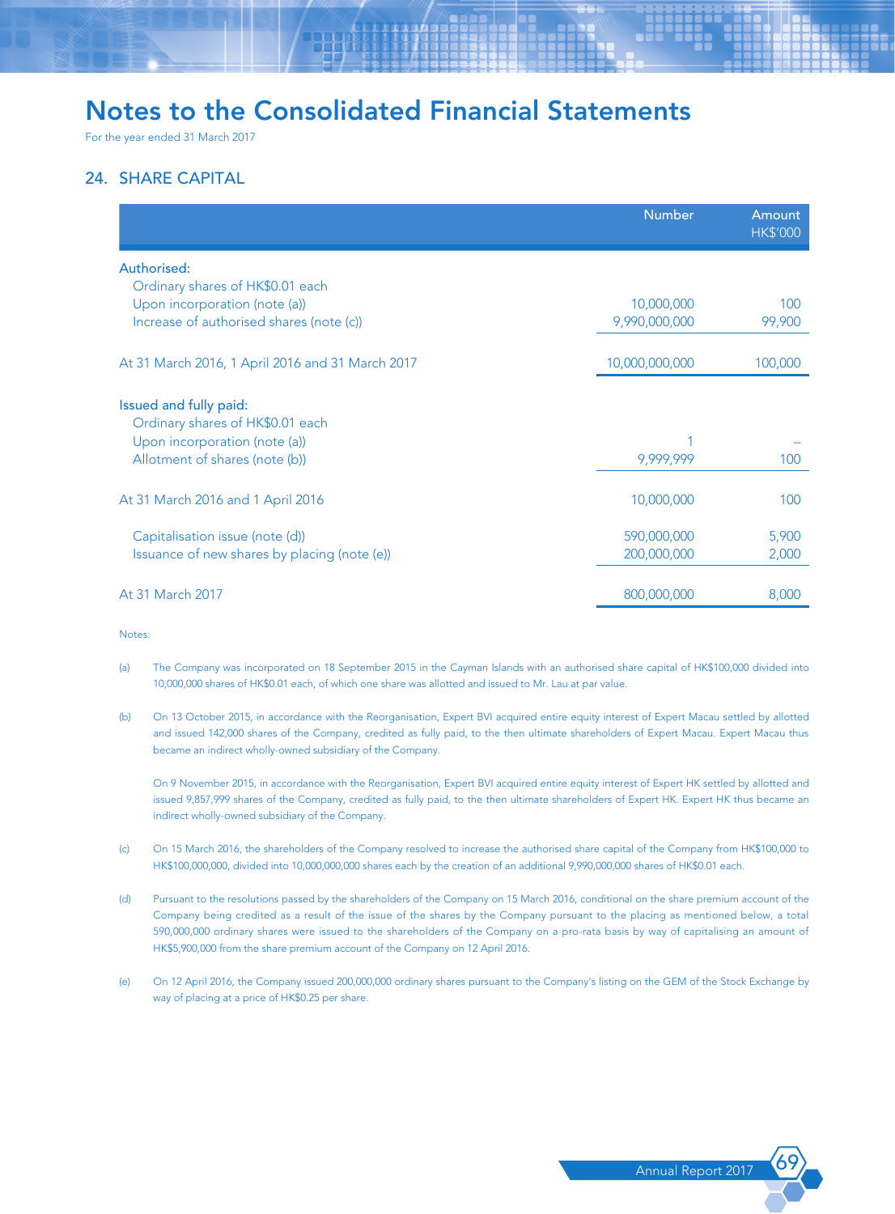# Notes to the Consolidated Financial Statements

For the year ended 31 March 2017

## 24. SHARE CAPITAL

| | Number | Amount HK$'000 |
|---|---|---|
| **Authorised:** | | |
| Ordinary shares of HK$0.01 each | | |
| Upon incorporation (note (a)) | 10,000,000 | 100 |
| Increase of authorised shares (note (c)) | 9,990,000,000 | 99,900 |
| At 31 March 2016, 1 April 2016 and 31 March 2017 | 10,000,000,000 | 100,000 |
| **Issued and fully paid:** | | |
| Ordinary shares of HK$0.01 each | | |
| Upon incorporation (note (a)) | 1 | – |
| Allotment of shares (note (b)) | 9,999,999 | 100 |
| At 31 March 2016 and 1 April 2016 | 10,000,000 | 100 |
| Capitalisation issue (note (d)) | 590,000,000 | 5,900 |
| Issuance of new shares by placing (note (e)) | 200,000,000 | 2,000 |
| At 31 March 2017 | 800,000,000 | 8,000 |

Notes:

(a) The Company was incorporated on 18 September 2015 in the Cayman Islands with an authorised share capital of HK$100,000 divided into 10,000,000 shares of HK$0.01 each, of which one share was allotted and issued to Mr. Lau at par value.

(b) On 13 October 2015, in accordance with the Reorganisation, Expert BVI acquired entire equity interest of Expert Macau settled by allotted and issued 142,000 shares of the Company, credited as fully paid, to the then ultimate shareholders of Expert Macau. Expert Macau thus became an indirect wholly-owned subsidiary of the Company.

On 9 November 2015, in accordance with the Reorganisation, Expert BVI acquired entire equity interest of Expert HK settled by allotted and issued 9,857,999 shares of the Company, credited as fully paid, to the then ultimate shareholders of Expert HK. Expert HK thus became an indirect wholly-owned subsidiary of the Company.

(c) On 15 March 2016, the shareholders of the Company resolved to increase the authorised share capital of the Company from HK$100,000 to HK$100,000,000, divided into 10,000,000,000 shares each by the creation of an additional 9,990,000,000 shares of HK$0.01 each.

(d) Pursuant to the resolutions passed by the shareholders of the Company on 15 March 2016, conditional on the share premium account of the Company being credited as a result of the issue of the shares by the Company pursuant to the placing as mentioned below, a total 590,000,000 ordinary shares were issued to the shareholders of the Company on a pro-rata basis by way of capitalising an amount of HK$5,900,000 from the share premium account of the Company on 12 April 2016.

(e) On 12 April 2016, the Company issued 200,000,000 ordinary shares pursuant to the Company's listing on the GEM of the Stock Exchange by way of placing at a price of HK$0.25 per share.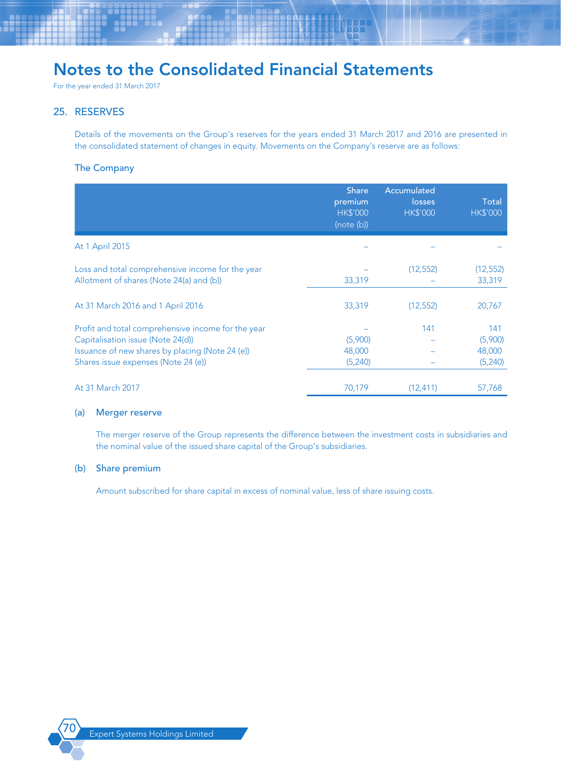# Notes to the Consolidated Financial Statements

For the year ended 31 March 2017

## 25. RESERVES

Details of the movements on the Group's reserves for the years ended 31 March 2017 and 2016 are presented in the consolidated statement of changes in equity. Movements on the Company's reserve are as follows:

### The Company

| | Share premium HK$'000 (note (b)) | Accumulated losses HK$'000 | Total HK$'000 |
|---|---|---|---|
| At 1 April 2015 | – | – | – |
| Loss and total comprehensive income for the year | – | (12,552) | (12,552) |
| Allotment of shares (Note 24(a) and (b)) | 33,319 | – | 33,319 |
| At 31 March 2016 and 1 April 2016 | 33,319 | (12,552) | 20,767 |
| Profit and total comprehensive income for the year | – | 141 | 141 |
| Capitalisation issue (Note 24(d)) | (5,900) | – | (5,900) |
| Issuance of new shares by placing (Note 24 (e)) | 48,000 | – | 48,000 |
| Shares issue expenses (Note 24 (e)) | (5,240) | – | (5,240) |
| At 31 March 2017 | 70,179 | (12,411) | 57,768 |

(a) **Merger reserve**

The merger reserve of the Group represents the difference between the investment costs in subsidiaries and the nominal value of the issued share capital of the Group's subsidiaries.

(b) **Share premium**

Amount subscribed for share capital in excess of nominal value, less of share issuing costs.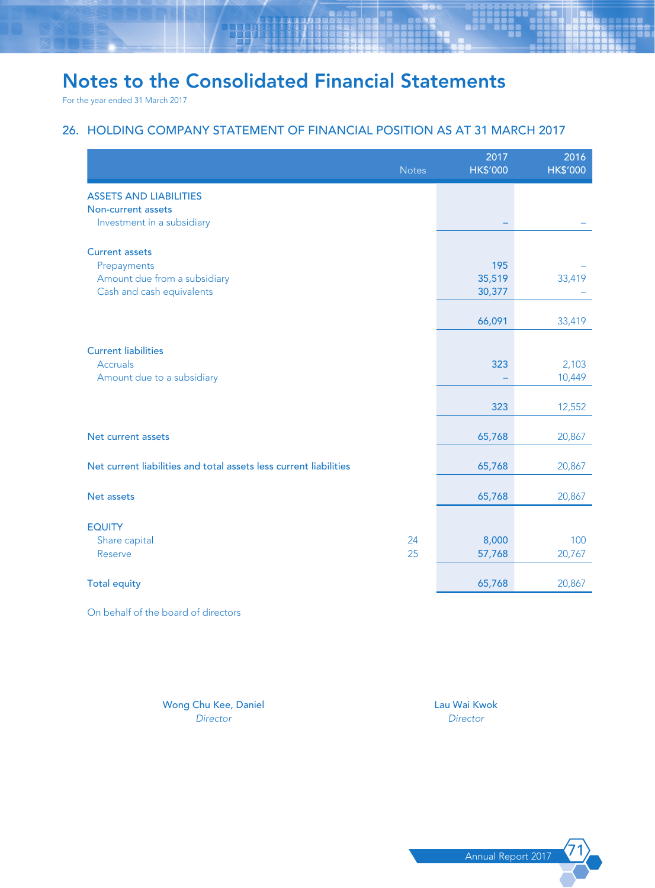# Notes to the Consolidated Financial Statements

For the year ended 31 March 2017

## 26. HOLDING COMPANY STATEMENT OF FINANCIAL POSITION AS AT 31 MARCH 2017

| | Notes | 2017 HK$'000 | 2016 HK$'000 |
|---|---|---|---|
| **ASSETS AND LIABILITIES** | | | |
| **Non-current assets** | | | |
| Investment in a subsidiary | | – | – |
| **Current assets** | | | |
| Prepayments | | 195 | – |
| Amount due from a subsidiary | | 35,519 | 33,419 |
| Cash and cash equivalents | | 30,377 | – |
| | | 66,091 | 33,419 |
| **Current liabilities** | | | |
| Accruals | | 323 | 2,103 |
| Amount due to a subsidiary | | – | 10,449 |
| | | 323 | 12,552 |
| **Net current assets** | | 65,768 | 20,867 |
| **Net current liabilities and total assets less current liabilities** | | 65,768 | 20,867 |
| **Net assets** | | 65,768 | 20,867 |
| **EQUITY** | | | |
| Share capital | 24 | 8,000 | 100 |
| Reserve | 25 | 57,768 | 20,767 |
| **Total equity** | | 65,768 | 20,867 |

On behalf of the board of directors

Wong Chu Kee, Daniel
*Director*

Lau Wai Kwok
*Director*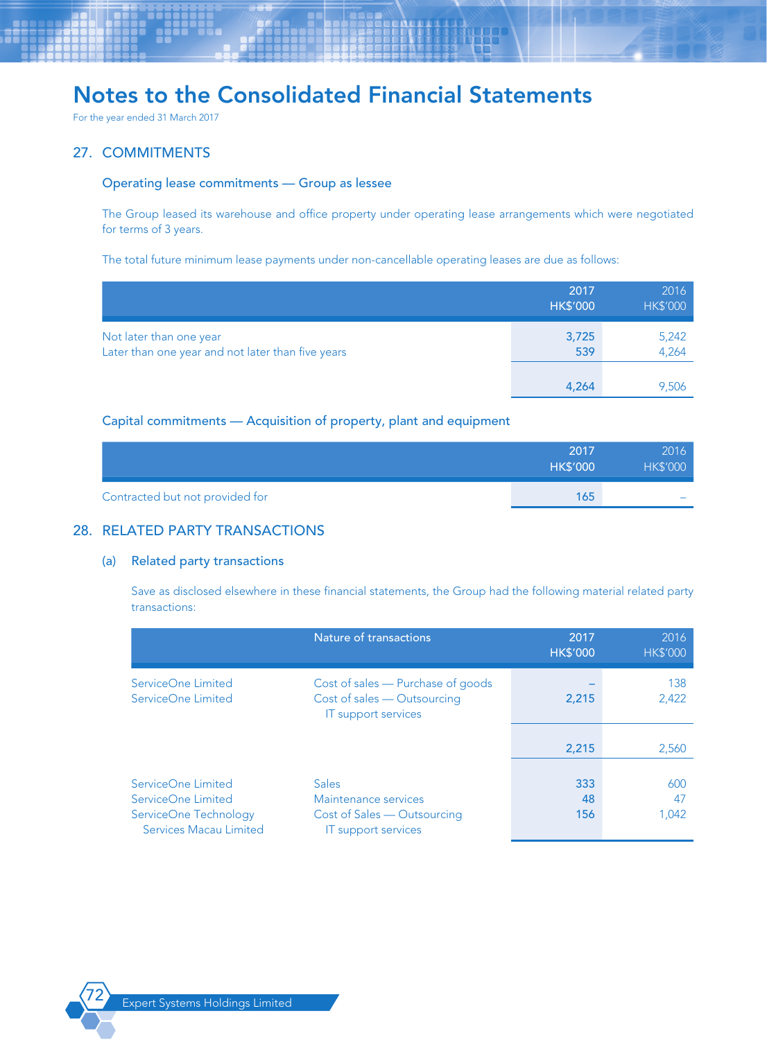# Notes to the Consolidated Financial Statements

For the year ended 31 March 2017

## 27. COMMITMENTS

### Operating lease commitments — Group as lessee

The Group leased its warehouse and office property under operating lease arrangements which were negotiated for terms of 3 years.

The total future minimum lease payments under non-cancellable operating leases are due as follows:

| | 2017 HK$'000 | 2016 HK$'000 |
|---|---|---|
| Not later than one year | 3,725 | 5,242 |
| Later than one year and not later than five years | 539 | 4,264 |
| | 4,264 | 9,506 |

### Capital commitments — Acquisition of property, plant and equipment

| | 2017 HK$'000 | 2016 HK$'000 |
|---|---|---|
| Contracted but not provided for | 165 | – |

## 28. RELATED PARTY TRANSACTIONS

### (a) Related party transactions

Save as disclosed elsewhere in these financial statements, the Group had the following material related party transactions:

| | Nature of transactions | 2017 HK$'000 | 2016 HK$'000 |
|---|---|---|---|
| ServiceOne Limited | Cost of sales — Purchase of goods | – | 138 |
| ServiceOne Limited | Cost of sales — Outsourcing IT support services | 2,215 | 2,422 |
| | | 2,215 | 2,560 |
| ServiceOne Limited | Sales | 333 | 600 |
| ServiceOne Limited | Maintenance services | 48 | 47 |
| ServiceOne Technology Services Macau Limited | Cost of Sales — Outsourcing IT support services | 156 | 1,042 |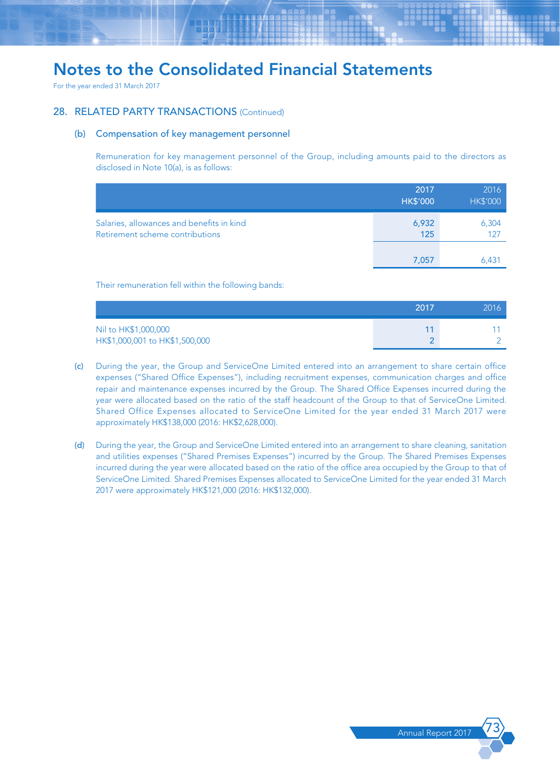# Notes to the Consolidated Financial Statements

For the year ended 31 March 2017

## 28. RELATED PARTY TRANSACTIONS (Continued)

### (b) Compensation of key management personnel

Remuneration for key management personnel of the Group, including amounts paid to the directors as disclosed in Note 10(a), is as follows:

| | 2017<br>HK$'000 | 2016<br>HK$'000 |
|---|---|---|
| Salaries, allowances and benefits in kind | 6,932 | 6,304 |
| Retirement scheme contributions | 125 | 127 |
| | 7,057 | 6,431 |

Their remuneration fell within the following bands:

| | 2017 | 2016 |
|---|---|---|
| Nil to HK$1,000,000 | 11 | 11 |
| HK$1,000,001 to HK$1,500,000 | 2 | 2 |

(c) During the year, the Group and ServiceOne Limited entered into an arrangement to share certain office expenses ("Shared Office Expenses"), including recruitment expenses, communication charges and office repair and maintenance expenses incurred by the Group. The Shared Office Expenses incurred during the year were allocated based on the ratio of the staff headcount of the Group to that of ServiceOne Limited. Shared Office Expenses allocated to ServiceOne Limited for the year ended 31 March 2017 were approximately HK$138,000 (2016: HK$2,628,000).

(d) During the year, the Group and ServiceOne Limited entered into an arrangement to share cleaning, sanitation and utilities expenses ("Shared Premises Expenses") incurred by the Group. The Shared Premises Expenses incurred during the year were allocated based on the ratio of the office area occupied by the Group to that of ServiceOne Limited. Shared Premises Expenses allocated to ServiceOne Limited for the year ended 31 March 2017 were approximately HK$121,000 (2016: HK$132,000).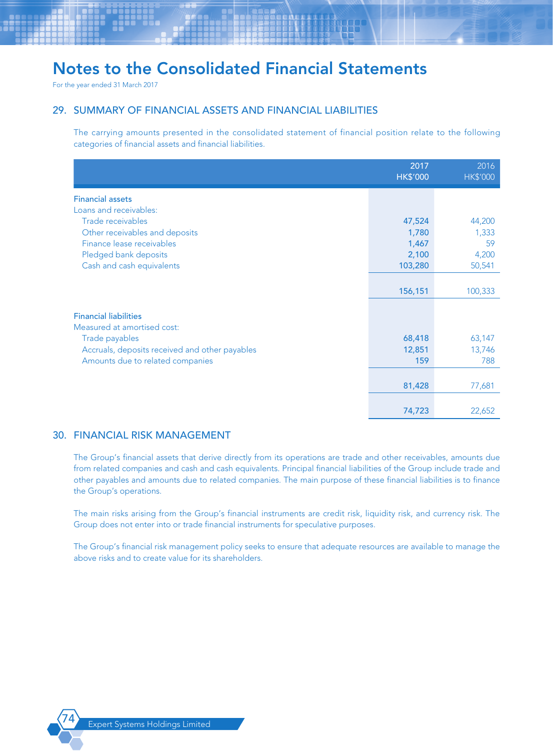# Notes to the Consolidated Financial Statements

For the year ended 31 March 2017

## 29. SUMMARY OF FINANCIAL ASSETS AND FINANCIAL LIABILITIES

The carrying amounts presented in the consolidated statement of financial position relate to the following categories of financial assets and financial liabilities.

| | 2017 HK$'000 | 2016 HK$'000 |
|---|---|---|
| **Financial assets** | | |
| Loans and receivables: | | |
| Trade receivables | 47,524 | 44,200 |
| Other receivables and deposits | 1,780 | 1,333 |
| Finance lease receivables | 1,467 | 59 |
| Pledged bank deposits | 2,100 | 4,200 |
| Cash and cash equivalents | 103,280 | 50,541 |
| | 156,151 | 100,333 |
| **Financial liabilities** | | |
| Measured at amortised cost: | | |
| Trade payables | 68,418 | 63,147 |
| Accruals, deposits received and other payables | 12,851 | 13,746 |
| Amounts due to related companies | 159 | 788 |
| | 81,428 | 77,681 |
| | 74,723 | 22,652 |

## 30. FINANCIAL RISK MANAGEMENT

The Group's financial assets that derive directly from its operations are trade and other receivables, amounts due from related companies and cash and cash equivalents. Principal financial liabilities of the Group include trade and other payables and amounts due to related companies. The main purpose of these financial liabilities is to finance the Group's operations.

The main risks arising from the Group's financial instruments are credit risk, liquidity risk, and currency risk. The Group does not enter into or trade financial instruments for speculative purposes.

The Group's financial risk management policy seeks to ensure that adequate resources are available to manage the above risks and to create value for its shareholders.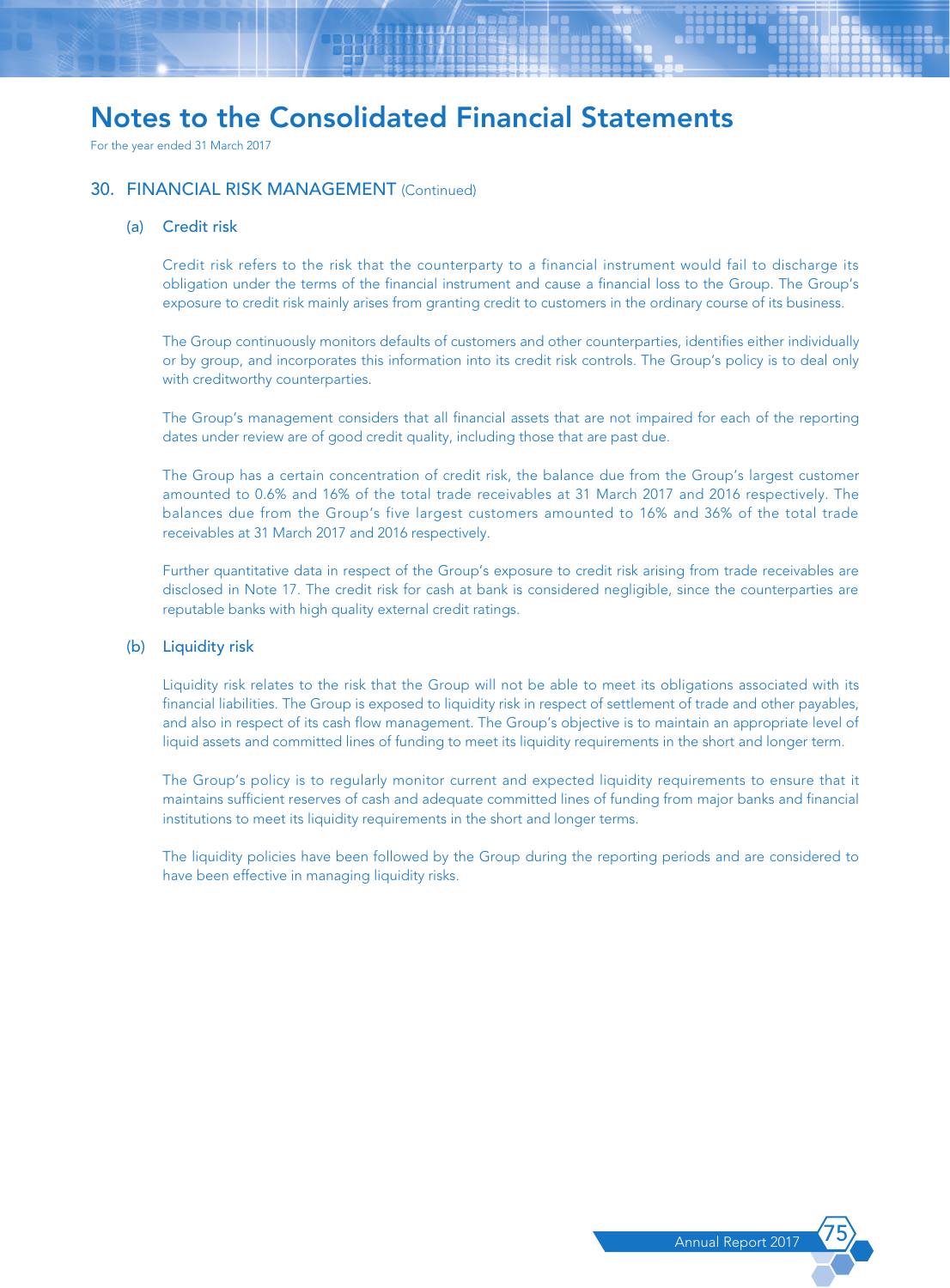# Notes to the Consolidated Financial Statements

For the year ended 31 March 2017

## 30. FINANCIAL RISK MANAGEMENT (Continued)

### (a) Credit risk

Credit risk refers to the risk that the counterparty to a financial instrument would fail to discharge its obligation under the terms of the financial instrument and cause a financial loss to the Group. The Group's exposure to credit risk mainly arises from granting credit to customers in the ordinary course of its business.

The Group continuously monitors defaults of customers and other counterparties, identifies either individually or by group, and incorporates this information into its credit risk controls. The Group's policy is to deal only with creditworthy counterparties.

The Group's management considers that all financial assets that are not impaired for each of the reporting dates under review are of good credit quality, including those that are past due.

The Group has a certain concentration of credit risk, the balance due from the Group's largest customer amounted to 0.6% and 16% of the total trade receivables at 31 March 2017 and 2016 respectively. The balances due from the Group's five largest customers amounted to 16% and 36% of the total trade receivables at 31 March 2017 and 2016 respectively.

Further quantitative data in respect of the Group's exposure to credit risk arising from trade receivables are disclosed in Note 17. The credit risk for cash at bank is considered negligible, since the counterparties are reputable banks with high quality external credit ratings.

### (b) Liquidity risk

Liquidity risk relates to the risk that the Group will not be able to meet its obligations associated with its financial liabilities. The Group is exposed to liquidity risk in respect of settlement of trade and other payables, and also in respect of its cash flow management. The Group's objective is to maintain an appropriate level of liquid assets and committed lines of funding to meet its liquidity requirements in the short and longer term.

The Group's policy is to regularly monitor current and expected liquidity requirements to ensure that it maintains sufficient reserves of cash and adequate committed lines of funding from major banks and financial institutions to meet its liquidity requirements in the short and longer terms.

The liquidity policies have been followed by the Group during the reporting periods and are considered to have been effective in managing liquidity risks.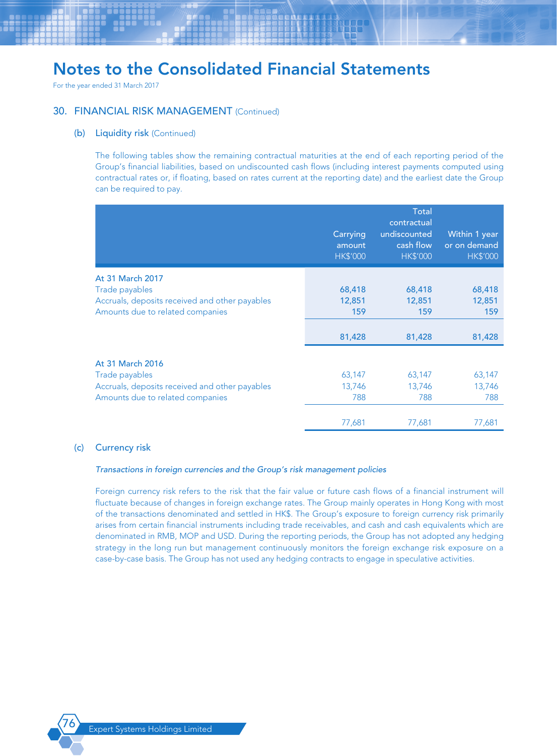# Notes to the Consolidated Financial Statements

For the year ended 31 March 2017

## 30. FINANCIAL RISK MANAGEMENT (Continued)

### (b) Liquidity risk (Continued)

The following tables show the remaining contractual maturities at the end of each reporting period of the Group's financial liabilities, based on undiscounted cash flows (including interest payments computed using contractual rates or, if floating, based on rates current at the reporting date) and the earliest date the Group can be required to pay.

| | Carrying amount HK$'000 | Total contractual undiscounted cash flow HK$'000 | Within 1 year or on demand HK$'000 |
|---|---|---|---|
| **At 31 March 2017** | | | |
| Trade payables | 68,418 | 68,418 | 68,418 |
| Accruals, deposits received and other payables | 12,851 | 12,851 | 12,851 |
| Amounts due to related companies | 159 | 159 | 159 |
| | 81,428 | 81,428 | 81,428 |
| **At 31 March 2016** | | | |
| Trade payables | 63,147 | 63,147 | 63,147 |
| Accruals, deposits received and other payables | 13,746 | 13,746 | 13,746 |
| Amounts due to related companies | 788 | 788 | 788 |
| | 77,681 | 77,681 | 77,681 |

### (c) Currency risk

*Transactions in foreign currencies and the Group's risk management policies*

Foreign currency risk refers to the risk that the fair value or future cash flows of a financial instrument will fluctuate because of changes in foreign exchange rates. The Group mainly operates in Hong Kong with most of the transactions denominated and settled in HK$. The Group's exposure to foreign currency risk primarily arises from certain financial instruments including trade receivables, and cash and cash equivalents which are denominated in RMB, MOP and USD. During the reporting periods, the Group has not adopted any hedging strategy in the long run but management continuously monitors the foreign exchange risk exposure on a case-by-case basis. The Group has not used any hedging contracts to engage in speculative activities.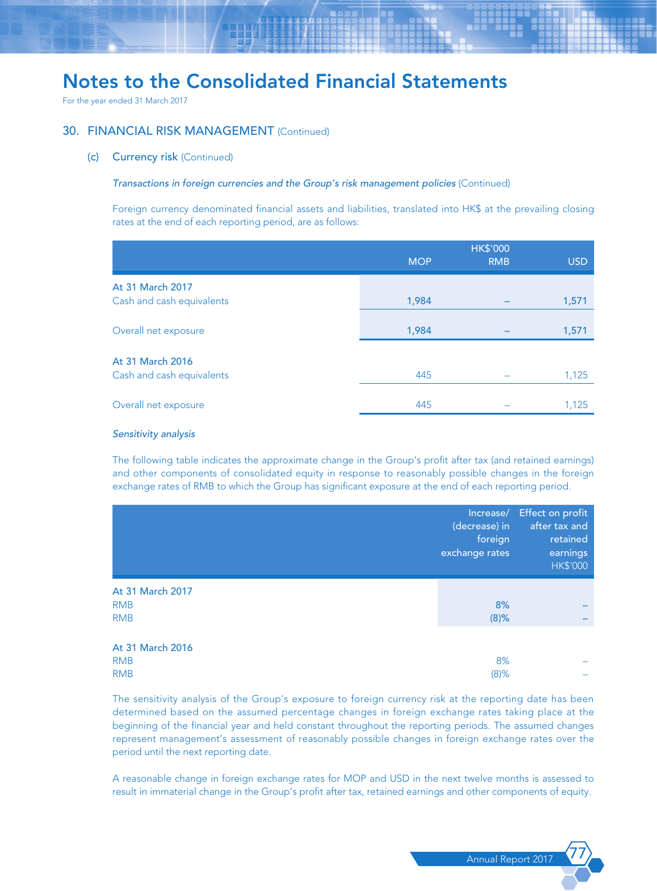# Notes to the Consolidated Financial Statements

For the year ended 31 March 2017

## 30. FINANCIAL RISK MANAGEMENT (Continued)

### (c) Currency risk (Continued)

*Transactions in foreign currencies and the Group's risk management policies* (Continued)

Foreign currency denominated financial assets and liabilities, translated into HK$ at the prevailing closing rates at the end of each reporting period, are as follows:

| | | HK$'000 | |
|---|---|---|---|
| | MOP | RMB | USD |
| **At 31 March 2017** | | | |
| Cash and cash equivalents | 1,984 | – | 1,571 |
| Overall net exposure | 1,984 | – | 1,571 |
| **At 31 March 2016** | | | |
| Cash and cash equivalents | 445 | – | 1,125 |
| Overall net exposure | 445 | – | 1,125 |

*Sensitivity analysis*

The following table indicates the approximate change in the Group's profit after tax (and retained earnings) and other components of consolidated equity in response to reasonably possible changes in the foreign exchange rates of RMB to which the Group has significant exposure at the end of each reporting period.

| | Increase/ (decrease) in foreign exchange rates | Effect on profit after tax and retained earnings HK$'000 |
|---|---|---|
| **At 31 March 2017** | | |
| RMB | 8% | – |
| RMB | (8)% | – |
| **At 31 March 2016** | | |
| RMB | 8% | – |
| RMB | (8)% | – |

The sensitivity analysis of the Group's exposure to foreign currency risk at the reporting date has been determined based on the assumed percentage changes in foreign exchange rates taking place at the beginning of the financial year and held constant throughout the reporting periods. The assumed changes represent management's assessment of reasonably possible changes in foreign exchange rates over the period until the next reporting date.

A reasonable change in foreign exchange rates for MOP and USD in the next twelve months is assessed to result in immaterial change in the Group's profit after tax, retained earnings and other components of equity.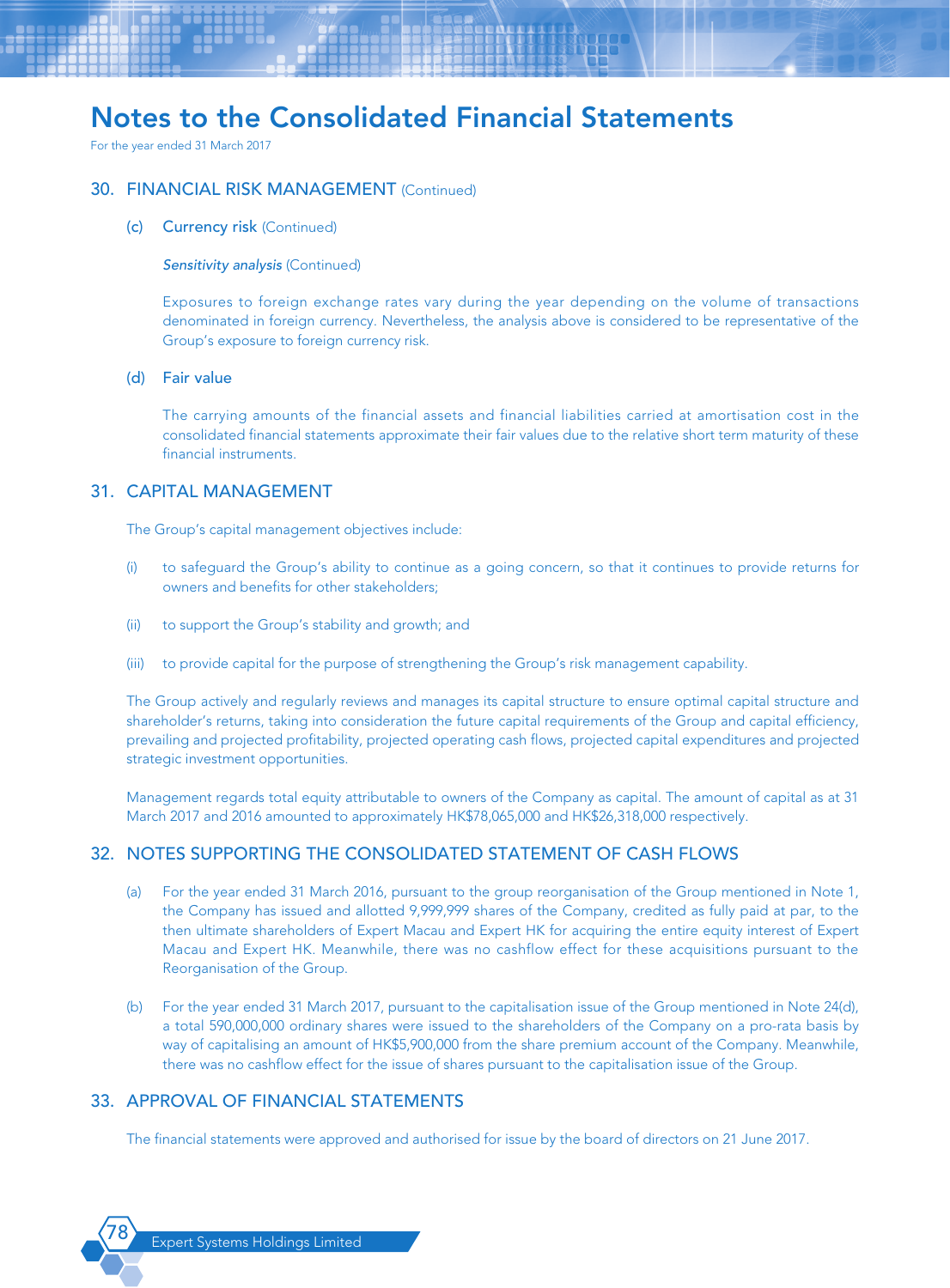# Notes to the Consolidated Financial Statements

For the year ended 31 March 2017

## 30. FINANCIAL RISK MANAGEMENT (Continued)

### (c) Currency risk (Continued)

*Sensitivity analysis* (Continued)

Exposures to foreign exchange rates vary during the year depending on the volume of transactions denominated in foreign currency. Nevertheless, the analysis above is considered to be representative of the Group's exposure to foreign currency risk.

### (d) Fair value

The carrying amounts of the financial assets and financial liabilities carried at amortisation cost in the consolidated financial statements approximate their fair values due to the relative short term maturity of these financial instruments.

## 31. CAPITAL MANAGEMENT

The Group's capital management objectives include:

(i) to safeguard the Group's ability to continue as a going concern, so that it continues to provide returns for owners and benefits for other stakeholders;

(ii) to support the Group's stability and growth; and

(iii) to provide capital for the purpose of strengthening the Group's risk management capability.

The Group actively and regularly reviews and manages its capital structure to ensure optimal capital structure and shareholder's returns, taking into consideration the future capital requirements of the Group and capital efficiency, prevailing and projected profitability, projected operating cash flows, projected capital expenditures and projected strategic investment opportunities.

Management regards total equity attributable to owners of the Company as capital. The amount of capital as at 31 March 2017 and 2016 amounted to approximately HK$78,065,000 and HK$26,318,000 respectively.

## 32. NOTES SUPPORTING THE CONSOLIDATED STATEMENT OF CASH FLOWS

(a) For the year ended 31 March 2016, pursuant to the group reorganisation of the Group mentioned in Note 1, the Company has issued and allotted 9,999,999 shares of the Company, credited as fully paid at par, to the then ultimate shareholders of Expert Macau and Expert HK for acquiring the entire equity interest of Expert Macau and Expert HK. Meanwhile, there was no cashflow effect for these acquisitions pursuant to the Reorganisation of the Group.

(b) For the year ended 31 March 2017, pursuant to the capitalisation issue of the Group mentioned in Note 24(d), a total 590,000,000 ordinary shares were issued to the shareholders of the Company on a pro-rata basis by way of capitalising an amount of HK$5,900,000 from the share premium account of the Company. Meanwhile, there was no cashflow effect for the issue of shares pursuant to the capitalisation issue of the Group.

## 33. APPROVAL OF FINANCIAL STATEMENTS

The financial statements were approved and authorised for issue by the board of directors on 21 June 2017.